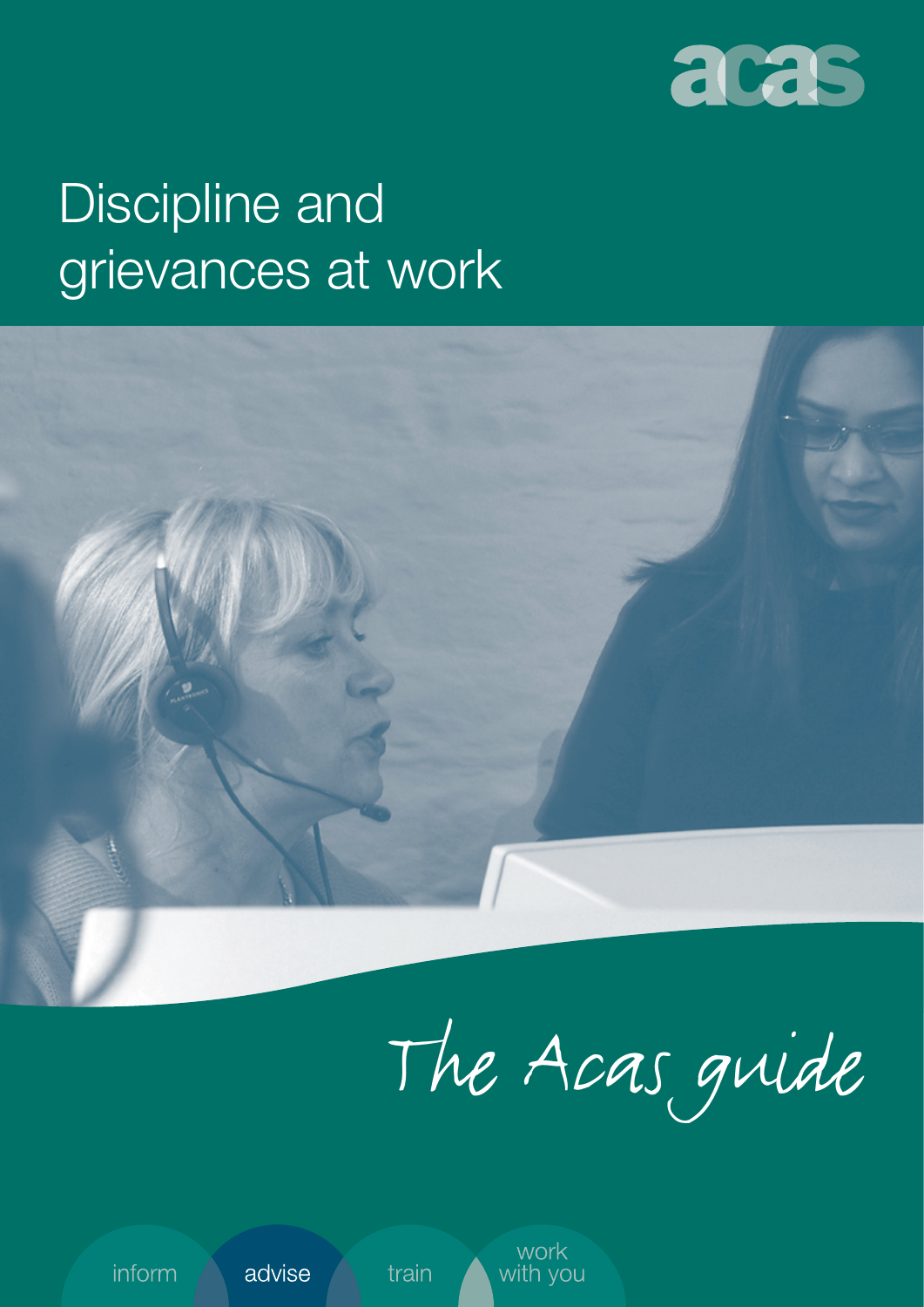acas

# Discipline and grievances at work

*The Acas guide*

inform advise train work with you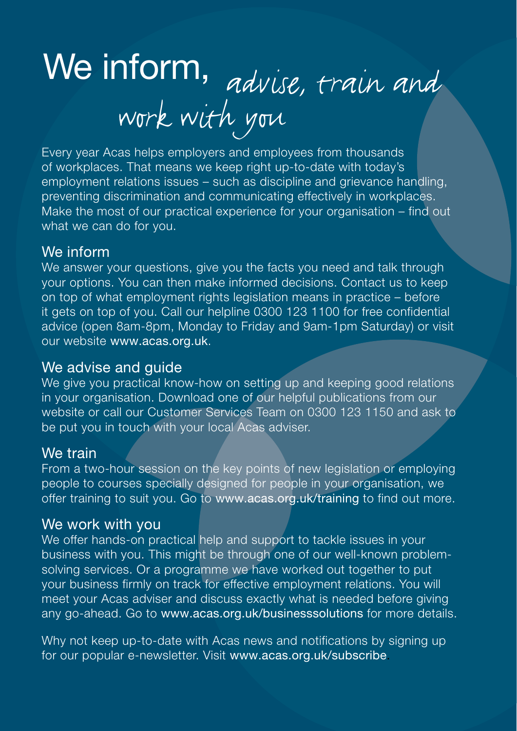# We inform, *advise, train and work with you*

Every year Acas helps employers and employees from thousands of workplaces. That means we keep right up-to-date with today's employment relations issues – such as discipline and grievance handling, preventing discrimination and communicating effectively in workplaces. Make the most of our practical experience for your organisation – find out what we can do for you.

## We inform

We answer your questions, give you the facts you need and talk through your options. You can then make informed decisions. Contact us to keep on top of what employment rights legislation means in practice – before it gets on top of you. Call our helpline 0300 123 1100 for free confidential advice (open 8am-8pm, Monday to Friday and 9am-1pm Saturday) or visit our website www.acas.org.uk.

## We advise and guide

We give you practical know-how on setting up and keeping good relations in your organisation. Download one of our helpful publications from our website or call our Customer Services Team on 0300 123 1150 and ask to be put you in touch with your local Acas adviser.

## We train

From a two-hour session on the key points of new legislation or employing people to courses specially designed for people in your organisation, we offer training to suit you. Go to www.acas.org.uk/training to find out more.

## We work with you

We offer hands-on practical help and support to tackle issues in your business with you. This might be through one of our well-known problem-solving services. Or a programme we have worked out together to put your business firmly on track for effective employment relations. You will meet your Acas adviser and discuss exactly what is needed before giving any go-ahead. Go to www.acas.org.uk/businesssolutions for more details.

Why not keep up-to-date with Acas news and notifications by signing up for our popular e-newsletter. Visit www.acas.org.uk/subscribe.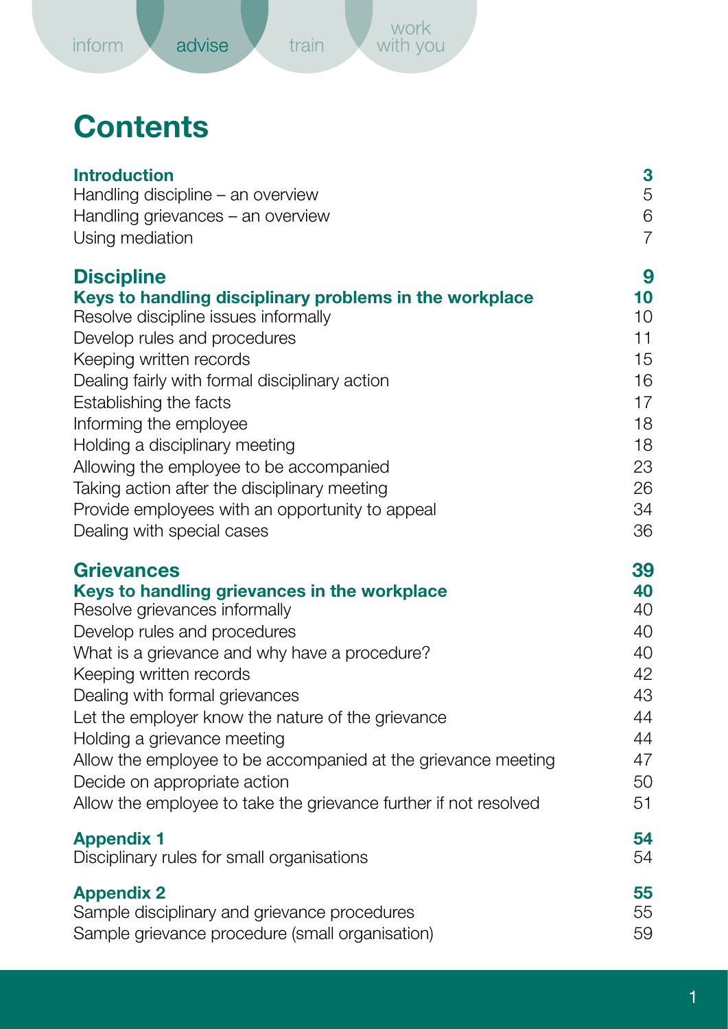inform advise train work with you

# Contents

| | |
|---|---|
| **Introduction** | **3** |
| Handling discipline – an overview | 5 |
| Handling grievances – an overview | 6 |
| Using mediation | 7 |
| **Discipline** | **9** |
| **Keys to handling disciplinary problems in the workplace** | **10** |
| Resolve discipline issues informally | 10 |
| Develop rules and procedures | 11 |
| Keeping written records | 15 |
| Dealing fairly with formal disciplinary action | 16 |
| Establishing the facts | 17 |
| Informing the employee | 18 |
| Holding a disciplinary meeting | 18 |
| Allowing the employee to be accompanied | 23 |
| Taking action after the disciplinary meeting | 26 |
| Provide employees with an opportunity to appeal | 34 |
| Dealing with special cases | 36 |
| **Grievances** | **39** |
| **Keys to handling grievances in the workplace** | **40** |
| Resolve grievances informally | 40 |
| Develop rules and procedures | 40 |
| What is a grievance and why have a procedure? | 40 |
| Keeping written records | 42 |
| Dealing with formal grievances | 43 |
| Let the employer know the nature of the grievance | 44 |
| Holding a grievance meeting | 44 |
| Allow the employee to be accompanied at the grievance meeting | 47 |
| Decide on appropriate action | 50 |
| Allow the employee to take the grievance further if not resolved | 51 |
| **Appendix 1** | **54** |
| Disciplinary rules for small organisations | 54 |
| **Appendix 2** | **55** |
| Sample disciplinary and grievance procedures | 55 |
| Sample grievance procedure (small organisation) | 59 |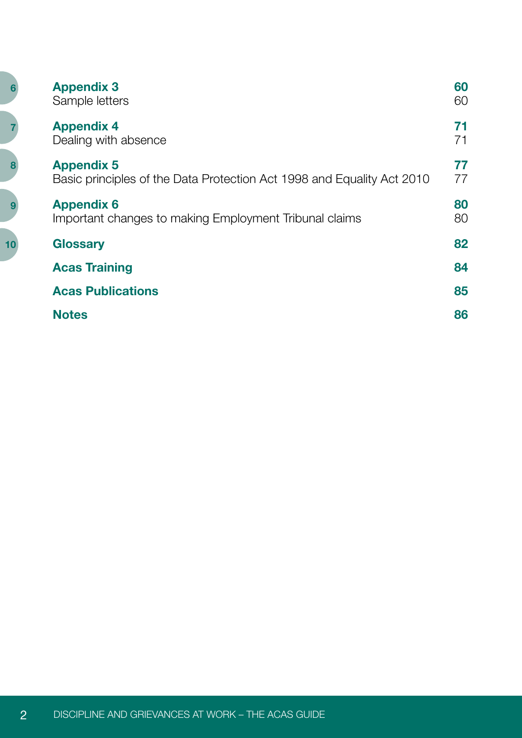| | | |
|---|---|---|
| 6 | **Appendix 3** | **60** |
| | Sample letters | 60 |
| 7 | **Appendix 4** | **71** |
| | Dealing with absence | 71 |
| 8 | **Appendix 5** | **77** |
| | Basic principles of the Data Protection Act 1998 and Equality Act 2010 | 77 |
| 9 | **Appendix 6** | **80** |
| | Important changes to making Employment Tribunal claims | 80 |
| 10 | **Glossary** | **82** |
| | **Acas Training** | **84** |
| | **Acas Publications** | **85** |
| | **Notes** | **86** |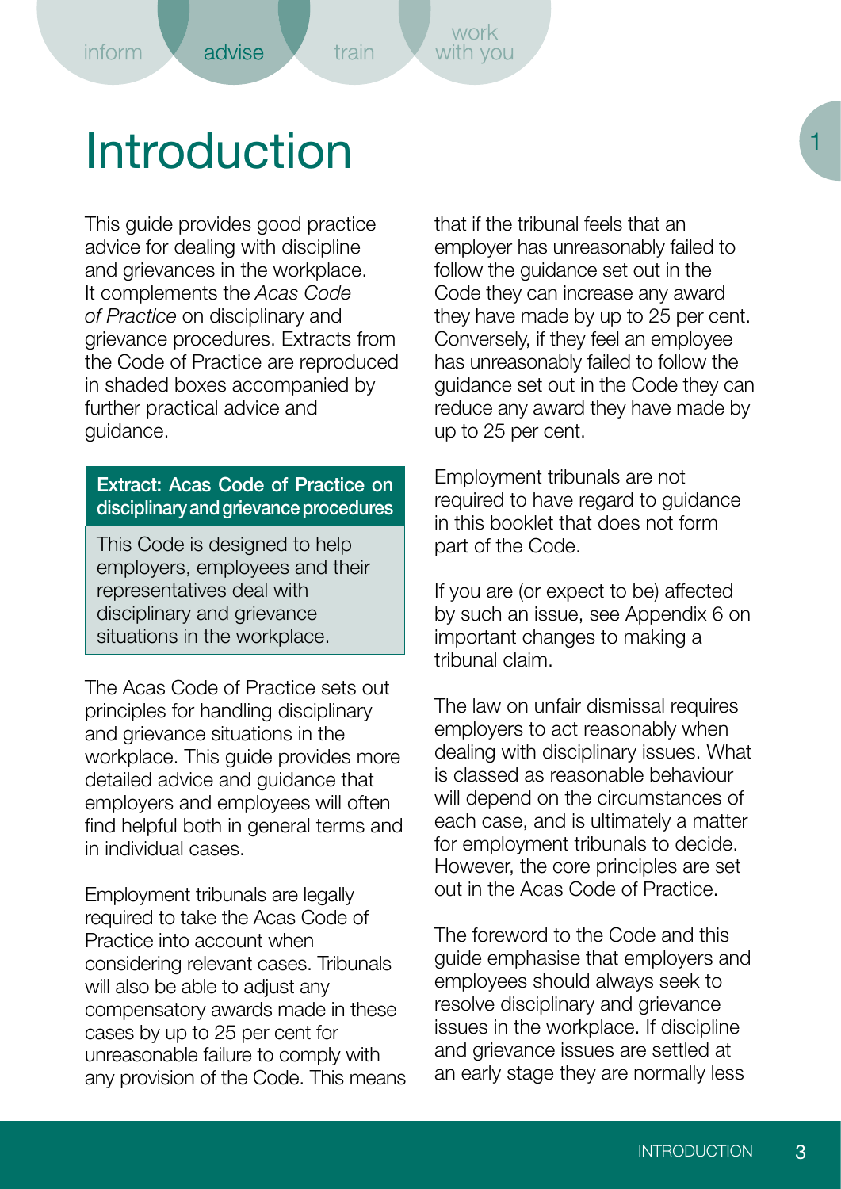# Introduction

This guide provides good practice advice for dealing with discipline and grievances in the workplace. It complements the *Acas Code of Practice* on disciplinary and grievance procedures. Extracts from the Code of Practice are reproduced in shaded boxes accompanied by further practical advice and guidance.

> **Extract: Acas Code of Practice on disciplinary and grievance procedures**
>
> This Code is designed to help employers, employees and their representatives deal with disciplinary and grievance situations in the workplace.

The Acas Code of Practice sets out principles for handling disciplinary and grievance situations in the workplace. This guide provides more detailed advice and guidance that employers and employees will often find helpful both in general terms and in individual cases.

Employment tribunals are legally required to take the Acas Code of Practice into account when considering relevant cases. Tribunals will also be able to adjust any compensatory awards made in these cases by up to 25 per cent for unreasonable failure to comply with any provision of the Code. This means that if the tribunal feels that an employer has unreasonably failed to follow the guidance set out in the Code they can increase any award they have made by up to 25 per cent. Conversely, if they feel an employee has unreasonably failed to follow the guidance set out in the Code they can reduce any award they have made by up to 25 per cent.

Employment tribunals are not required to have regard to guidance in this booklet that does not form part of the Code.

If you are (or expect to be) affected by such an issue, see Appendix 6 on important changes to making a tribunal claim.

The law on unfair dismissal requires employers to act reasonably when dealing with disciplinary issues. What is classed as reasonable behaviour will depend on the circumstances of each case, and is ultimately a matter for employment tribunals to decide. However, the core principles are set out in the Acas Code of Practice.

The foreword to the Code and this guide emphasise that employers and employees should always seek to resolve disciplinary and grievance issues in the workplace. If discipline and grievance issues are settled at an early stage they are normally less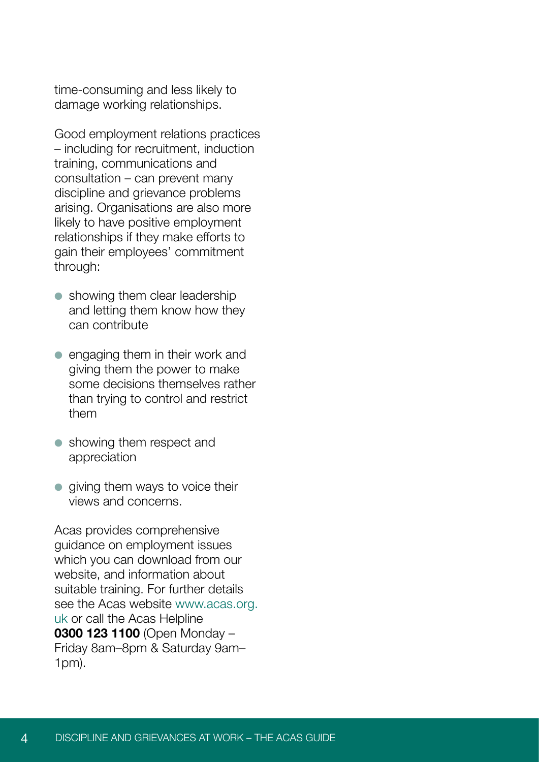time-consuming and less likely to damage working relationships.

Good employment relations practices – including for recruitment, induction training, communications and consultation – can prevent many discipline and grievance problems arising. Organisations are also more likely to have positive employment relationships if they make efforts to gain their employees' commitment through:

- showing them clear leadership and letting them know how they can contribute
- engaging them in their work and giving them the power to make some decisions themselves rather than trying to control and restrict them
- showing them respect and appreciation
- giving them ways to voice their views and concerns.

Acas provides comprehensive guidance on employment issues which you can download from our website, and information about suitable training. For further details see the Acas website www.acas.org.uk or call the Acas Helpline **0300 123 1100** (Open Monday – Friday 8am–8pm & Saturday 9am–1pm).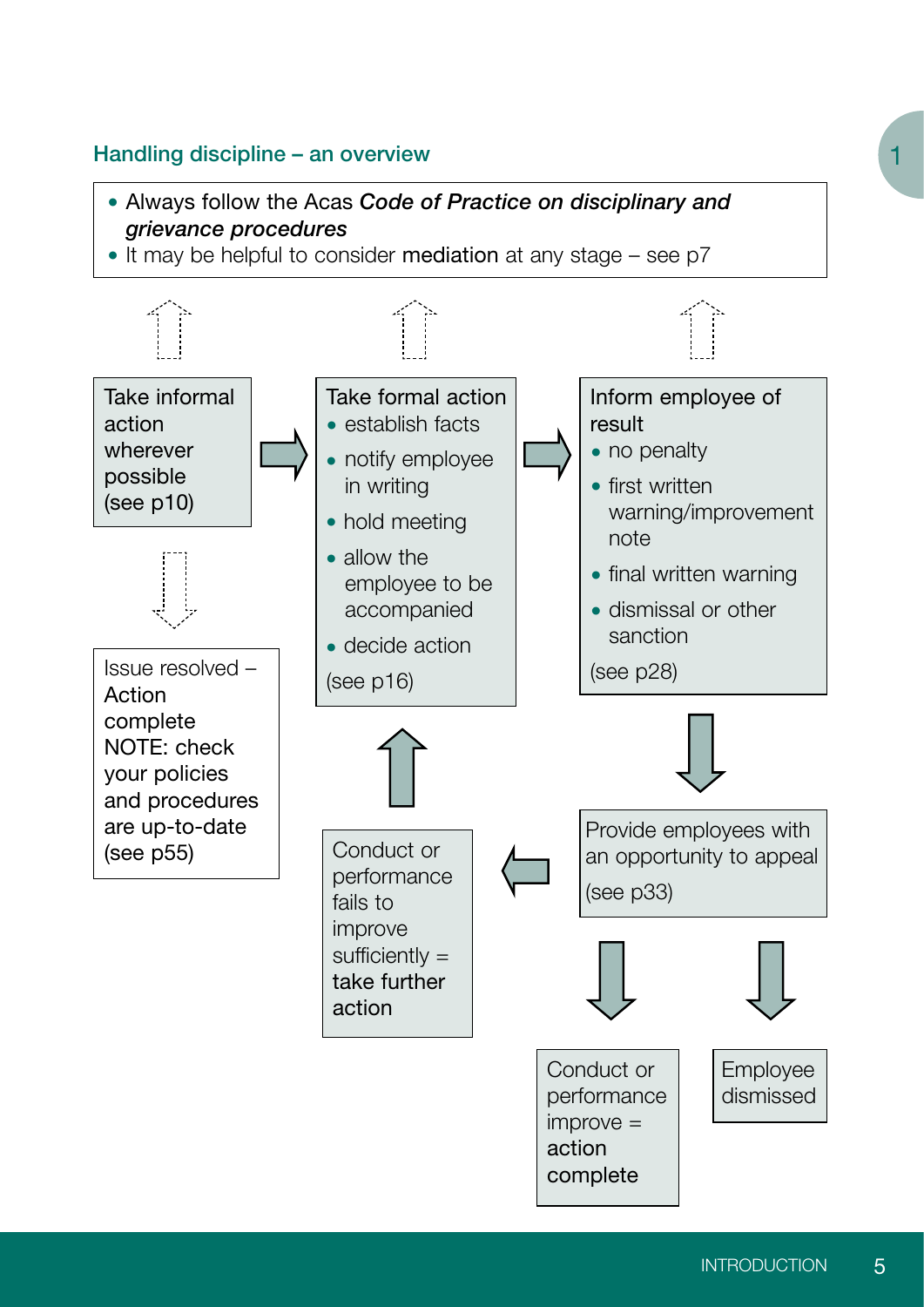## Handling discipline – an overview

- Always follow the Acas ***Code of Practice on disciplinary and grievance procedures***
- It may be helpful to consider **mediation** at any stage – see p7

Take informal action wherever possible (see p10)

Issue resolved – Action complete NOTE: check your policies and procedures are up-to-date (see p55)

Take formal action
- establish facts
- notify employee in writing
- hold meeting
- allow the employee to be accompanied
- decide action

(see p16)

Inform employee of result
- no penalty
- first written warning/improvement note
- final written warning
- dismissal or other sanction

(see p28)

Provide employees with an opportunity to appeal (see p33)

Conduct or performance fails to improve sufficiently = **take further action**

Conduct or performance improve = **action complete**

Employee dismissed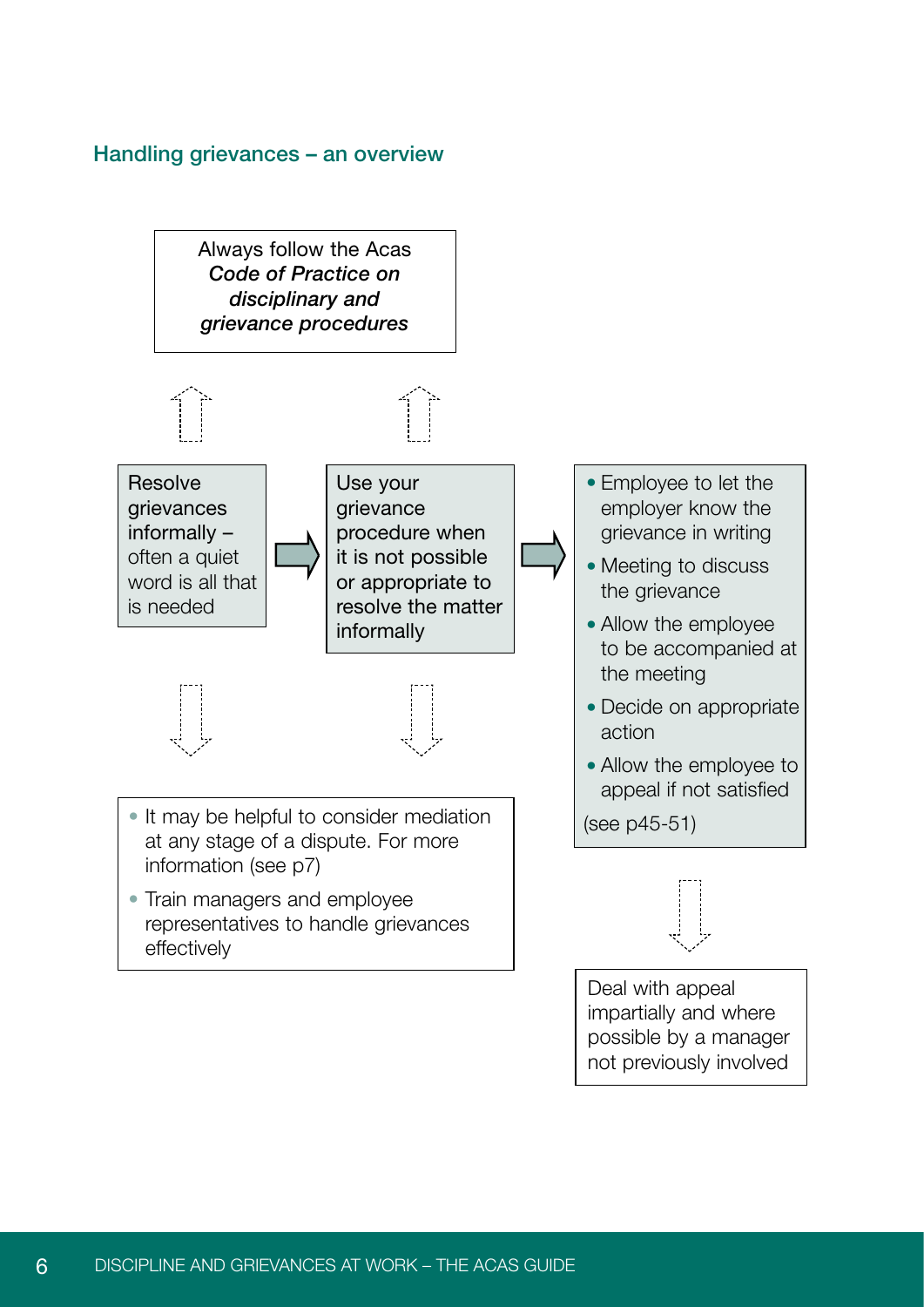## Handling grievances – an overview

Always follow the Acas ***Code of Practice on disciplinary and grievance procedures***

Resolve grievances informally – often a quiet word is all that is needed

Use your grievance procedure when it is not possible or appropriate to resolve the matter informally

- Employee to let the employer know the grievance in writing
- Meeting to discuss the grievance
- Allow the employee to be accompanied at the meeting
- Decide on appropriate action
- Allow the employee to appeal if not satisfied

(see p45-51)

- It may be helpful to consider mediation at any stage of a dispute. For more information (see p7)
- Train managers and employee representatives to handle grievances effectively

Deal with appeal impartially and where possible by a manager not previously involved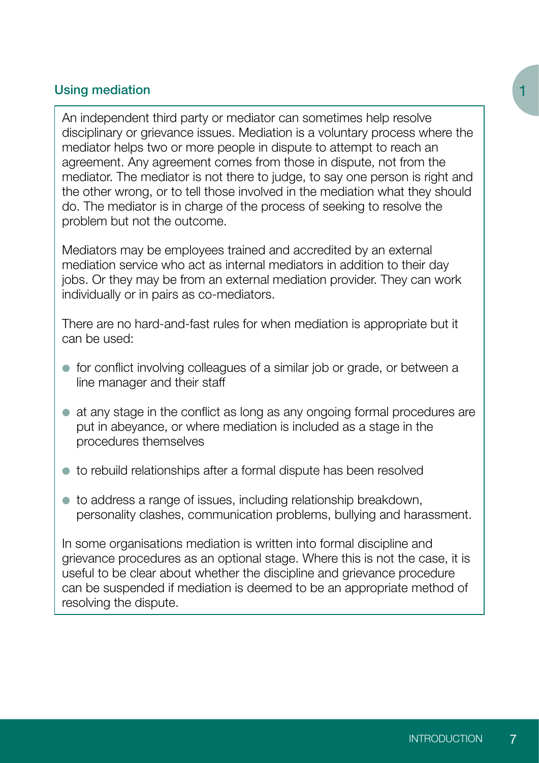## Using mediation

An independent third party or mediator can sometimes help resolve disciplinary or grievance issues. Mediation is a voluntary process where the mediator helps two or more people in dispute to attempt to reach an agreement. Any agreement comes from those in dispute, not from the mediator. The mediator is not there to judge, to say one person is right and the other wrong, or to tell those involved in the mediation what they should do. The mediator is in charge of the process of seeking to resolve the problem but not the outcome.

Mediators may be employees trained and accredited by an external mediation service who act as internal mediators in addition to their day jobs. Or they may be from an external mediation provider. They can work individually or in pairs as co-mediators.

There are no hard-and-fast rules for when mediation is appropriate but it can be used:

- for conflict involving colleagues of a similar job or grade, or between a line manager and their staff
- at any stage in the conflict as long as any ongoing formal procedures are put in abeyance, or where mediation is included as a stage in the procedures themselves
- to rebuild relationships after a formal dispute has been resolved
- to address a range of issues, including relationship breakdown, personality clashes, communication problems, bullying and harassment.

In some organisations mediation is written into formal discipline and grievance procedures as an optional stage. Where this is not the case, it is useful to be clear about whether the discipline and grievance procedure can be suspended if mediation is deemed to be an appropriate method of resolving the dispute.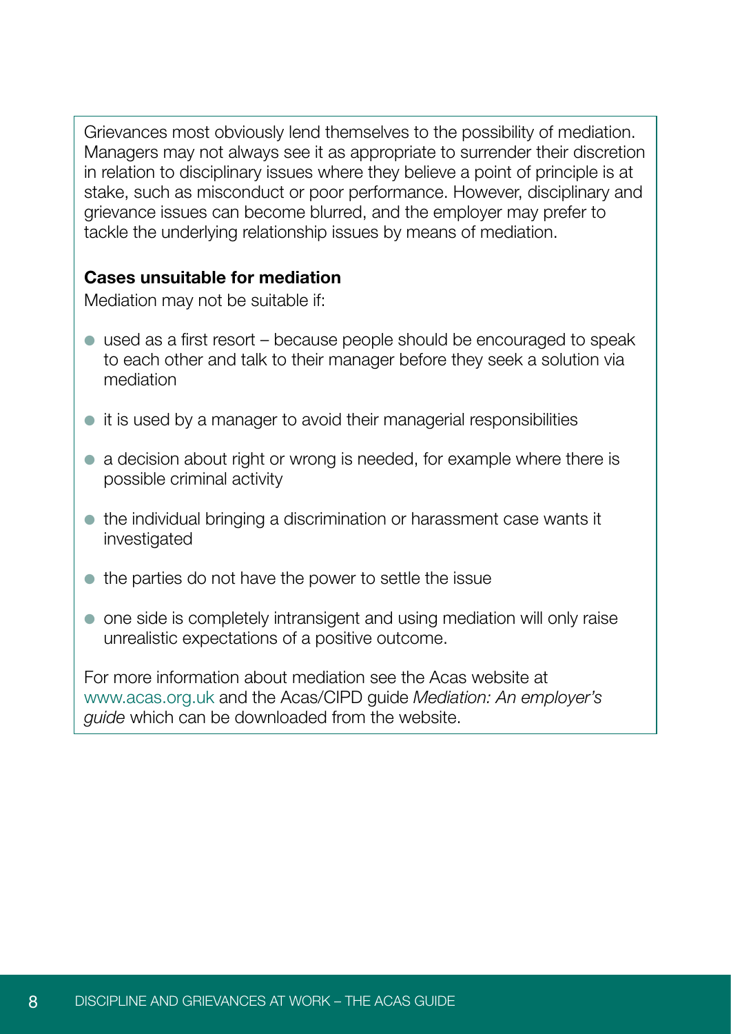Grievances most obviously lend themselves to the possibility of mediation. Managers may not always see it as appropriate to surrender their discretion in relation to disciplinary issues where they believe a point of principle is at stake, such as misconduct or poor performance. However, disciplinary and grievance issues can become blurred, and the employer may prefer to tackle the underlying relationship issues by means of mediation.

**Cases unsuitable for mediation**

Mediation may not be suitable if:

- used as a first resort – because people should be encouraged to speak to each other and talk to their manager before they seek a solution via mediation
- it is used by a manager to avoid their managerial responsibilities
- a decision about right or wrong is needed, for example where there is possible criminal activity
- the individual bringing a discrimination or harassment case wants it investigated
- the parties do not have the power to settle the issue
- one side is completely intransigent and using mediation will only raise unrealistic expectations of a positive outcome.

For more information about mediation see the Acas website at www.acas.org.uk and the Acas/CIPD guide *Mediation: An employer's guide* which can be downloaded from the website.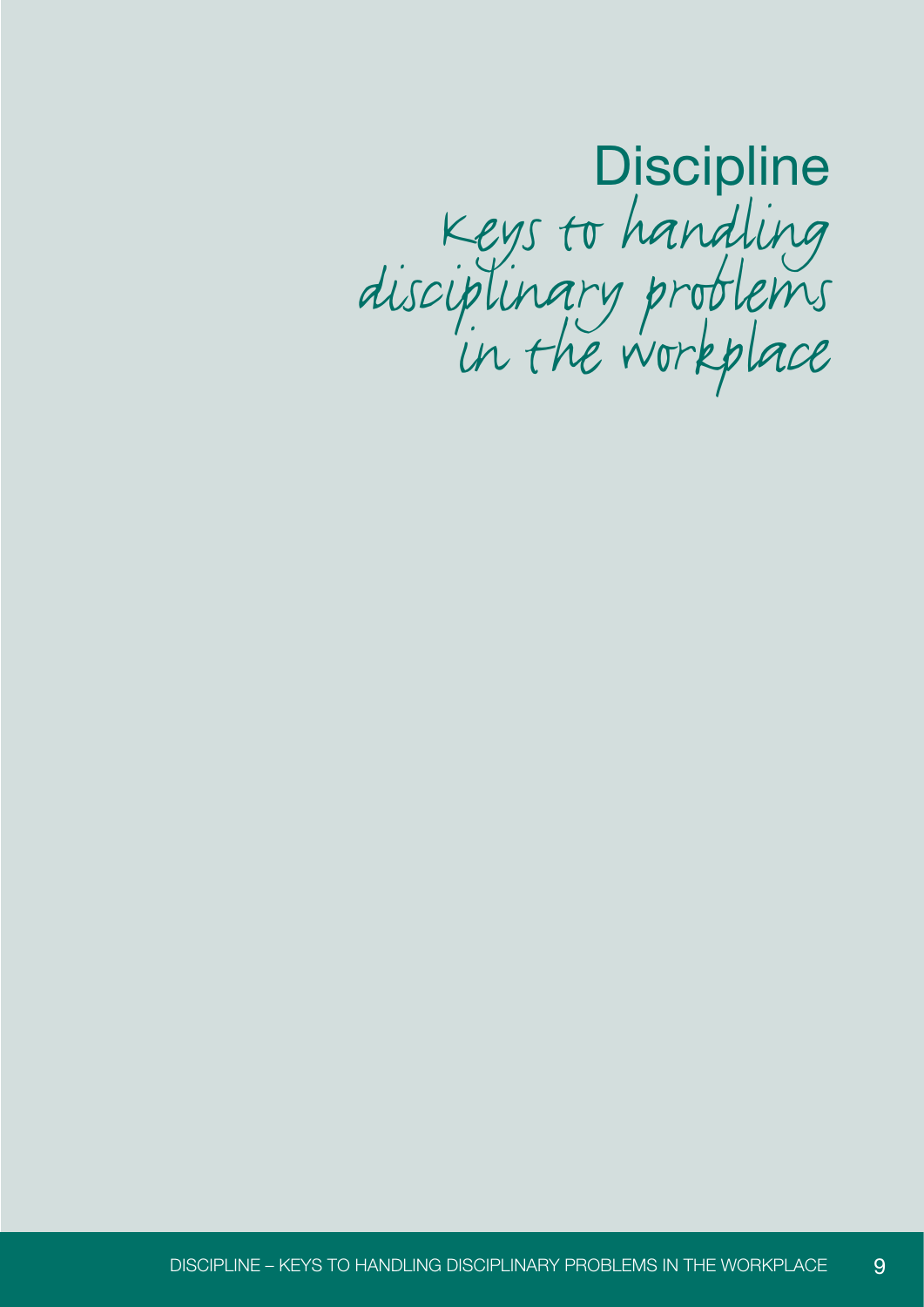# Discipline

*Keys to handling disciplinary problems in the workplace*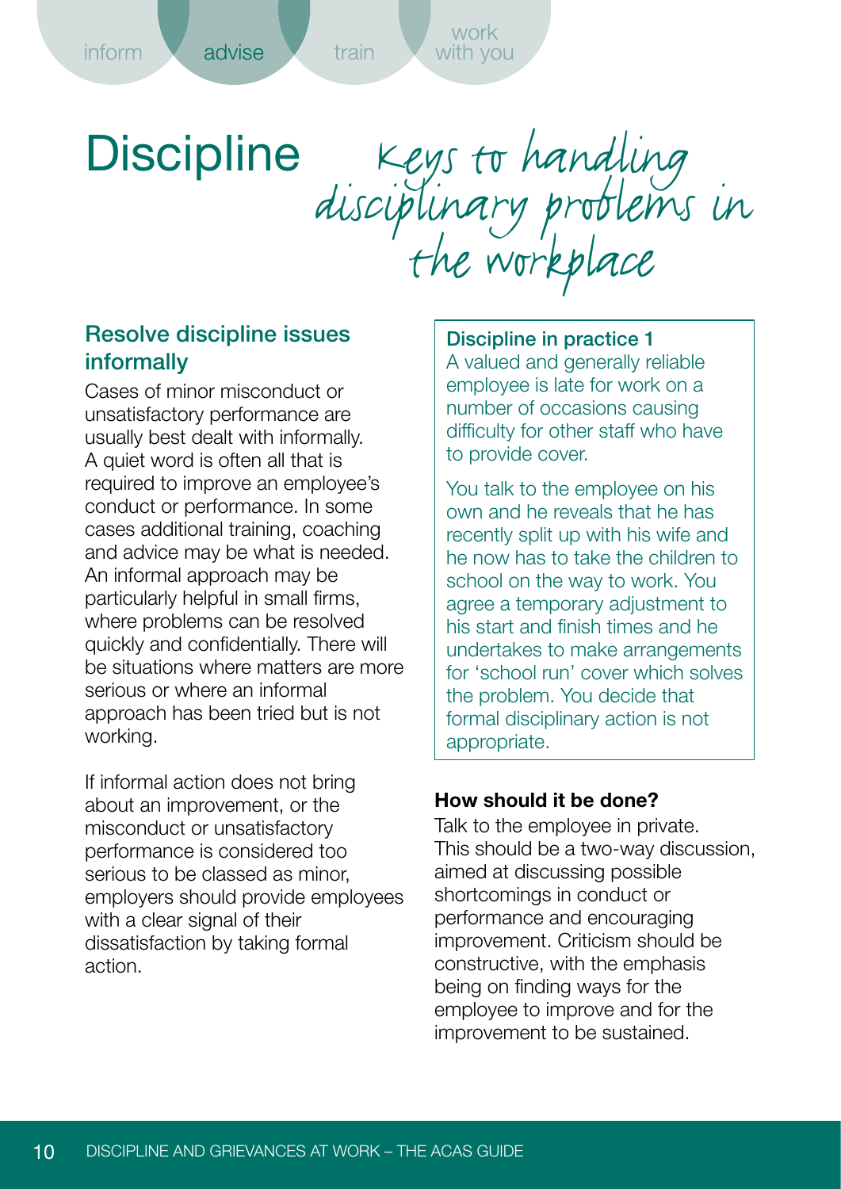# Discipline

## Keys to handling disciplinary problems in the workplace

### Resolve discipline issues informally

Cases of minor misconduct or unsatisfactory performance are usually best dealt with informally. A quiet word is often all that is required to improve an employee's conduct or performance. In some cases additional training, coaching and advice may be what is needed. An informal approach may be particularly helpful in small firms, where problems can be resolved quickly and confidentially. There will be situations where matters are more serious or where an informal approach has been tried but is not working.

If informal action does not bring about an improvement, or the misconduct or unsatisfactory performance is considered too serious to be classed as minor, employers should provide employees with a clear signal of their dissatisfaction by taking formal action.

> **Discipline in practice 1**
>
> A valued and generally reliable employee is late for work on a number of occasions causing difficulty for other staff who have to provide cover.
>
> You talk to the employee on his own and he reveals that he has recently split up with his wife and he now has to take the children to school on the way to work. You agree a temporary adjustment to his start and finish times and he undertakes to make arrangements for 'school run' cover which solves the problem. You decide that formal disciplinary action is not appropriate.

**How should it be done?**

Talk to the employee in private. This should be a two-way discussion, aimed at discussing possible shortcomings in conduct or performance and encouraging improvement. Criticism should be constructive, with the emphasis being on finding ways for the employee to improve and for the improvement to be sustained.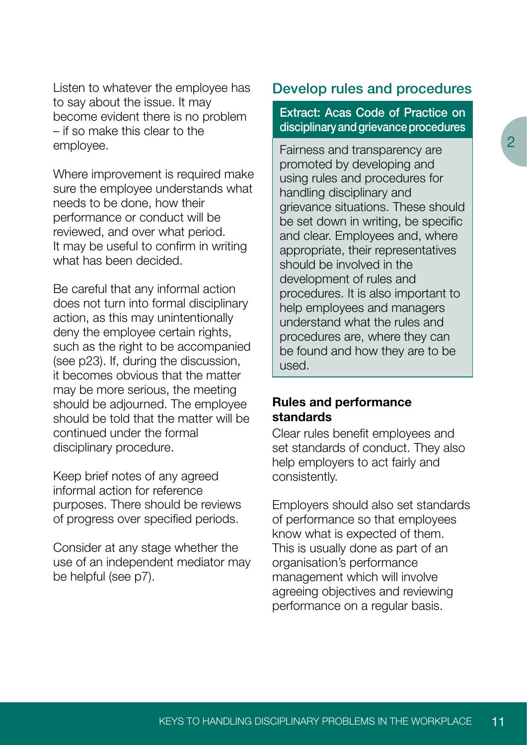Listen to whatever the employee has to say about the issue. It may become evident there is no problem – if so make this clear to the employee.

Where improvement is required make sure the employee understands what needs to be done, how their performance or conduct will be reviewed, and over what period. It may be useful to confirm in writing what has been decided.

Be careful that any informal action does not turn into formal disciplinary action, as this may unintentionally deny the employee certain rights, such as the right to be accompanied (see p23). If, during the discussion, it becomes obvious that the matter may be more serious, the meeting should be adjourned. The employee should be told that the matter will be continued under the formal disciplinary procedure.

Keep brief notes of any agreed informal action for reference purposes. There should be reviews of progress over specified periods.

Consider at any stage whether the use of an independent mediator may be helpful (see p7).

## Develop rules and procedures

**Extract: Acas Code of Practice on disciplinary and grievance procedures**

> Fairness and transparency are promoted by developing and using rules and procedures for handling disciplinary and grievance situations. These should be set down in writing, be specific and clear. Employees and, where appropriate, their representatives should be involved in the development of rules and procedures. It is also important to help employees and managers understand what the rules and procedures are, where they can be found and how they are to be used.

### Rules and performance standards

Clear rules benefit employees and set standards of conduct. They also help employers to act fairly and consistently.

Employers should also set standards of performance so that employees know what is expected of them. This is usually done as part of an organisation's performance management which will involve agreeing objectives and reviewing performance on a regular basis.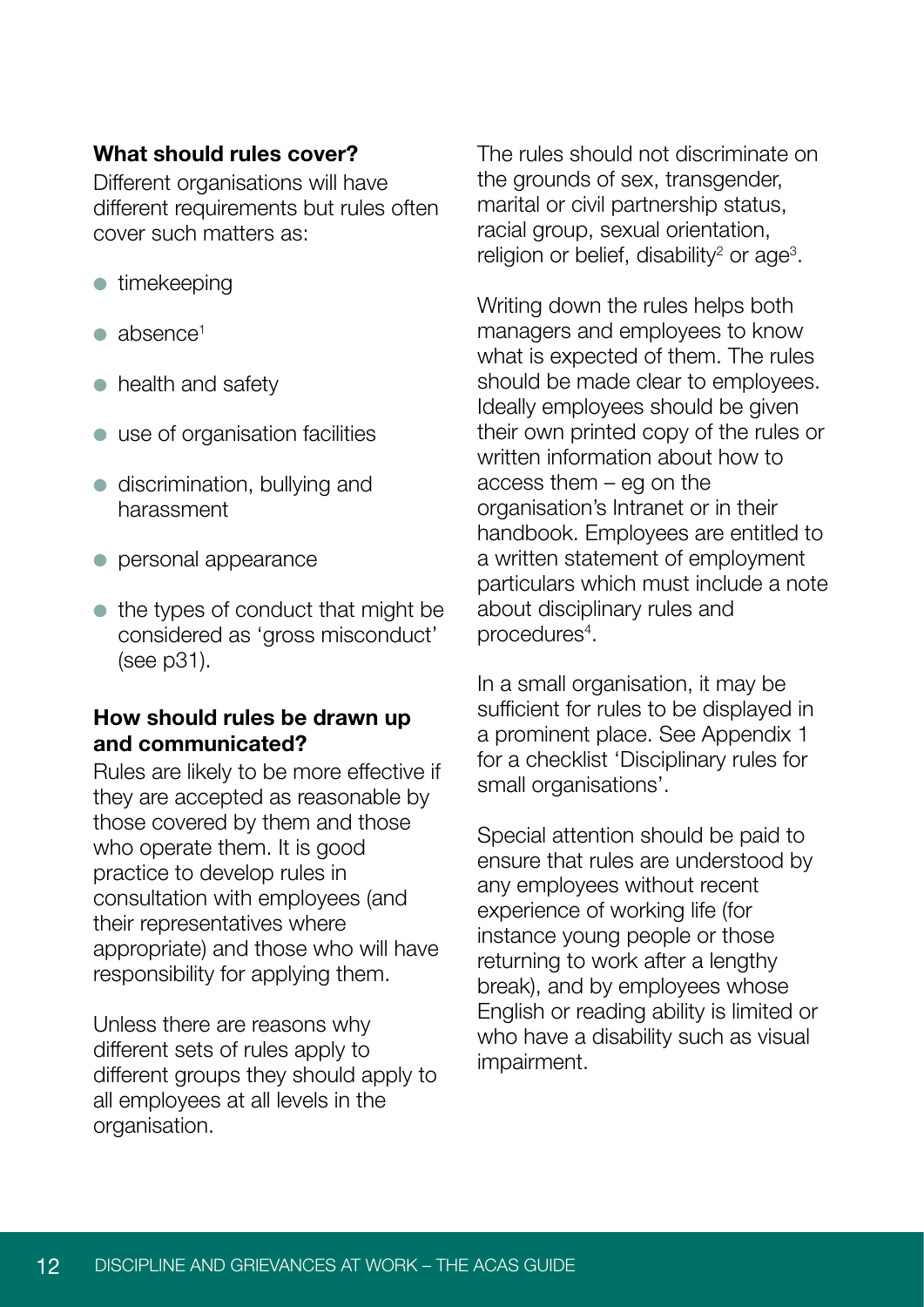**What should rules cover?**

Different organisations will have different requirements but rules often cover such matters as:

- timekeeping
- absence[1]
- health and safety
- use of organisation facilities
- discrimination, bullying and harassment
- personal appearance
- the types of conduct that might be considered as 'gross misconduct' (see p31).

**How should rules be drawn up and communicated?**

Rules are likely to be more effective if they are accepted as reasonable by those covered by them and those who operate them. It is good practice to develop rules in consultation with employees (and their representatives where appropriate) and those who will have responsibility for applying them.

Unless there are reasons why different sets of rules apply to different groups they should apply to all employees at all levels in the organisation.

The rules should not discriminate on the grounds of sex, transgender, marital or civil partnership status, racial group, sexual orientation, religion or belief, disability[2] or age[3].

Writing down the rules helps both managers and employees to know what is expected of them. The rules should be made clear to employees. Ideally employees should be given their own printed copy of the rules or written information about how to access them – eg on the organisation's Intranet or in their handbook. Employees are entitled to a written statement of employment particulars which must include a note about disciplinary rules and procedures[4].

In a small organisation, it may be sufficient for rules to be displayed in a prominent place. See Appendix 1 for a checklist 'Disciplinary rules for small organisations'.

Special attention should be paid to ensure that rules are understood by any employees without recent experience of working life (for instance young people or those returning to work after a lengthy break), and by employees whose English or reading ability is limited or who have a disability such as visual impairment.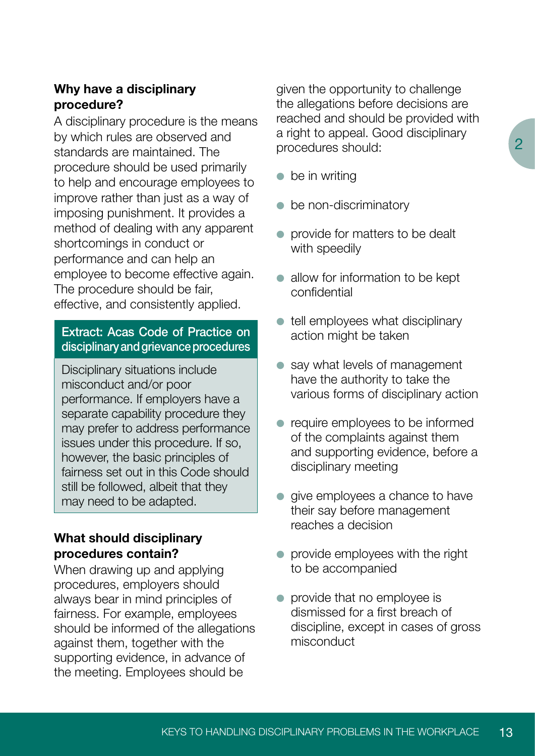### Why have a disciplinary procedure?

A disciplinary procedure is the means by which rules are observed and standards are maintained. The procedure should be used primarily to help and encourage employees to improve rather than just as a way of imposing punishment. It provides a method of dealing with any apparent shortcomings in conduct or performance and can help an employee to become effective again. The procedure should be fair, effective, and consistently applied.

> **Extract: Acas Code of Practice on disciplinary and grievance procedures**
>
> Disciplinary situations include misconduct and/or poor performance. If employers have a separate capability procedure they may prefer to address performance issues under this procedure. If so, however, the basic principles of fairness set out in this Code should still be followed, albeit that they may need to be adapted.

### What should disciplinary procedures contain?

When drawing up and applying procedures, employers should always bear in mind principles of fairness. For example, employees should be informed of the allegations against them, together with the supporting evidence, in advance of the meeting. Employees should be given the opportunity to challenge the allegations before decisions are reached and should be provided with a right to appeal. Good disciplinary procedures should:

- be in writing
- be non-discriminatory
- provide for matters to be dealt with speedily
- allow for information to be kept confidential
- tell employees what disciplinary action might be taken
- say what levels of management have the authority to take the various forms of disciplinary action
- require employees to be informed of the complaints against them and supporting evidence, before a disciplinary meeting
- give employees a chance to have their say before management reaches a decision
- provide employees with the right to be accompanied
- provide that no employee is dismissed for a first breach of discipline, except in cases of gross misconduct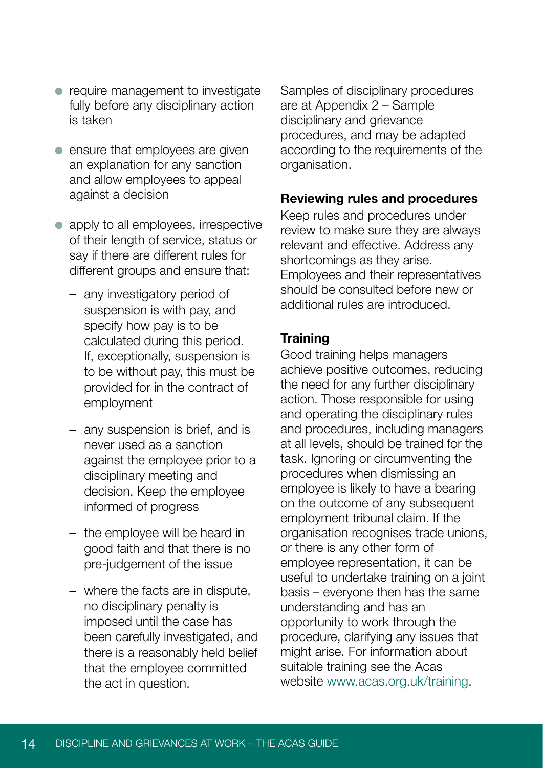- require management to investigate fully before any disciplinary action is taken
- ensure that employees are given an explanation for any sanction and allow employees to appeal against a decision
- apply to all employees, irrespective of their length of service, status or say if there are different rules for different groups and ensure that:
  - any investigatory period of suspension is with pay, and specify how pay is to be calculated during this period. If, exceptionally, suspension is to be without pay, this must be provided for in the contract of employment
  - any suspension is brief, and is never used as a sanction against the employee prior to a disciplinary meeting and decision. Keep the employee informed of progress
  - the employee will be heard in good faith and that there is no pre-judgement of the issue
  - where the facts are in dispute, no disciplinary penalty is imposed until the case has been carefully investigated, and there is a reasonably held belief that the employee committed the act in question.

Samples of disciplinary procedures are at Appendix 2 – Sample disciplinary and grievance procedures, and may be adapted according to the requirements of the organisation.

**Reviewing rules and procedures**

Keep rules and procedures under review to make sure they are always relevant and effective. Address any shortcomings as they arise. Employees and their representatives should be consulted before new or additional rules are introduced.

**Training**

Good training helps managers achieve positive outcomes, reducing the need for any further disciplinary action. Those responsible for using and operating the disciplinary rules and procedures, including managers at all levels, should be trained for the task. Ignoring or circumventing the procedures when dismissing an employee is likely to have a bearing on the outcome of any subsequent employment tribunal claim. If the organisation recognises trade unions, or there is any other form of employee representation, it can be useful to undertake training on a joint basis – everyone then has the same understanding and has an opportunity to work through the procedure, clarifying any issues that might arise. For information about suitable training see the Acas website www.acas.org.uk/training.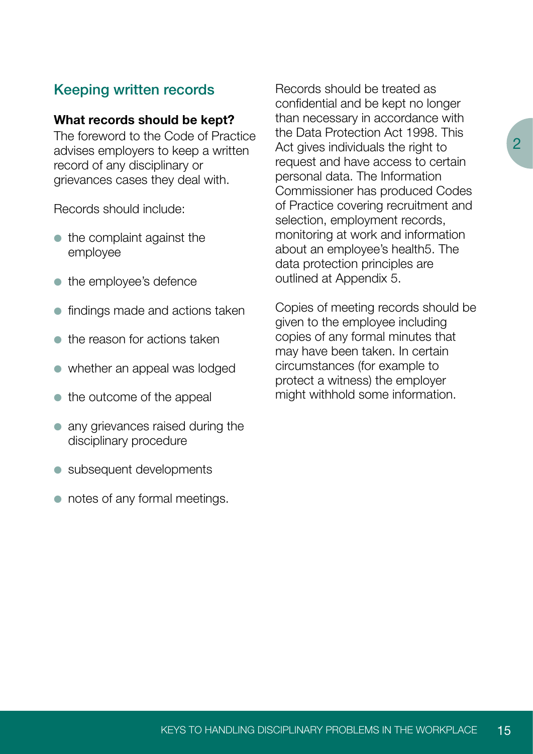## Keeping written records

**What records should be kept?**

The foreword to the Code of Practice advises employers to keep a written record of any disciplinary or grievances cases they deal with.

Records should include:

- the complaint against the employee
- the employee's defence
- findings made and actions taken
- the reason for actions taken
- whether an appeal was lodged
- the outcome of the appeal
- any grievances raised during the disciplinary procedure
- subsequent developments
- notes of any formal meetings.

Records should be treated as confidential and be kept no longer than necessary in accordance with the Data Protection Act 1998. This Act gives individuals the right to request and have access to certain personal data. The Information Commissioner has produced Codes of Practice covering recruitment and selection, employment records, monitoring at work and information about an employee's health[5]. The data protection principles are outlined at Appendix 5.

Copies of meeting records should be given to the employee including copies of any formal minutes that may have been taken. In certain circumstances (for example to protect a witness) the employer might withhold some information.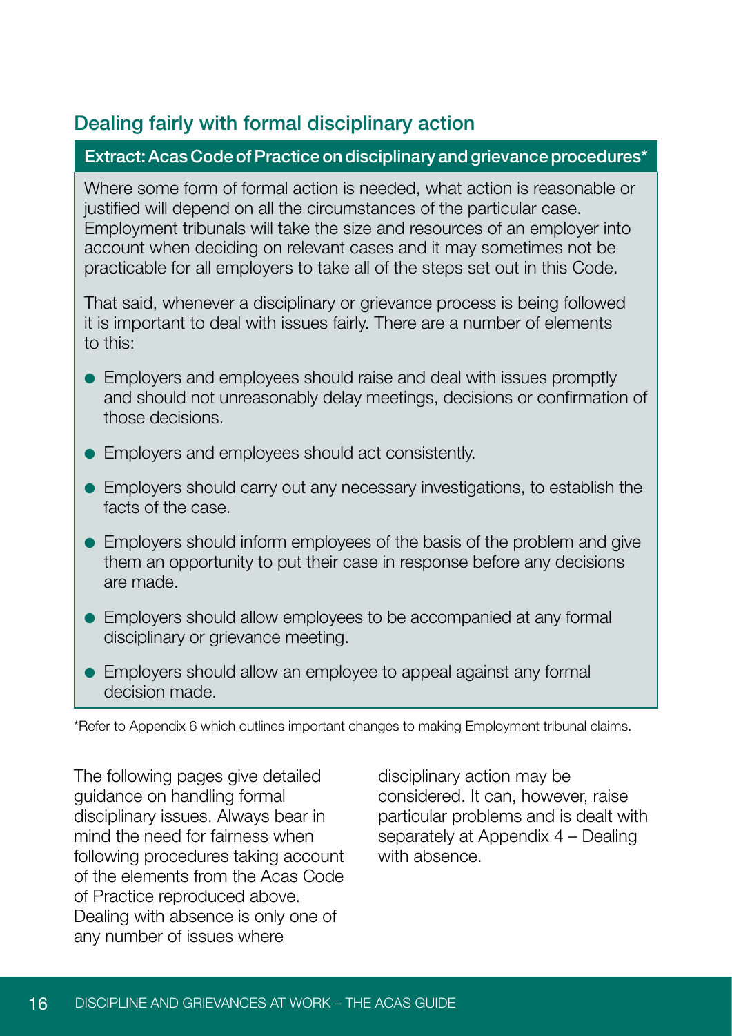## Dealing fairly with formal disciplinary action

**Extract: Acas Code of Practice on disciplinary and grievance procedures***

Where some form of formal action is needed, what action is reasonable or justified will depend on all the circumstances of the particular case. Employment tribunals will take the size and resources of an employer into account when deciding on relevant cases and it may sometimes not be practicable for all employers to take all of the steps set out in this Code.

That said, whenever a disciplinary or grievance process is being followed it is important to deal with issues fairly. There are a number of elements to this:

- Employers and employees should raise and deal with issues promptly and should not unreasonably delay meetings, decisions or confirmation of those decisions.
- Employers and employees should act consistently.
- Employers should carry out any necessary investigations, to establish the facts of the case.
- Employers should inform employees of the basis of the problem and give them an opportunity to put their case in response before any decisions are made.
- Employers should allow employees to be accompanied at any formal disciplinary or grievance meeting.
- Employers should allow an employee to appeal against any formal decision made.

*Refer to Appendix 6 which outlines important changes to making Employment tribunal claims.

The following pages give detailed guidance on handling formal disciplinary issues. Always bear in mind the need for fairness when following procedures taking account of the elements from the Acas Code of Practice reproduced above. Dealing with absence is only one of any number of issues where disciplinary action may be considered. It can, however, raise particular problems and is dealt with separately at Appendix 4 – Dealing with absence.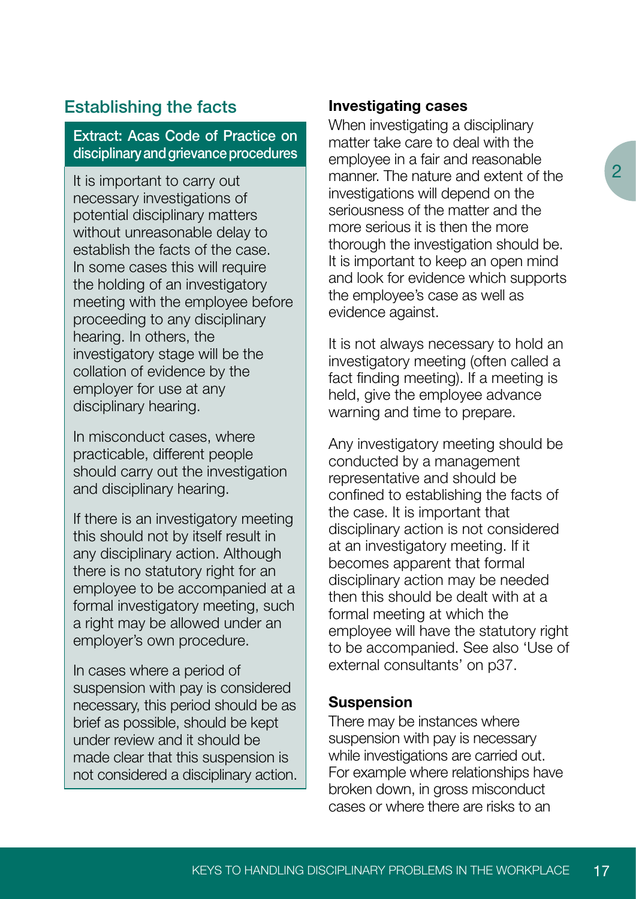## Establishing the facts

**Extract: Acas Code of Practice on disciplinary and grievance procedures**

It is important to carry out necessary investigations of potential disciplinary matters without unreasonable delay to establish the facts of the case. In some cases this will require the holding of an investigatory meeting with the employee before proceeding to any disciplinary hearing. In others, the investigatory stage will be the collation of evidence by the employer for use at any disciplinary hearing.

In misconduct cases, where practicable, different people should carry out the investigation and disciplinary hearing.

If there is an investigatory meeting this should not by itself result in any disciplinary action. Although there is no statutory right for an employee to be accompanied at a formal investigatory meeting, such a right may be allowed under an employer's own procedure.

In cases where a period of suspension with pay is considered necessary, this period should be as brief as possible, should be kept under review and it should be made clear that this suspension is not considered a disciplinary action.

### Investigating cases

When investigating a disciplinary matter take care to deal with the employee in a fair and reasonable manner. The nature and extent of the investigations will depend on the seriousness of the matter and the more serious it is then the more thorough the investigation should be. It is important to keep an open mind and look for evidence which supports the employee's case as well as evidence against.

It is not always necessary to hold an investigatory meeting (often called a fact finding meeting). If a meeting is held, give the employee advance warning and time to prepare.

Any investigatory meeting should be conducted by a management representative and should be confined to establishing the facts of the case. It is important that disciplinary action is not considered at an investigatory meeting. If it becomes apparent that formal disciplinary action may be needed then this should be dealt with at a formal meeting at which the employee will have the statutory right to be accompanied. See also 'Use of external consultants' on p37.

### Suspension

There may be instances where suspension with pay is necessary while investigations are carried out. For example where relationships have broken down, in gross misconduct cases or where there are risks to an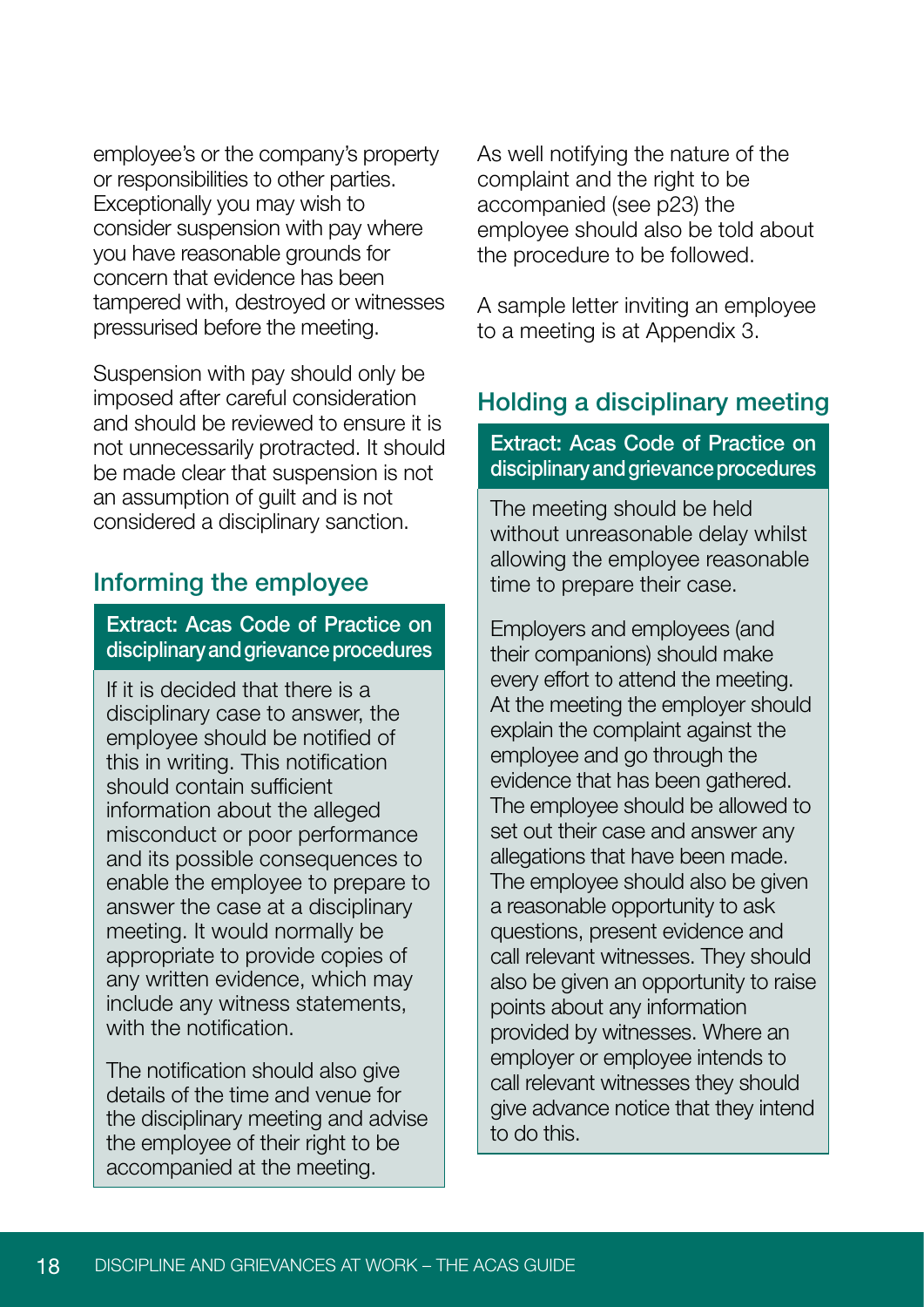employee's or the company's property or responsibilities to other parties. Exceptionally you may wish to consider suspension with pay where you have reasonable grounds for concern that evidence has been tampered with, destroyed or witnesses pressurised before the meeting.

Suspension with pay should only be imposed after careful consideration and should be reviewed to ensure it is not unnecessarily protracted. It should be made clear that suspension is not an assumption of guilt and is not considered a disciplinary sanction.

## Informing the employee

**Extract: Acas Code of Practice on disciplinary and grievance procedures**

> If it is decided that there is a disciplinary case to answer, the employee should be notified of this in writing. This notification should contain sufficient information about the alleged misconduct or poor performance and its possible consequences to enable the employee to prepare to answer the case at a disciplinary meeting. It would normally be appropriate to provide copies of any written evidence, which may include any witness statements, with the notification.
>
> The notification should also give details of the time and venue for the disciplinary meeting and advise the employee of their right to be accompanied at the meeting.

As well notifying the nature of the complaint and the right to be accompanied (see p23) the employee should also be told about the procedure to be followed.

A sample letter inviting an employee to a meeting is at Appendix 3.

## Holding a disciplinary meeting

**Extract: Acas Code of Practice on disciplinary and grievance procedures**

> The meeting should be held without unreasonable delay whilst allowing the employee reasonable time to prepare their case.
>
> Employers and employees (and their companions) should make every effort to attend the meeting. At the meeting the employer should explain the complaint against the employee and go through the evidence that has been gathered. The employee should be allowed to set out their case and answer any allegations that have been made. The employee should also be given a reasonable opportunity to ask questions, present evidence and call relevant witnesses. They should also be given an opportunity to raise points about any information provided by witnesses. Where an employer or employee intends to call relevant witnesses they should give advance notice that they intend to do this.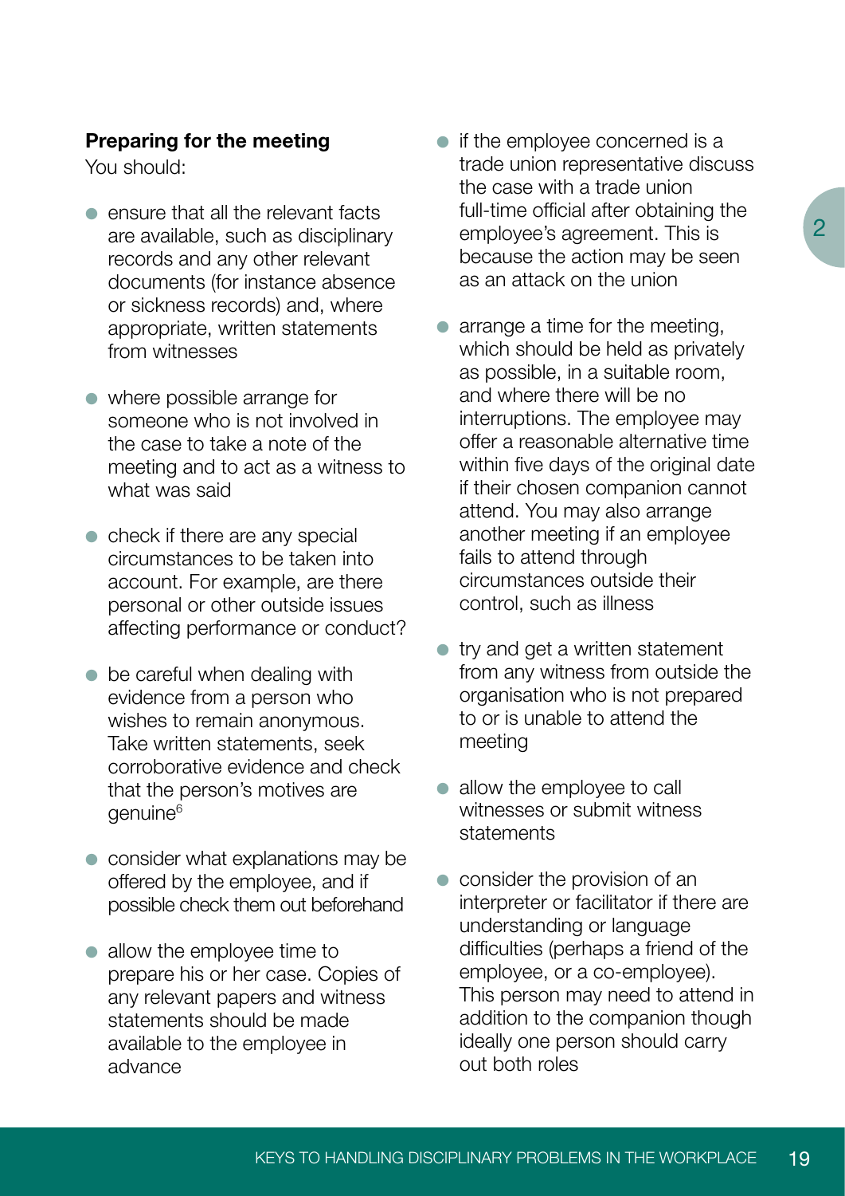**Preparing for the meeting**

You should:

- ensure that all the relevant facts are available, such as disciplinary records and any other relevant documents (for instance absence or sickness records) and, where appropriate, written statements from witnesses
- where possible arrange for someone who is not involved in the case to take a note of the meeting and to act as a witness to what was said
- check if there are any special circumstances to be taken into account. For example, are there personal or other outside issues affecting performance or conduct?
- be careful when dealing with evidence from a person who wishes to remain anonymous. Take written statements, seek corroborative evidence and check that the person's motives are genuine[6]
- consider what explanations may be offered by the employee, and if possible check them out beforehand
- allow the employee time to prepare his or her case. Copies of any relevant papers and witness statements should be made available to the employee in advance
- if the employee concerned is a trade union representative discuss the case with a trade union full-time official after obtaining the employee's agreement. This is because the action may be seen as an attack on the union
- arrange a time for the meeting, which should be held as privately as possible, in a suitable room, and where there will be no interruptions. The employee may offer a reasonable alternative time within five days of the original date if their chosen companion cannot attend. You may also arrange another meeting if an employee fails to attend through circumstances outside their control, such as illness
- try and get a written statement from any witness from outside the organisation who is not prepared to or is unable to attend the meeting
- allow the employee to call witnesses or submit witness statements
- consider the provision of an interpreter or facilitator if there are understanding or language difficulties (perhaps a friend of the employee, or a co-employee). This person may need to attend in addition to the companion though ideally one person should carry out both roles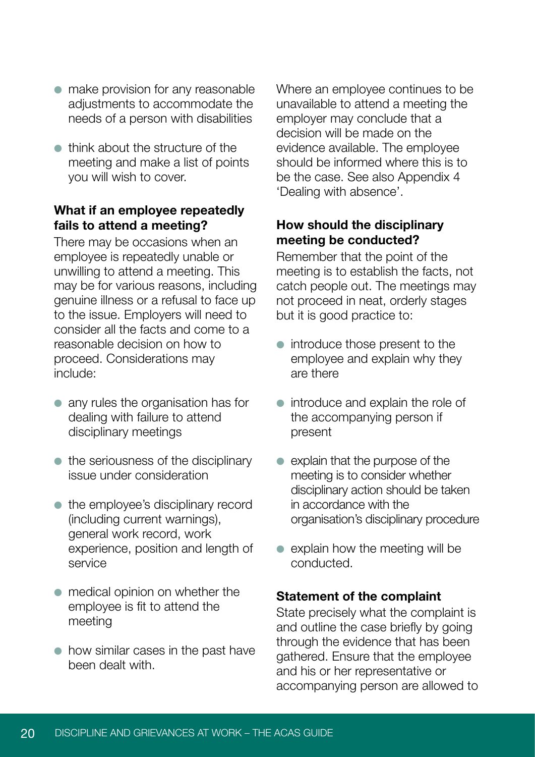- make provision for any reasonable adjustments to accommodate the needs of a person with disabilities
- think about the structure of the meeting and make a list of points you will wish to cover.

**What if an employee repeatedly fails to attend a meeting?**

There may be occasions when an employee is repeatedly unable or unwilling to attend a meeting. This may be for various reasons, including genuine illness or a refusal to face up to the issue. Employers will need to consider all the facts and come to a reasonable decision on how to proceed. Considerations may include:

- any rules the organisation has for dealing with failure to attend disciplinary meetings
- the seriousness of the disciplinary issue under consideration
- the employee's disciplinary record (including current warnings), general work record, work experience, position and length of service
- medical opinion on whether the employee is fit to attend the meeting
- how similar cases in the past have been dealt with.

Where an employee continues to be unavailable to attend a meeting the employer may conclude that a decision will be made on the evidence available. The employee should be informed where this is to be the case. See also Appendix 4 'Dealing with absence'.

**How should the disciplinary meeting be conducted?**

Remember that the point of the meeting is to establish the facts, not catch people out. The meetings may not proceed in neat, orderly stages but it is good practice to:

- introduce those present to the employee and explain why they are there
- introduce and explain the role of the accompanying person if present
- explain that the purpose of the meeting is to consider whether disciplinary action should be taken in accordance with the organisation's disciplinary procedure
- explain how the meeting will be conducted.

**Statement of the complaint**

State precisely what the complaint is and outline the case briefly by going through the evidence that has been gathered. Ensure that the employee and his or her representative or accompanying person are allowed to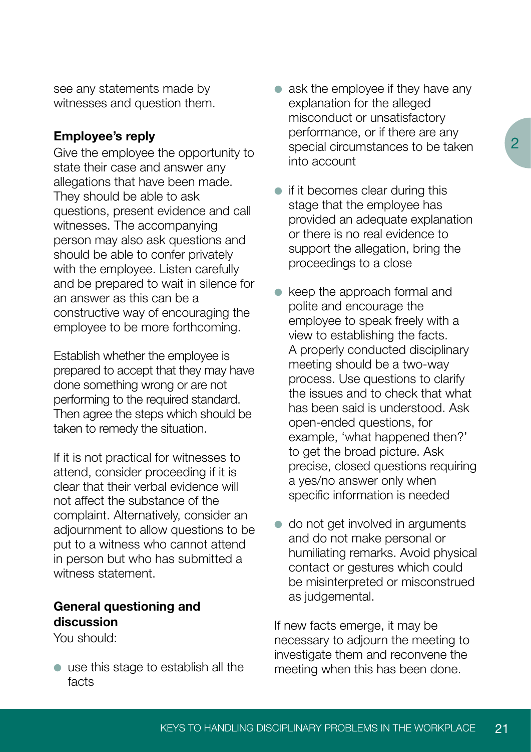see any statements made by witnesses and question them.

**Employee's reply**

Give the employee the opportunity to state their case and answer any allegations that have been made. They should be able to ask questions, present evidence and call witnesses. The accompanying person may also ask questions and should be able to confer privately with the employee. Listen carefully and be prepared to wait in silence for an answer as this can be a constructive way of encouraging the employee to be more forthcoming.

Establish whether the employee is prepared to accept that they may have done something wrong or are not performing to the required standard. Then agree the steps which should be taken to remedy the situation.

If it is not practical for witnesses to attend, consider proceeding if it is clear that their verbal evidence will not affect the substance of the complaint. Alternatively, consider an adjournment to allow questions to be put to a witness who cannot attend in person but who has submitted a witness statement.

**General questioning and discussion**

You should:

- use this stage to establish all the facts
- ask the employee if they have any explanation for the alleged misconduct or unsatisfactory performance, or if there are any special circumstances to be taken into account
- if it becomes clear during this stage that the employee has provided an adequate explanation or there is no real evidence to support the allegation, bring the proceedings to a close
- keep the approach formal and polite and encourage the employee to speak freely with a view to establishing the facts. A properly conducted disciplinary meeting should be a two-way process. Use questions to clarify the issues and to check that what has been said is understood. Ask open-ended questions, for example, 'what happened then?' to get the broad picture. Ask precise, closed questions requiring a yes/no answer only when specific information is needed
- do not get involved in arguments and do not make personal or humiliating remarks. Avoid physical contact or gestures which could be misinterpreted or misconstrued as judgemental.

If new facts emerge, it may be necessary to adjourn the meeting to investigate them and reconvene the meeting when this has been done.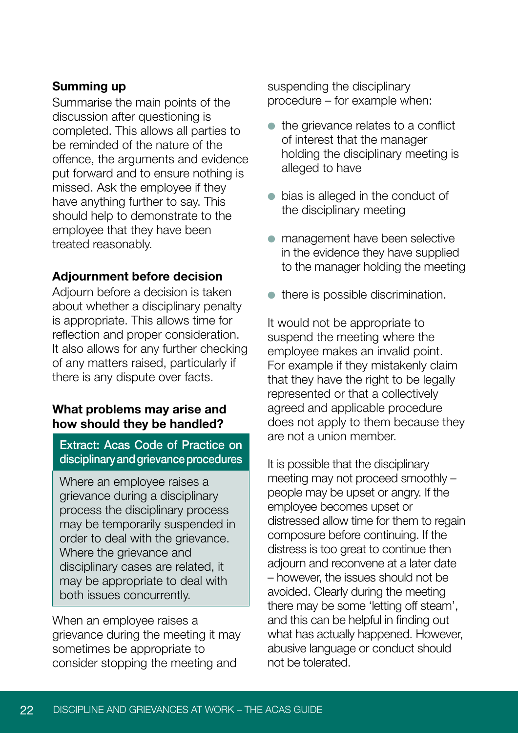### Summing up

Summarise the main points of the discussion after questioning is completed. This allows all parties to be reminded of the nature of the offence, the arguments and evidence put forward and to ensure nothing is missed. Ask the employee if they have anything further to say. This should help to demonstrate to the employee that they have been treated reasonably.

### Adjournment before decision

Adjourn before a decision is taken about whether a disciplinary penalty is appropriate. This allows time for reflection and proper consideration. It also allows for any further checking of any matters raised, particularly if there is any dispute over facts.

### What problems may arise and how should they be handled?

> **Extract: Acas Code of Practice on disciplinary and grievance procedures**
>
> Where an employee raises a grievance during a disciplinary process the disciplinary process may be temporarily suspended in order to deal with the grievance. Where the grievance and disciplinary cases are related, it may be appropriate to deal with both issues concurrently.

When an employee raises a grievance during the meeting it may sometimes be appropriate to consider stopping the meeting and suspending the disciplinary procedure – for example when:

- the grievance relates to a conflict of interest that the manager holding the disciplinary meeting is alleged to have
- bias is alleged in the conduct of the disciplinary meeting
- management have been selective in the evidence they have supplied to the manager holding the meeting
- there is possible discrimination.

It would not be appropriate to suspend the meeting where the employee makes an invalid point. For example if they mistakenly claim that they have the right to be legally represented or that a collectively agreed and applicable procedure does not apply to them because they are not a union member.

It is possible that the disciplinary meeting may not proceed smoothly – people may be upset or angry. If the employee becomes upset or distressed allow time for them to regain composure before continuing. If the distress is too great to continue then adjourn and reconvene at a later date – however, the issues should not be avoided. Clearly during the meeting there may be some 'letting off steam', and this can be helpful in finding out what has actually happened. However, abusive language or conduct should not be tolerated.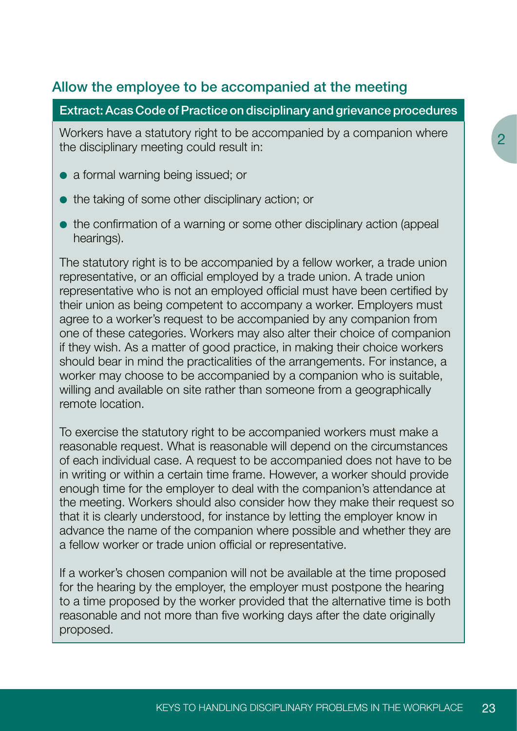## Allow the employee to be accompanied at the meeting

**Extract: Acas Code of Practice on disciplinary and grievance procedures**

Workers have a statutory right to be accompanied by a companion where the disciplinary meeting could result in:

- a formal warning being issued; or
- the taking of some other disciplinary action; or
- the confirmation of a warning or some other disciplinary action (appeal hearings).

The statutory right is to be accompanied by a fellow worker, a trade union representative, or an official employed by a trade union. A trade union representative who is not an employed official must have been certified by their union as being competent to accompany a worker. Employers must agree to a worker's request to be accompanied by any companion from one of these categories. Workers may also alter their choice of companion if they wish. As a matter of good practice, in making their choice workers should bear in mind the practicalities of the arrangements. For instance, a worker may choose to be accompanied by a companion who is suitable, willing and available on site rather than someone from a geographically remote location.

To exercise the statutory right to be accompanied workers must make a reasonable request. What is reasonable will depend on the circumstances of each individual case. A request to be accompanied does not have to be in writing or within a certain time frame. However, a worker should provide enough time for the employer to deal with the companion's attendance at the meeting. Workers should also consider how they make their request so that it is clearly understood, for instance by letting the employer know in advance the name of the companion where possible and whether they are a fellow worker or trade union official or representative.

If a worker's chosen companion will not be available at the time proposed for the hearing by the employer, the employer must postpone the hearing to a time proposed by the worker provided that the alternative time is both reasonable and not more than five working days after the date originally proposed.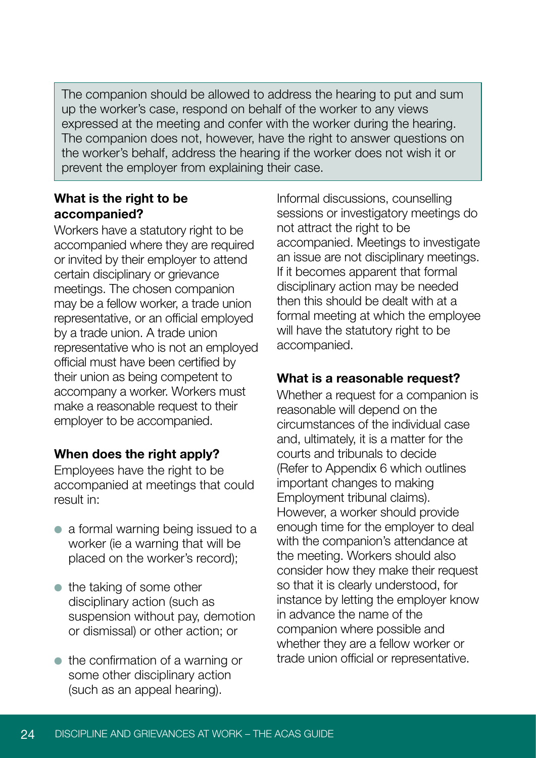The companion should be allowed to address the hearing to put and sum up the worker's case, respond on behalf of the worker to any views expressed at the meeting and confer with the worker during the hearing. The companion does not, however, have the right to answer questions on the worker's behalf, address the hearing if the worker does not wish it or prevent the employer from explaining their case.

**What is the right to be accompanied?**

Workers have a statutory right to be accompanied where they are required or invited by their employer to attend certain disciplinary or grievance meetings. The chosen companion may be a fellow worker, a trade union representative, or an official employed by a trade union. A trade union representative who is not an employed official must have been certified by their union as being competent to accompany a worker. Workers must make a reasonable request to their employer to be accompanied.

**When does the right apply?**

Employees have the right to be accompanied at meetings that could result in:

- a formal warning being issued to a worker (ie a warning that will be placed on the worker's record);
- the taking of some other disciplinary action (such as suspension without pay, demotion or dismissal) or other action; or
- the confirmation of a warning or some other disciplinary action (such as an appeal hearing).

Informal discussions, counselling sessions or investigatory meetings do not attract the right to be accompanied. Meetings to investigate an issue are not disciplinary meetings. If it becomes apparent that formal disciplinary action may be needed then this should be dealt with at a formal meeting at which the employee will have the statutory right to be accompanied.

**What is a reasonable request?**

Whether a request for a companion is reasonable will depend on the circumstances of the individual case and, ultimately, it is a matter for the courts and tribunals to decide (Refer to Appendix 6 which outlines important changes to making Employment tribunal claims). However, a worker should provide enough time for the employer to deal with the companion's attendance at the meeting. Workers should also consider how they make their request so that it is clearly understood, for instance by letting the employer know in advance the name of the companion where possible and whether they are a fellow worker or trade union official or representative.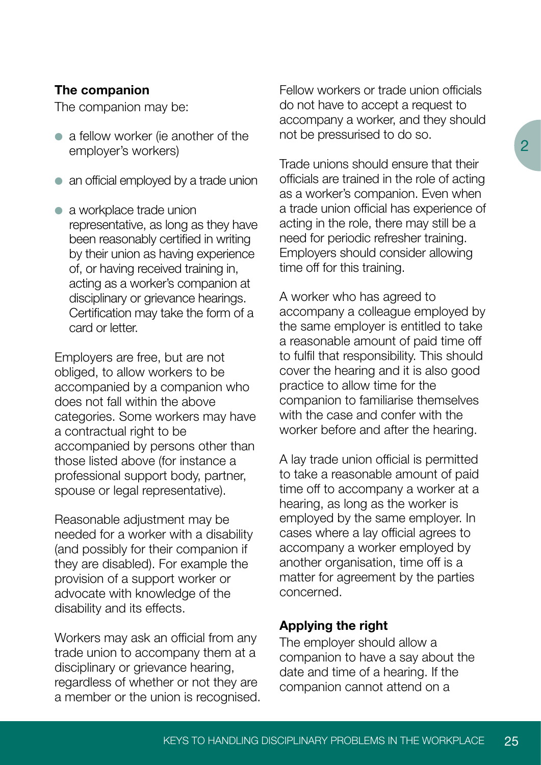### The companion

The companion may be:

- a fellow worker (ie another of the employer's workers)
- an official employed by a trade union
- a workplace trade union representative, as long as they have been reasonably certified in writing by their union as having experience of, or having received training in, acting as a worker's companion at disciplinary or grievance hearings. Certification may take the form of a card or letter.

Employers are free, but are not obliged, to allow workers to be accompanied by a companion who does not fall within the above categories. Some workers may have a contractual right to be accompanied by persons other than those listed above (for instance a professional support body, partner, spouse or legal representative).

Reasonable adjustment may be needed for a worker with a disability (and possibly for their companion if they are disabled). For example the provision of a support worker or advocate with knowledge of the disability and its effects.

Workers may ask an official from any trade union to accompany them at a disciplinary or grievance hearing, regardless of whether or not they are a member or the union is recognised.

Fellow workers or trade union officials do not have to accept a request to accompany a worker, and they should not be pressurised to do so.

Trade unions should ensure that their officials are trained in the role of acting as a worker's companion. Even when a trade union official has experience of acting in the role, there may still be a need for periodic refresher training. Employers should consider allowing time off for this training.

A worker who has agreed to accompany a colleague employed by the same employer is entitled to take a reasonable amount of paid time off to fulfil that responsibility. This should cover the hearing and it is also good practice to allow time for the companion to familiarise themselves with the case and confer with the worker before and after the hearing.

A lay trade union official is permitted to take a reasonable amount of paid time off to accompany a worker at a hearing, as long as the worker is employed by the same employer. In cases where a lay official agrees to accompany a worker employed by another organisation, time off is a matter for agreement by the parties concerned.

### Applying the right

The employer should allow a companion to have a say about the date and time of a hearing. If the companion cannot attend on a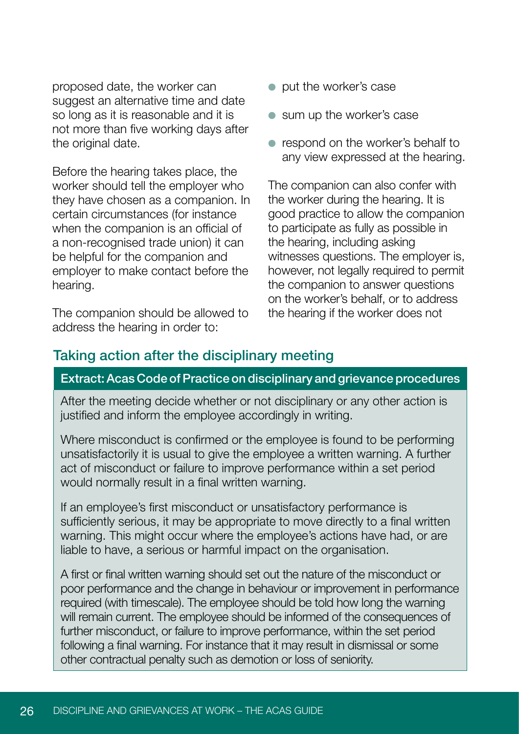proposed date, the worker can suggest an alternative time and date so long as it is reasonable and it is not more than five working days after the original date.

Before the hearing takes place, the worker should tell the employer who they have chosen as a companion. In certain circumstances (for instance when the companion is an official of a non-recognised trade union) it can be helpful for the companion and employer to make contact before the hearing.

The companion should be allowed to address the hearing in order to:

- put the worker's case
- sum up the worker's case
- respond on the worker's behalf to any view expressed at the hearing.

The companion can also confer with the worker during the hearing. It is good practice to allow the companion to participate as fully as possible in the hearing, including asking witnesses questions. The employer is, however, not legally required to permit the companion to answer questions on the worker's behalf, or to address the hearing if the worker does not

## Taking action after the disciplinary meeting

**Extract: Acas Code of Practice on disciplinary and grievance procedures**

After the meeting decide whether or not disciplinary or any other action is justified and inform the employee accordingly in writing.

Where misconduct is confirmed or the employee is found to be performing unsatisfactorily it is usual to give the employee a written warning. A further act of misconduct or failure to improve performance within a set period would normally result in a final written warning.

If an employee's first misconduct or unsatisfactory performance is sufficiently serious, it may be appropriate to move directly to a final written warning. This might occur where the employee's actions have had, or are liable to have, a serious or harmful impact on the organisation.

A first or final written warning should set out the nature of the misconduct or poor performance and the change in behaviour or improvement in performance required (with timescale). The employee should be told how long the warning will remain current. The employee should be informed of the consequences of further misconduct, or failure to improve performance, within the set period following a final warning. For instance that it may result in dismissal or some other contractual penalty such as demotion or loss of seniority.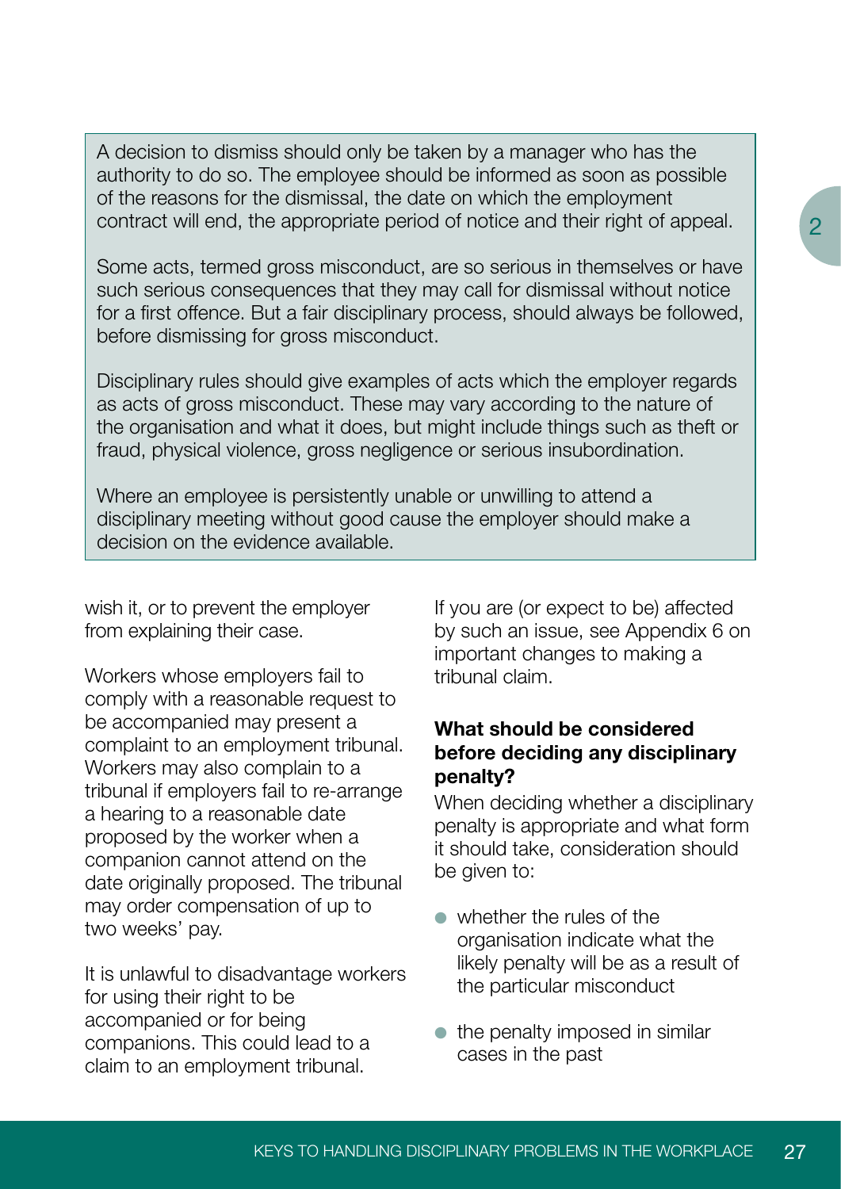A decision to dismiss should only be taken by a manager who has the authority to do so. The employee should be informed as soon as possible of the reasons for the dismissal, the date on which the employment contract will end, the appropriate period of notice and their right of appeal.

Some acts, termed gross misconduct, are so serious in themselves or have such serious consequences that they may call for dismissal without notice for a first offence. But a fair disciplinary process, should always be followed, before dismissing for gross misconduct.

Disciplinary rules should give examples of acts which the employer regards as acts of gross misconduct. These may vary according to the nature of the organisation and what it does, but might include things such as theft or fraud, physical violence, gross negligence or serious insubordination.

Where an employee is persistently unable or unwilling to attend a disciplinary meeting without good cause the employer should make a decision on the evidence available.

wish it, or to prevent the employer from explaining their case.

Workers whose employers fail to comply with a reasonable request to be accompanied may present a complaint to an employment tribunal. Workers may also complain to a tribunal if employers fail to re-arrange a hearing to a reasonable date proposed by the worker when a companion cannot attend on the date originally proposed. The tribunal may order compensation of up to two weeks' pay.

It is unlawful to disadvantage workers for using their right to be accompanied or for being companions. This could lead to a claim to an employment tribunal.

If you are (or expect to be) affected by such an issue, see Appendix 6 on important changes to making a tribunal claim.

### What should be considered before deciding any disciplinary penalty?

When deciding whether a disciplinary penalty is appropriate and what form it should take, consideration should be given to:

- whether the rules of the organisation indicate what the likely penalty will be as a result of the particular misconduct
- the penalty imposed in similar cases in the past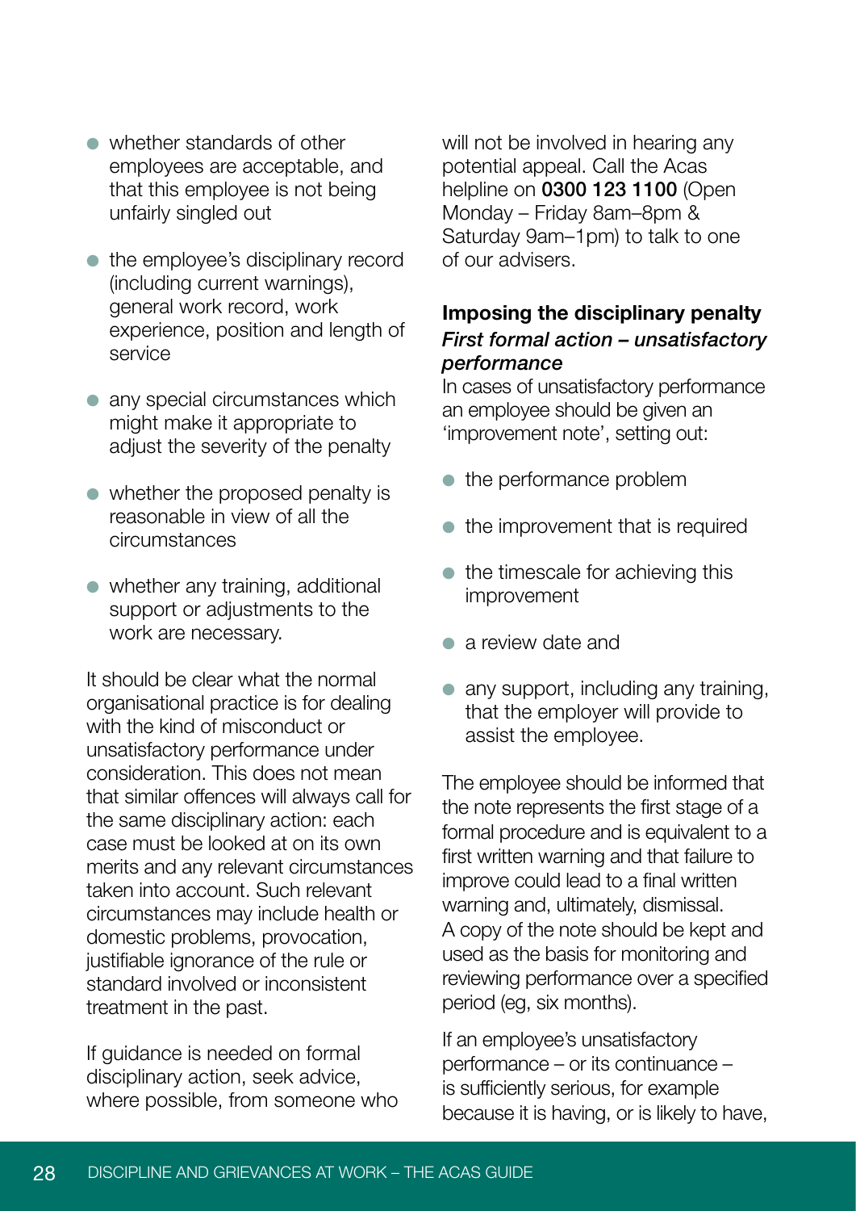- whether standards of other employees are acceptable, and that this employee is not being unfairly singled out
- the employee's disciplinary record (including current warnings), general work record, work experience, position and length of service
- any special circumstances which might make it appropriate to adjust the severity of the penalty
- whether the proposed penalty is reasonable in view of all the circumstances
- whether any training, additional support or adjustments to the work are necessary.

It should be clear what the normal organisational practice is for dealing with the kind of misconduct or unsatisfactory performance under consideration. This does not mean that similar offences will always call for the same disciplinary action: each case must be looked at on its own merits and any relevant circumstances taken into account. Such relevant circumstances may include health or domestic problems, provocation, justifiable ignorance of the rule or standard involved or inconsistent treatment in the past.

If guidance is needed on formal disciplinary action, seek advice, where possible, from someone who will not be involved in hearing any potential appeal. Call the Acas helpline on **0300 123 1100** (Open Monday – Friday 8am–8pm & Saturday 9am–1pm) to talk to one of our advisers.

### Imposing the disciplinary penalty

***First formal action – unsatisfactory performance***

In cases of unsatisfactory performance an employee should be given an 'improvement note', setting out:

- the performance problem
- the improvement that is required
- the timescale for achieving this improvement
- a review date and
- any support, including any training, that the employer will provide to assist the employee.

The employee should be informed that the note represents the first stage of a formal procedure and is equivalent to a first written warning and that failure to improve could lead to a final written warning and, ultimately, dismissal. A copy of the note should be kept and used as the basis for monitoring and reviewing performance over a specified period (eg, six months).

If an employee's unsatisfactory performance – or its continuance – is sufficiently serious, for example because it is having, or is likely to have,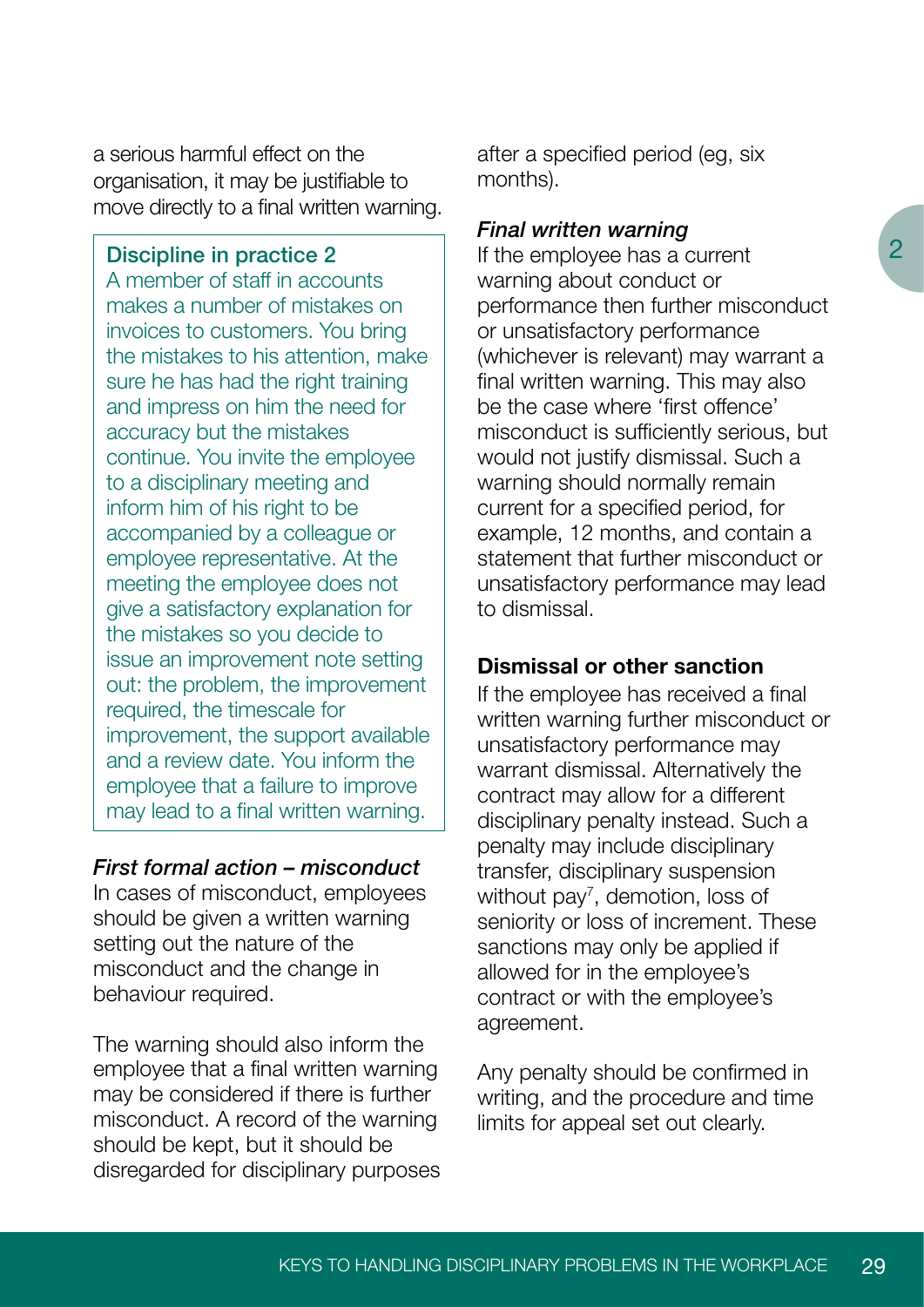a serious harmful effect on the organisation, it may be justifiable to move directly to a final written warning.

**Discipline in practice 2**

A member of staff in accounts makes a number of mistakes on invoices to customers. You bring the mistakes to his attention, make sure he has had the right training and impress on him the need for accuracy but the mistakes continue. You invite the employee to a disciplinary meeting and inform him of his right to be accompanied by a colleague or employee representative. At the meeting the employee does not give a satisfactory explanation for the mistakes so you decide to issue an improvement note setting out: the problem, the improvement required, the timescale for improvement, the support available and a review date. You inform the employee that a failure to improve may lead to a final written warning.

***First formal action – misconduct***

In cases of misconduct, employees should be given a written warning setting out the nature of the misconduct and the change in behaviour required.

The warning should also inform the employee that a final written warning may be considered if there is further misconduct. A record of the warning should be kept, but it should be disregarded for disciplinary purposes after a specified period (eg, six months).

***Final written warning***

If the employee has a current warning about conduct or performance then further misconduct or unsatisfactory performance (whichever is relevant) may warrant a final written warning. This may also be the case where 'first offence' misconduct is sufficiently serious, but would not justify dismissal. Such a warning should normally remain current for a specified period, for example, 12 months, and contain a statement that further misconduct or unsatisfactory performance may lead to dismissal.

**Dismissal or other sanction**

If the employee has received a final written warning further misconduct or unsatisfactory performance may warrant dismissal. Alternatively the contract may allow for a different disciplinary penalty instead. Such a penalty may include disciplinary transfer, disciplinary suspension without pay[7], demotion, loss of seniority or loss of increment. These sanctions may only be applied if allowed for in the employee's contract or with the employee's agreement.

Any penalty should be confirmed in writing, and the procedure and time limits for appeal set out clearly.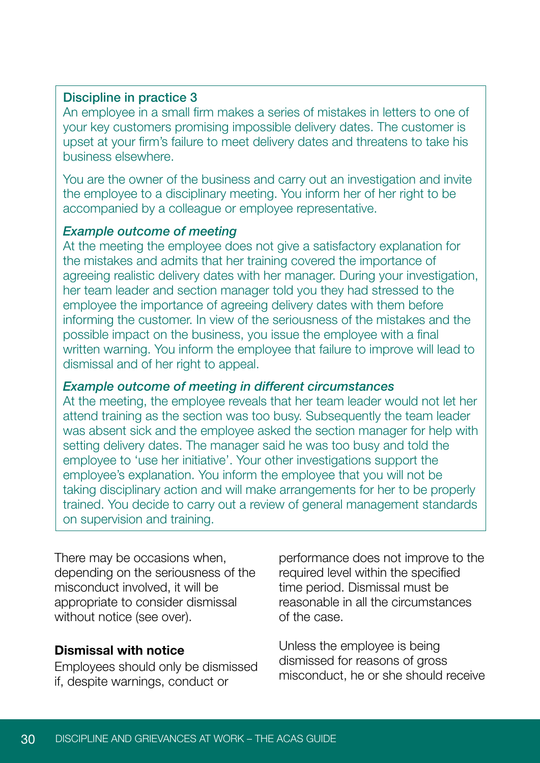**Discipline in practice 3**

An employee in a small firm makes a series of mistakes in letters to one of your key customers promising impossible delivery dates. The customer is upset at your firm's failure to meet delivery dates and threatens to take his business elsewhere.

You are the owner of the business and carry out an investigation and invite the employee to a disciplinary meeting. You inform her of her right to be accompanied by a colleague or employee representative.

***Example outcome of meeting***

At the meeting the employee does not give a satisfactory explanation for the mistakes and admits that her training covered the importance of agreeing realistic delivery dates with her manager. During your investigation, her team leader and section manager told you they had stressed to the employee the importance of agreeing delivery dates with them before informing the customer. In view of the seriousness of the mistakes and the possible impact on the business, you issue the employee with a final written warning. You inform the employee that failure to improve will lead to dismissal and of her right to appeal.

***Example outcome of meeting in different circumstances***

At the meeting, the employee reveals that her team leader would not let her attend training as the section was too busy. Subsequently the team leader was absent sick and the employee asked the section manager for help with setting delivery dates. The manager said he was too busy and told the employee to 'use her initiative'. Your other investigations support the employee's explanation. You inform the employee that you will not be taking disciplinary action and will make arrangements for her to be properly trained. You decide to carry out a review of general management standards on supervision and training.

There may be occasions when, depending on the seriousness of the misconduct involved, it will be appropriate to consider dismissal without notice (see over).

**Dismissal with notice**

Employees should only be dismissed if, despite warnings, conduct or performance does not improve to the required level within the specified time period. Dismissal must be reasonable in all the circumstances of the case.

Unless the employee is being dismissed for reasons of gross misconduct, he or she should receive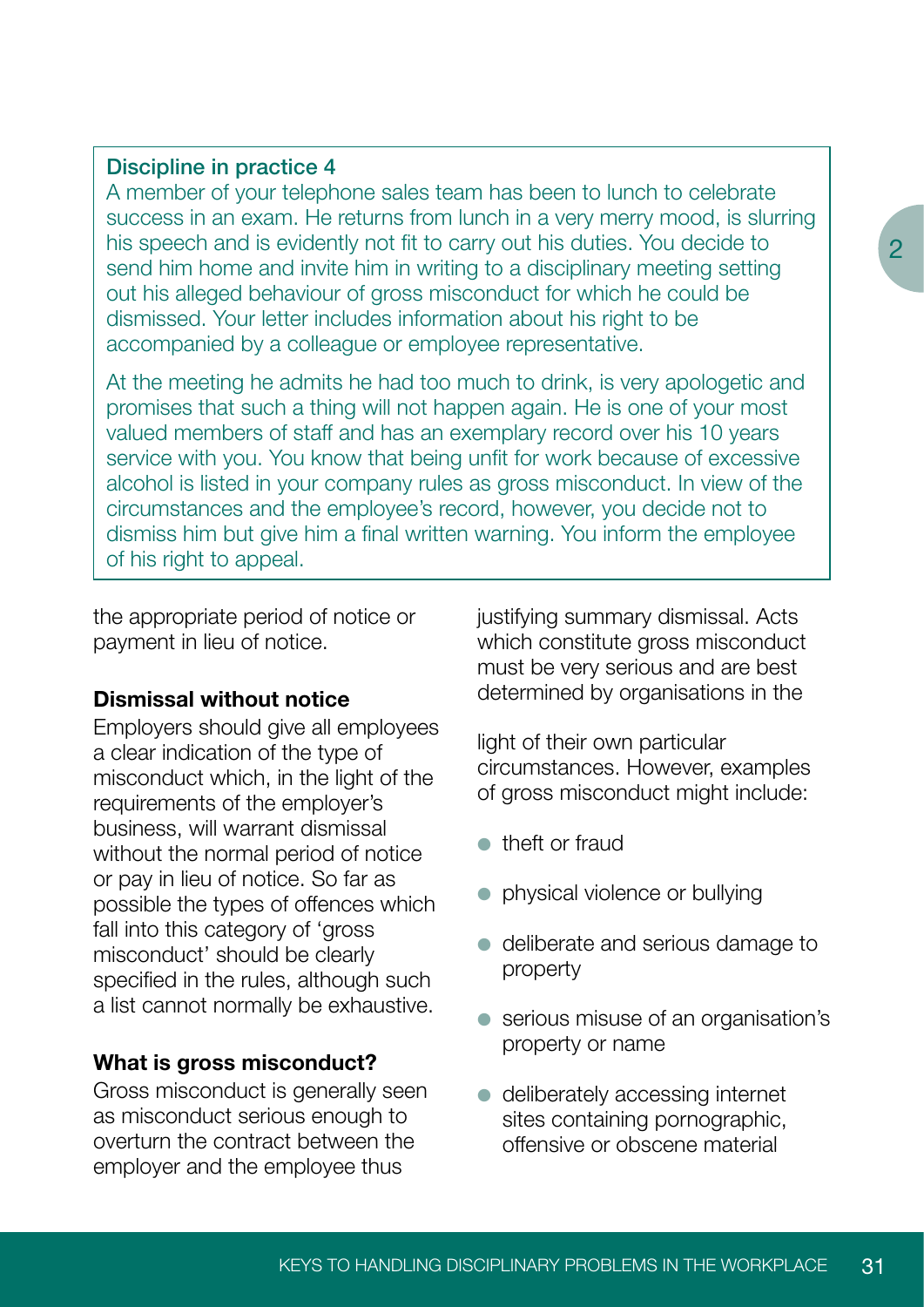**Discipline in practice 4**

A member of your telephone sales team has been to lunch to celebrate success in an exam. He returns from lunch in a very merry mood, is slurring his speech and is evidently not fit to carry out his duties. You decide to send him home and invite him in writing to a disciplinary meeting setting out his alleged behaviour of gross misconduct for which he could be dismissed. Your letter includes information about his right to be accompanied by a colleague or employee representative.

At the meeting he admits he had too much to drink, is very apologetic and promises that such a thing will not happen again. He is one of your most valued members of staff and has an exemplary record over his 10 years service with you. You know that being unfit for work because of excessive alcohol is listed in your company rules as gross misconduct. In view of the circumstances and the employee's record, however, you decide not to dismiss him but give him a final written warning. You inform the employee of his right to appeal.

the appropriate period of notice or payment in lieu of notice.

### Dismissal without notice

Employers should give all employees a clear indication of the type of misconduct which, in the light of the requirements of the employer's business, will warrant dismissal without the normal period of notice or pay in lieu of notice. So far as possible the types of offences which fall into this category of 'gross misconduct' should be clearly specified in the rules, although such a list cannot normally be exhaustive.

### What is gross misconduct?

Gross misconduct is generally seen as misconduct serious enough to overturn the contract between the employer and the employee thus justifying summary dismissal. Acts which constitute gross misconduct must be very serious and are best determined by organisations in the light of their own particular circumstances. However, examples of gross misconduct might include:

- theft or fraud
- physical violence or bullying
- deliberate and serious damage to property
- serious misuse of an organisation's property or name
- deliberately accessing internet sites containing pornographic, offensive or obscene material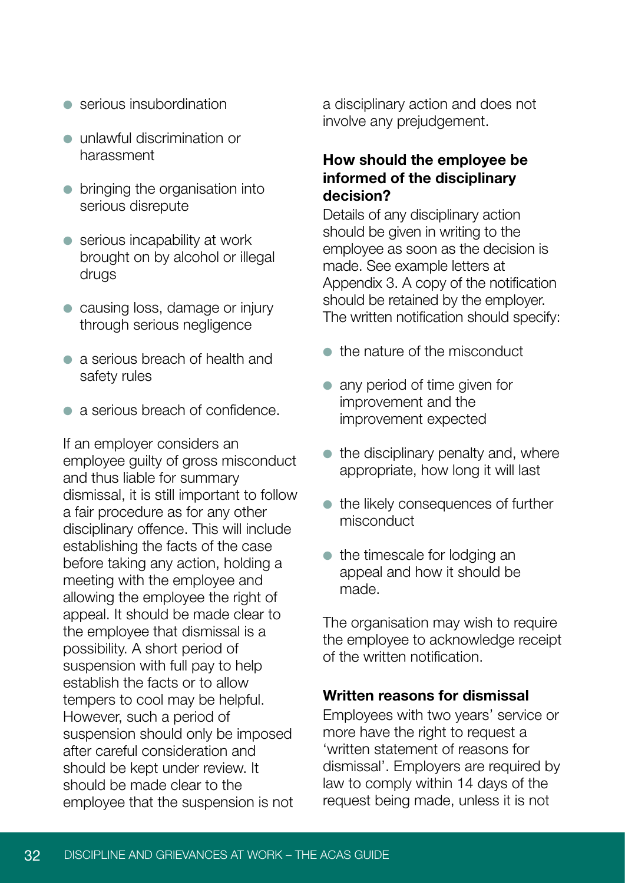- serious insubordination
- unlawful discrimination or harassment
- bringing the organisation into serious disrepute
- serious incapability at work brought on by alcohol or illegal drugs
- causing loss, damage or injury through serious negligence
- a serious breach of health and safety rules
- a serious breach of confidence.

If an employer considers an employee guilty of gross misconduct and thus liable for summary dismissal, it is still important to follow a fair procedure as for any other disciplinary offence. This will include establishing the facts of the case before taking any action, holding a meeting with the employee and allowing the employee the right of appeal. It should be made clear to the employee that dismissal is a possibility. A short period of suspension with full pay to help establish the facts or to allow tempers to cool may be helpful. However, such a period of suspension should only be imposed after careful consideration and should be kept under review. It should be made clear to the employee that the suspension is not a disciplinary action and does not involve any prejudgement.

### How should the employee be informed of the disciplinary decision?

Details of any disciplinary action should be given in writing to the employee as soon as the decision is made. See example letters at Appendix 3. A copy of the notification should be retained by the employer. The written notification should specify:

- the nature of the misconduct
- any period of time given for improvement and the improvement expected
- the disciplinary penalty and, where appropriate, how long it will last
- the likely consequences of further misconduct
- the timescale for lodging an appeal and how it should be made.

The organisation may wish to require the employee to acknowledge receipt of the written notification.

### Written reasons for dismissal

Employees with two years' service or more have the right to request a 'written statement of reasons for dismissal'. Employers are required by law to comply within 14 days of the request being made, unless it is not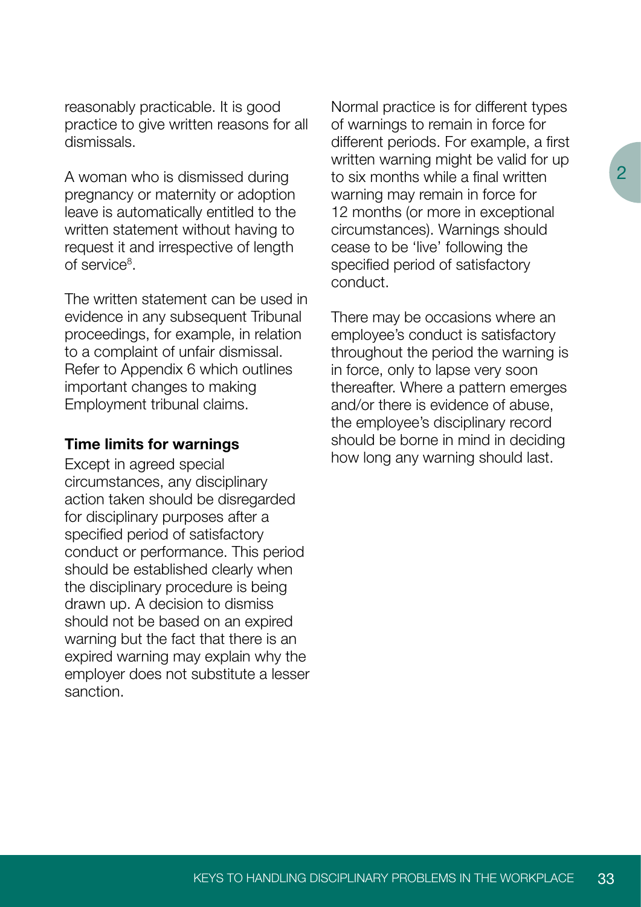reasonably practicable. It is good practice to give written reasons for all dismissals.

A woman who is dismissed during pregnancy or maternity or adoption leave is automatically entitled to the written statement without having to request it and irrespective of length of service[8].

The written statement can be used in evidence in any subsequent Tribunal proceedings, for example, in relation to a complaint of unfair dismissal. Refer to Appendix 6 which outlines important changes to making Employment tribunal claims.

**Time limits for warnings**

Except in agreed special circumstances, any disciplinary action taken should be disregarded for disciplinary purposes after a specified period of satisfactory conduct or performance. This period should be established clearly when the disciplinary procedure is being drawn up. A decision to dismiss should not be based on an expired warning but the fact that there is an expired warning may explain why the employer does not substitute a lesser sanction.

Normal practice is for different types of warnings to remain in force for different periods. For example, a first written warning might be valid for up to six months while a final written warning may remain in force for 12 months (or more in exceptional circumstances). Warnings should cease to be 'live' following the specified period of satisfactory conduct.

There may be occasions where an employee's conduct is satisfactory throughout the period the warning is in force, only to lapse very soon thereafter. Where a pattern emerges and/or there is evidence of abuse, the employee's disciplinary record should be borne in mind in deciding how long any warning should last.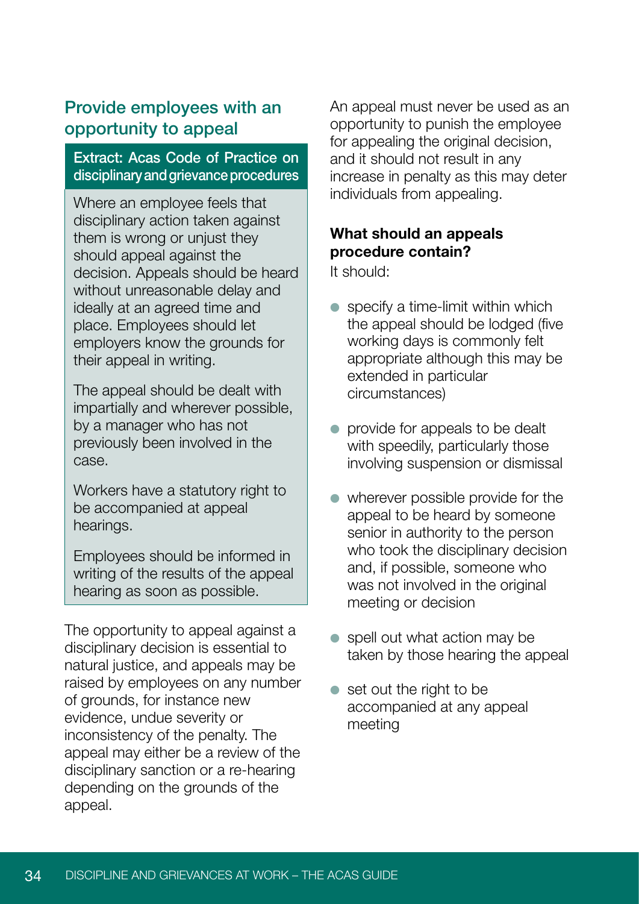## Provide employees with an opportunity to appeal

**Extract: Acas Code of Practice on disciplinary and grievance procedures**

Where an employee feels that disciplinary action taken against them is wrong or unjust they should appeal against the decision. Appeals should be heard without unreasonable delay and ideally at an agreed time and place. Employees should let employers know the grounds for their appeal in writing.

The appeal should be dealt with impartially and wherever possible, by a manager who has not previously been involved in the case.

Workers have a statutory right to be accompanied at appeal hearings.

Employees should be informed in writing of the results of the appeal hearing as soon as possible.

The opportunity to appeal against a disciplinary decision is essential to natural justice, and appeals may be raised by employees on any number of grounds, for instance new evidence, undue severity or inconsistency of the penalty. The appeal may either be a review of the disciplinary sanction or a re-hearing depending on the grounds of the appeal.

An appeal must never be used as an opportunity to punish the employee for appealing the original decision, and it should not result in any increase in penalty as this may deter individuals from appealing.

**What should an appeals procedure contain?**

It should:

- specify a time-limit within which the appeal should be lodged (five working days is commonly felt appropriate although this may be extended in particular circumstances)
- provide for appeals to be dealt with speedily, particularly those involving suspension or dismissal
- wherever possible provide for the appeal to be heard by someone senior in authority to the person who took the disciplinary decision and, if possible, someone who was not involved in the original meeting or decision
- spell out what action may be taken by those hearing the appeal
- set out the right to be accompanied at any appeal meeting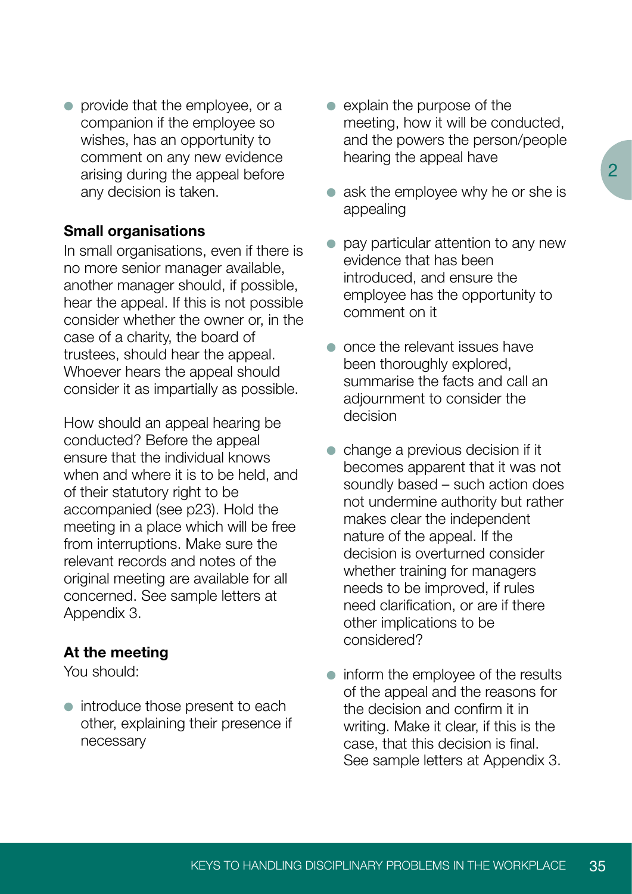- provide that the employee, or a companion if the employee so wishes, has an opportunity to comment on any new evidence arising during the appeal before any decision is taken.

**Small organisations**

In small organisations, even if there is no more senior manager available, another manager should, if possible, hear the appeal. If this is not possible consider whether the owner or, in the case of a charity, the board of trustees, should hear the appeal. Whoever hears the appeal should consider it as impartially as possible.

How should an appeal hearing be conducted? Before the appeal ensure that the individual knows when and where it is to be held, and of their statutory right to be accompanied (see p23). Hold the meeting in a place which will be free from interruptions. Make sure the relevant records and notes of the original meeting are available for all concerned. See sample letters at Appendix 3.

**At the meeting**

You should:

- introduce those present to each other, explaining their presence if necessary
- explain the purpose of the meeting, how it will be conducted, and the powers the person/people hearing the appeal have
- ask the employee why he or she is appealing
- pay particular attention to any new evidence that has been introduced, and ensure the employee has the opportunity to comment on it
- once the relevant issues have been thoroughly explored, summarise the facts and call an adjournment to consider the decision
- change a previous decision if it becomes apparent that it was not soundly based – such action does not undermine authority but rather makes clear the independent nature of the appeal. If the decision is overturned consider whether training for managers needs to be improved, if rules need clarification, or are if there other implications to be considered?
- inform the employee of the results of the appeal and the reasons for the decision and confirm it in writing. Make it clear, if this is the case, that this decision is final. See sample letters at Appendix 3.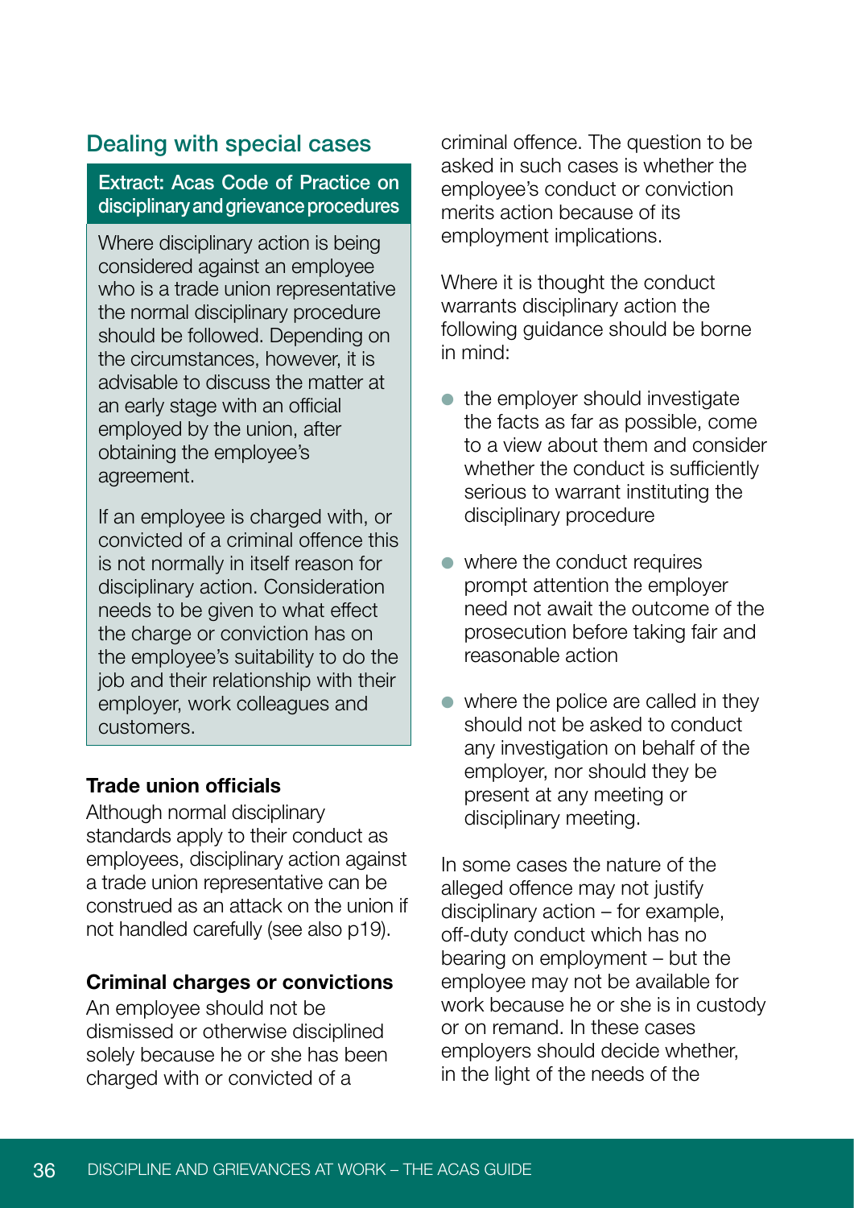## Dealing with special cases

> **Extract: Acas Code of Practice on disciplinary and grievance procedures**
>
> Where disciplinary action is being considered against an employee who is a trade union representative the normal disciplinary procedure should be followed. Depending on the circumstances, however, it is advisable to discuss the matter at an early stage with an official employed by the union, after obtaining the employee's agreement.
>
> If an employee is charged with, or convicted of a criminal offence this is not normally in itself reason for disciplinary action. Consideration needs to be given to what effect the charge or conviction has on the employee's suitability to do the job and their relationship with their employer, work colleagues and customers.

### Trade union officials

Although normal disciplinary standards apply to their conduct as employees, disciplinary action against a trade union representative can be construed as an attack on the union if not handled carefully (see also p19).

### Criminal charges or convictions

An employee should not be dismissed or otherwise disciplined solely because he or she has been charged with or convicted of a criminal offence. The question to be asked in such cases is whether the employee's conduct or conviction merits action because of its employment implications.

Where it is thought the conduct warrants disciplinary action the following guidance should be borne in mind:

- the employer should investigate the facts as far as possible, come to a view about them and consider whether the conduct is sufficiently serious to warrant instituting the disciplinary procedure
- where the conduct requires prompt attention the employer need not await the outcome of the prosecution before taking fair and reasonable action
- where the police are called in they should not be asked to conduct any investigation on behalf of the employer, nor should they be present at any meeting or disciplinary meeting.

In some cases the nature of the alleged offence may not justify disciplinary action – for example, off-duty conduct which has no bearing on employment – but the employee may not be available for work because he or she is in custody or on remand. In these cases employers should decide whether, in the light of the needs of the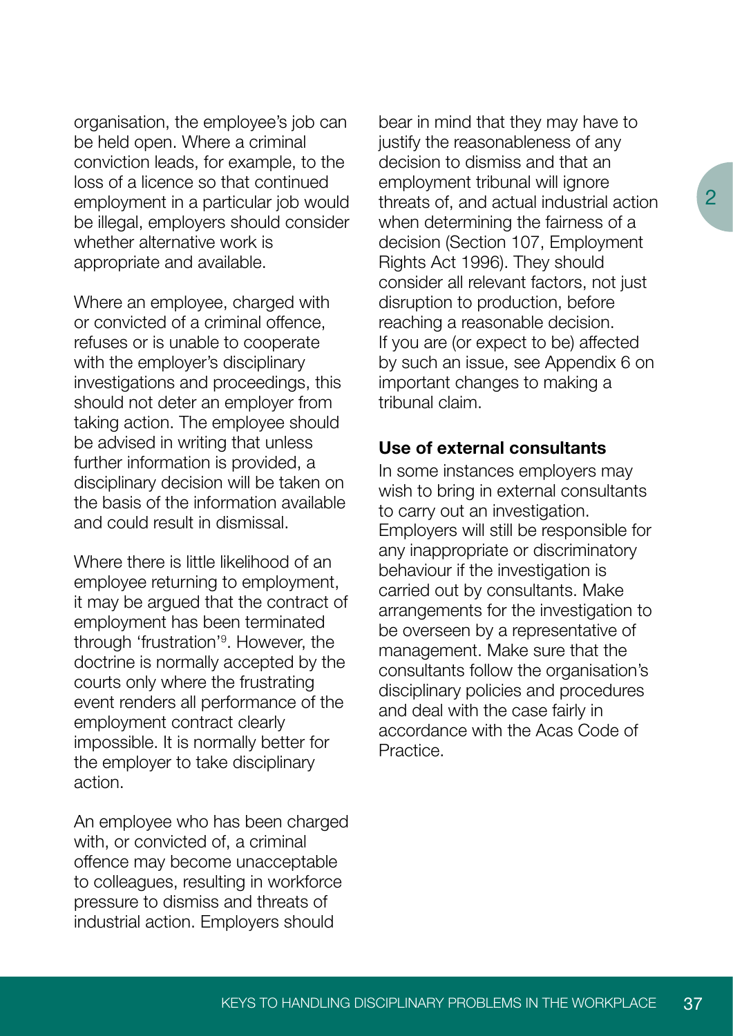organisation, the employee's job can be held open. Where a criminal conviction leads, for example, to the loss of a licence so that continued employment in a particular job would be illegal, employers should consider whether alternative work is appropriate and available.

Where an employee, charged with or convicted of a criminal offence, refuses or is unable to cooperate with the employer's disciplinary investigations and proceedings, this should not deter an employer from taking action. The employee should be advised in writing that unless further information is provided, a disciplinary decision will be taken on the basis of the information available and could result in dismissal.

Where there is little likelihood of an employee returning to employment, it may be argued that the contract of employment has been terminated through 'frustration'[9]. However, the doctrine is normally accepted by the courts only where the frustrating event renders all performance of the employment contract clearly impossible. It is normally better for the employer to take disciplinary action.

An employee who has been charged with, or convicted of, a criminal offence may become unacceptable to colleagues, resulting in workforce pressure to dismiss and threats of industrial action. Employers should bear in mind that they may have to justify the reasonableness of any decision to dismiss and that an employment tribunal will ignore threats of, and actual industrial action when determining the fairness of a decision (Section 107, Employment Rights Act 1996). They should consider all relevant factors, not just disruption to production, before reaching a reasonable decision. If you are (or expect to be) affected by such an issue, see Appendix 6 on important changes to making a tribunal claim.

**Use of external consultants**

In some instances employers may wish to bring in external consultants to carry out an investigation. Employers will still be responsible for any inappropriate or discriminatory behaviour if the investigation is carried out by consultants. Make arrangements for the investigation to be overseen by a representative of management. Make sure that the consultants follow the organisation's disciplinary policies and procedures and deal with the case fairly in accordance with the Acas Code of Practice.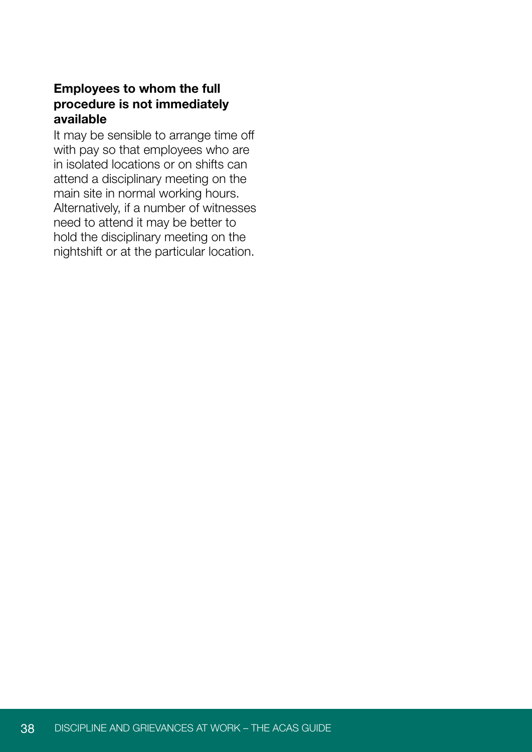### Employees to whom the full procedure is not immediately available

It may be sensible to arrange time off with pay so that employees who are in isolated locations or on shifts can attend a disciplinary meeting on the main site in normal working hours. Alternatively, if a number of witnesses need to attend it may be better to hold the disciplinary meeting on the nightshift or at the particular location.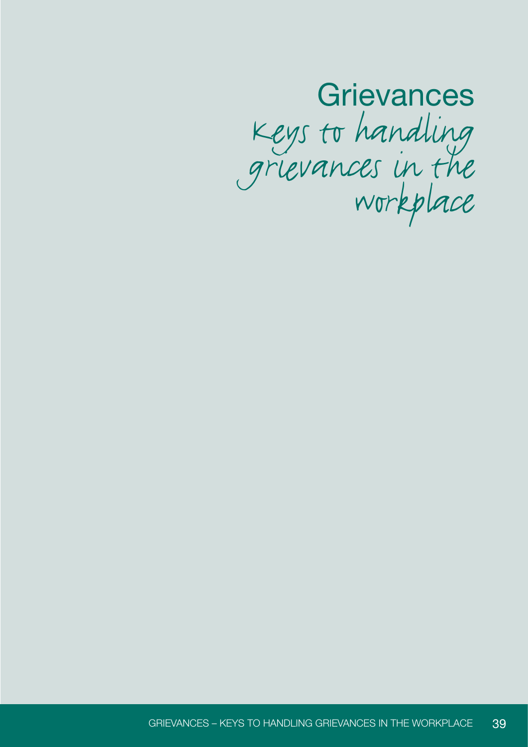# Grievances

*Keys to handling grievances in the workplace*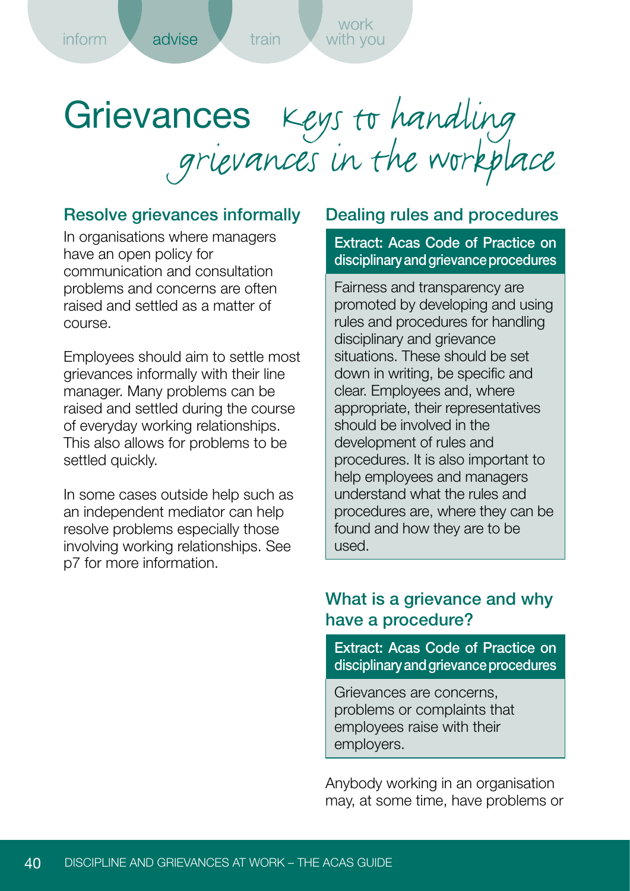# Grievances *Keys to handling grievances in the workplace*

## Resolve grievances informally

In organisations where managers have an open policy for communication and consultation problems and concerns are often raised and settled as a matter of course.

Employees should aim to settle most grievances informally with their line manager. Many problems can be raised and settled during the course of everyday working relationships. This also allows for problems to be settled quickly.

In some cases outside help such as an independent mediator can help resolve problems especially those involving working relationships. See p7 for more information.

## Dealing rules and procedures

**Extract: Acas Code of Practice on disciplinary and grievance procedures**

Fairness and transparency are promoted by developing and using rules and procedures for handling disciplinary and grievance situations. These should be set down in writing, be specific and clear. Employees and, where appropriate, their representatives should be involved in the development of rules and procedures. It is also important to help employees and managers understand what the rules and procedures are, where they can be found and how they are to be used.

## What is a grievance and why have a procedure?

**Extract: Acas Code of Practice on disciplinary and grievance procedures**

Grievances are concerns, problems or complaints that employees raise with their employers.

Anybody working in an organisation may, at some time, have problems or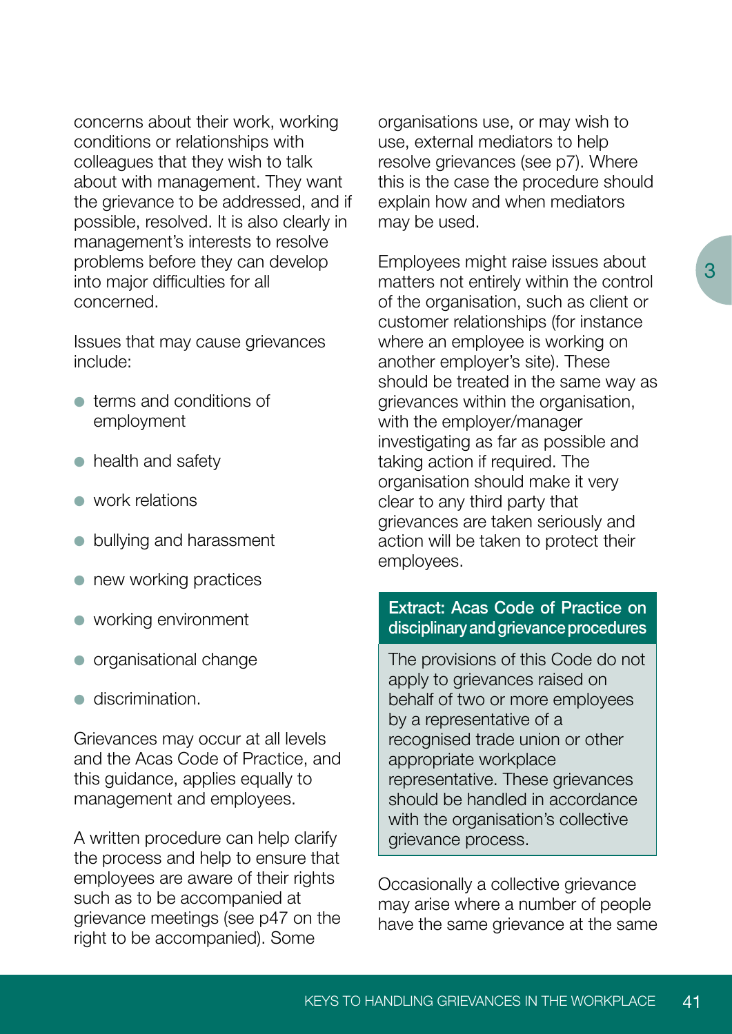concerns about their work, working conditions or relationships with colleagues that they wish to talk about with management. They want the grievance to be addressed, and if possible, resolved. It is also clearly in management's interests to resolve problems before they can develop into major difficulties for all concerned.

Issues that may cause grievances include:

- terms and conditions of employment
- health and safety
- work relations
- bullying and harassment
- new working practices
- working environment
- organisational change
- discrimination.

Grievances may occur at all levels and the Acas Code of Practice, and this guidance, applies equally to management and employees.

A written procedure can help clarify the process and help to ensure that employees are aware of their rights such as to be accompanied at grievance meetings (see p47 on the right to be accompanied). Some organisations use, or may wish to use, external mediators to help resolve grievances (see p7). Where this is the case the procedure should explain how and when mediators may be used.

Employees might raise issues about matters not entirely within the control of the organisation, such as client or customer relationships (for instance where an employee is working on another employer's site). These should be treated in the same way as grievances within the organisation, with the employer/manager investigating as far as possible and taking action if required. The organisation should make it very clear to any third party that grievances are taken seriously and action will be taken to protect their employees.

**Extract: Acas Code of Practice on disciplinary and grievance procedures**

The provisions of this Code do not apply to grievances raised on behalf of two or more employees by a representative of a recognised trade union or other appropriate workplace representative. These grievances should be handled in accordance with the organisation's collective grievance process.

Occasionally a collective grievance may arise where a number of people have the same grievance at the same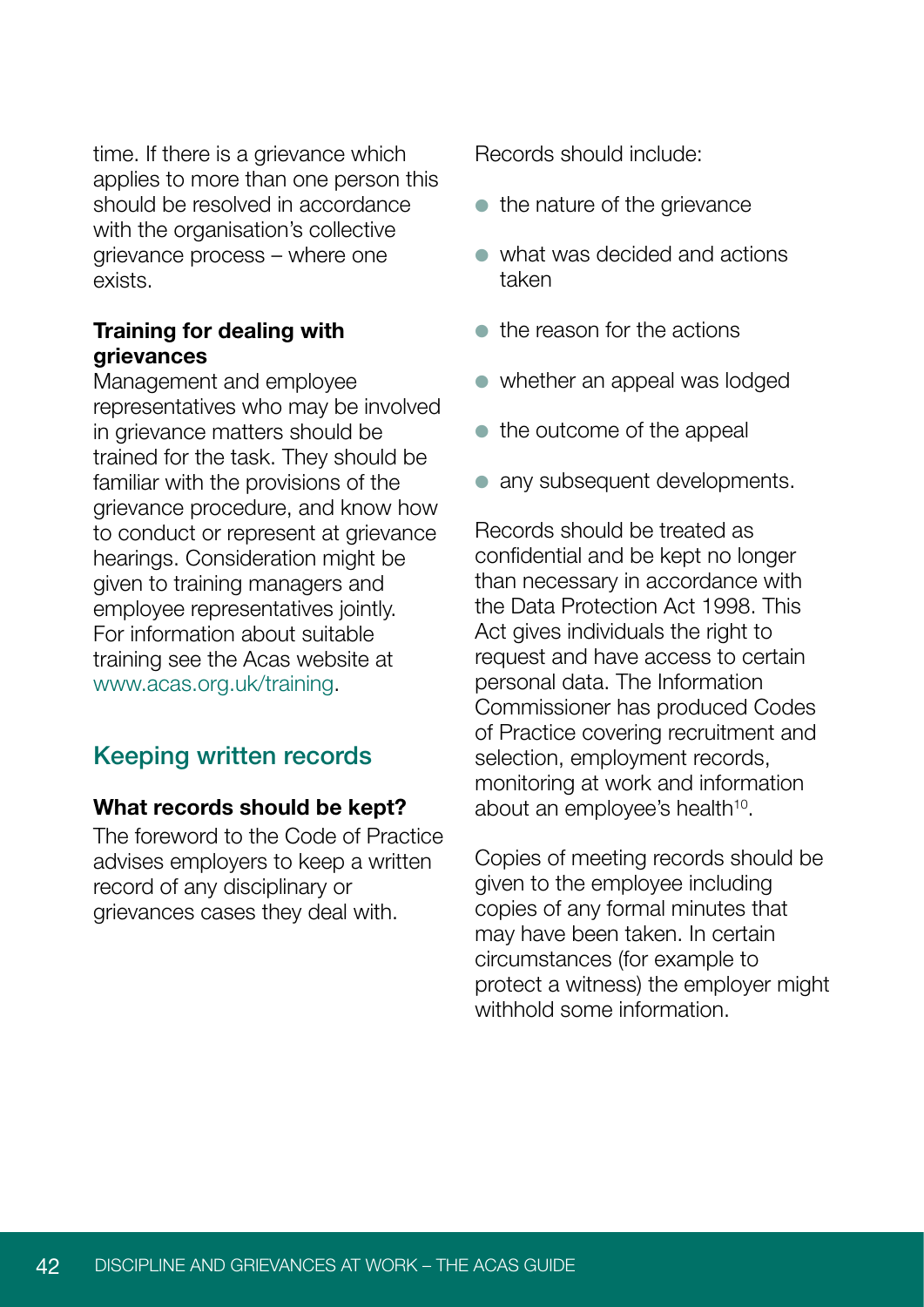time. If there is a grievance which applies to more than one person this should be resolved in accordance with the organisation's collective grievance process – where one exists.

**Training for dealing with grievances**

Management and employee representatives who may be involved in grievance matters should be trained for the task. They should be familiar with the provisions of the grievance procedure, and know how to conduct or represent at grievance hearings. Consideration might be given to training managers and employee representatives jointly. For information about suitable training see the Acas website at www.acas.org.uk/training.

## Keeping written records

**What records should be kept?**

The foreword to the Code of Practice advises employers to keep a written record of any disciplinary or grievances cases they deal with.

Records should include:

- the nature of the grievance
- what was decided and actions taken
- the reason for the actions
- whether an appeal was lodged
- the outcome of the appeal
- any subsequent developments.

Records should be treated as confidential and be kept no longer than necessary in accordance with the Data Protection Act 1998. This Act gives individuals the right to request and have access to certain personal data. The Information Commissioner has produced Codes of Practice covering recruitment and selection, employment records, monitoring at work and information about an employee's health[10].

Copies of meeting records should be given to the employee including copies of any formal minutes that may have been taken. In certain circumstances (for example to protect a witness) the employer might withhold some information.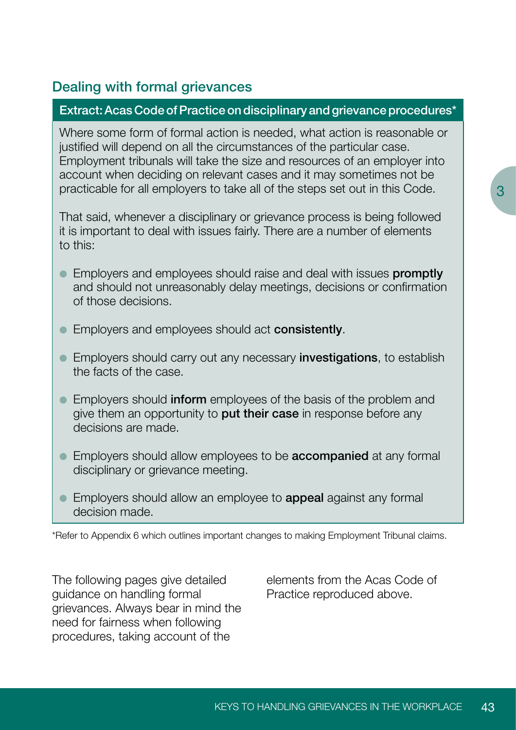## Dealing with formal grievances

**Extract: Acas Code of Practice on disciplinary and grievance procedures***

Where some form of formal action is needed, what action is reasonable or justified will depend on all the circumstances of the particular case. Employment tribunals will take the size and resources of an employer into account when deciding on relevant cases and it may sometimes not be practicable for all employers to take all of the steps set out in this Code.

That said, whenever a disciplinary or grievance process is being followed it is important to deal with issues fairly. There are a number of elements to this:

- Employers and employees should raise and deal with issues **promptly** and should not unreasonably delay meetings, decisions or confirmation of those decisions.
- Employers and employees should act **consistently**.
- Employers should carry out any necessary **investigations**, to establish the facts of the case.
- Employers should **inform** employees of the basis of the problem and give them an opportunity to **put their case** in response before any decisions are made.
- Employers should allow employees to be **accompanied** at any formal disciplinary or grievance meeting.
- Employers should allow an employee to **appeal** against any formal decision made.

*Refer to Appendix 6 which outlines important changes to making Employment Tribunal claims.

The following pages give detailed guidance on handling formal grievances. Always bear in mind the need for fairness when following procedures, taking account of the elements from the Acas Code of Practice reproduced above.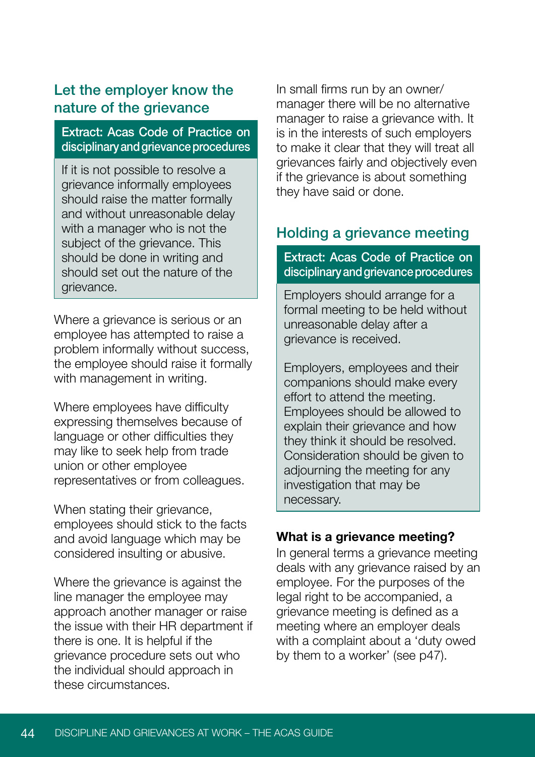## Let the employer know the nature of the grievance

> **Extract: Acas Code of Practice on disciplinary and grievance procedures**
>
> If it is not possible to resolve a grievance informally employees should raise the matter formally and without unreasonable delay with a manager who is not the subject of the grievance. This should be done in writing and should set out the nature of the grievance.

Where a grievance is serious or an employee has attempted to raise a problem informally without success, the employee should raise it formally with management in writing.

Where employees have difficulty expressing themselves because of language or other difficulties they may like to seek help from trade union or other employee representatives or from colleagues.

When stating their grievance, employees should stick to the facts and avoid language which may be considered insulting or abusive.

Where the grievance is against the line manager the employee may approach another manager or raise the issue with their HR department if there is one. It is helpful if the grievance procedure sets out who the individual should approach in these circumstances.

In small firms run by an owner/manager there will be no alternative manager to raise a grievance with. It is in the interests of such employers to make it clear that they will treat all grievances fairly and objectively even if the grievance is about something they have said or done.

## Holding a grievance meeting

> **Extract: Acas Code of Practice on disciplinary and grievance procedures**
>
> Employers should arrange for a formal meeting to be held without unreasonable delay after a grievance is received.
>
> Employers, employees and their companions should make every effort to attend the meeting. Employees should be allowed to explain their grievance and how they think it should be resolved. Consideration should be given to adjourning the meeting for any investigation that may be necessary.

**What is a grievance meeting?**

In general terms a grievance meeting deals with any grievance raised by an employee. For the purposes of the legal right to be accompanied, a grievance meeting is defined as a meeting where an employer deals with a complaint about a 'duty owed by them to a worker' (see p47).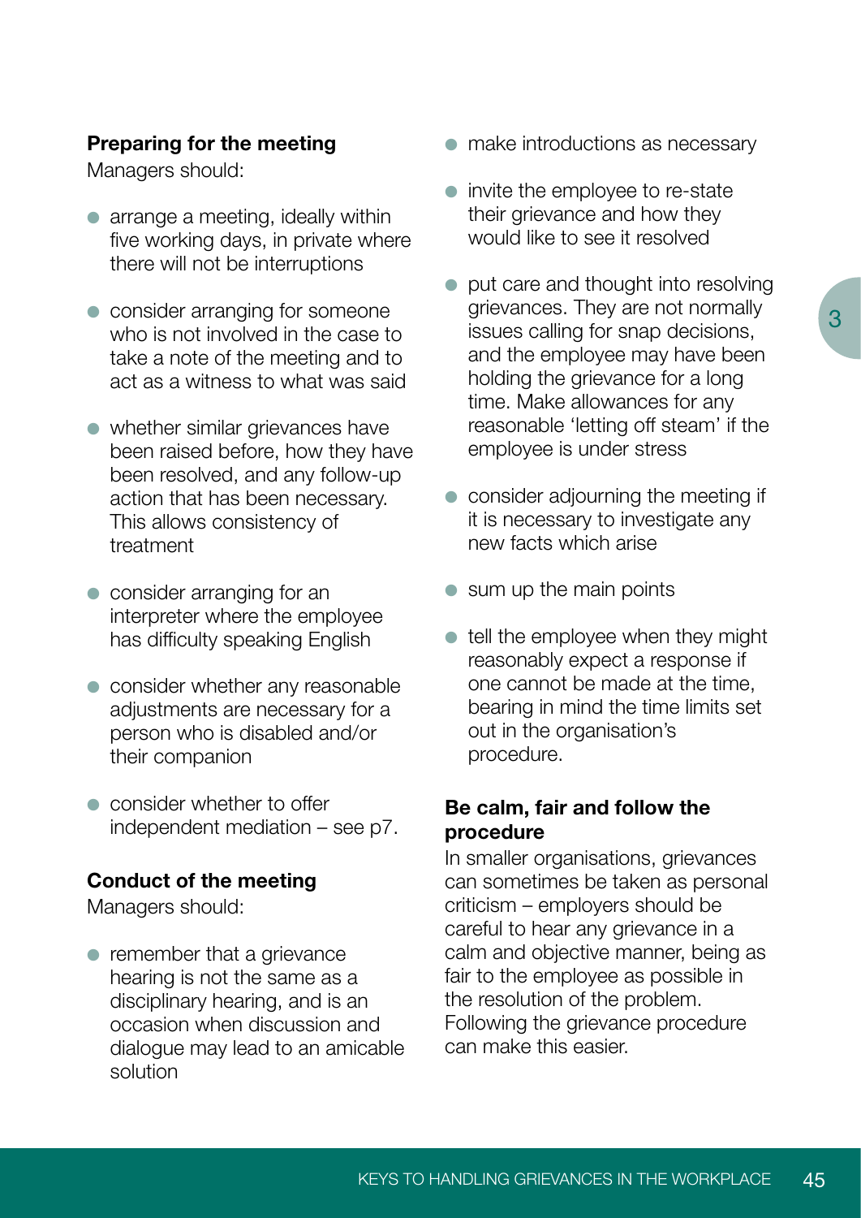#### Preparing for the meeting

Managers should:

- arrange a meeting, ideally within five working days, in private where there will not be interruptions
- consider arranging for someone who is not involved in the case to take a note of the meeting and to act as a witness to what was said
- whether similar grievances have been raised before, how they have been resolved, and any follow-up action that has been necessary. This allows consistency of treatment
- consider arranging for an interpreter where the employee has difficulty speaking English
- consider whether any reasonable adjustments are necessary for a person who is disabled and/or their companion
- consider whether to offer independent mediation – see p7.

#### Conduct of the meeting

Managers should:

- remember that a grievance hearing is not the same as a disciplinary hearing, and is an occasion when discussion and dialogue may lead to an amicable solution
- make introductions as necessary
- invite the employee to re-state their grievance and how they would like to see it resolved
- put care and thought into resolving grievances. They are not normally issues calling for snap decisions, and the employee may have been holding the grievance for a long time. Make allowances for any reasonable 'letting off steam' if the employee is under stress
- consider adjourning the meeting if it is necessary to investigate any new facts which arise
- sum up the main points
- tell the employee when they might reasonably expect a response if one cannot be made at the time, bearing in mind the time limits set out in the organisation's procedure.

#### Be calm, fair and follow the procedure

In smaller organisations, grievances can sometimes be taken as personal criticism – employers should be careful to hear any grievance in a calm and objective manner, being as fair to the employee as possible in the resolution of the problem. Following the grievance procedure can make this easier.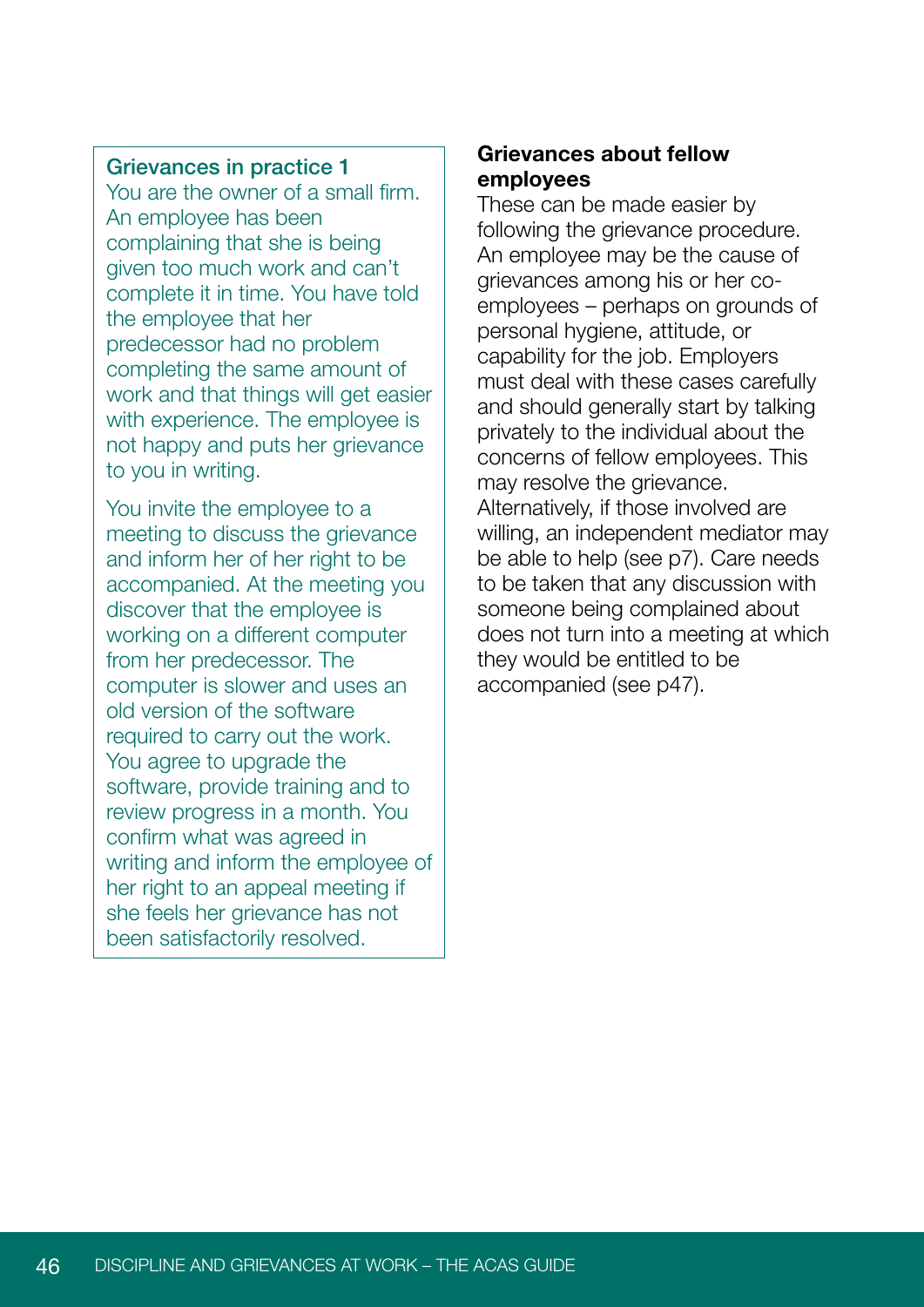### Grievances in practice 1

You are the owner of a small firm. An employee has been complaining that she is being given too much work and can't complete it in time. You have told the employee that her predecessor had no problem completing the same amount of work and that things will get easier with experience. The employee is not happy and puts her grievance to you in writing.

You invite the employee to a meeting to discuss the grievance and inform her of her right to be accompanied. At the meeting you discover that the employee is working on a different computer from her predecessor. The computer is slower and uses an old version of the software required to carry out the work. You agree to upgrade the software, provide training and to review progress in a month. You confirm what was agreed in writing and inform the employee of her right to an appeal meeting if she feels her grievance has not been satisfactorily resolved.

## Grievances about fellow employees

These can be made easier by following the grievance procedure. An employee may be the cause of grievances among his or her co-employees – perhaps on grounds of personal hygiene, attitude, or capability for the job. Employers must deal with these cases carefully and should generally start by talking privately to the individual about the concerns of fellow employees. This may resolve the grievance. Alternatively, if those involved are willing, an independent mediator may be able to help (see p7). Care needs to be taken that any discussion with someone being complained about does not turn into a meeting at which they would be entitled to be accompanied (see p47).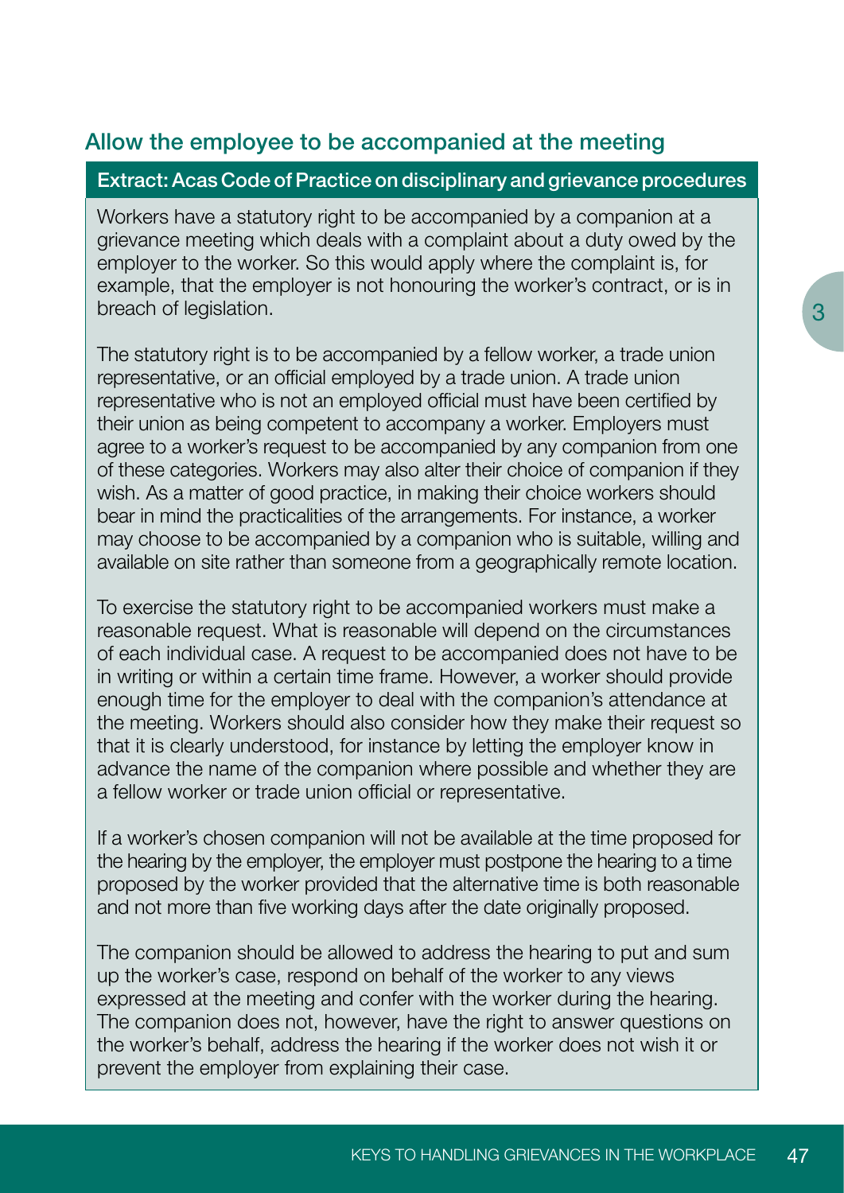## Allow the employee to be accompanied at the meeting

**Extract: Acas Code of Practice on disciplinary and grievance procedures**

Workers have a statutory right to be accompanied by a companion at a grievance meeting which deals with a complaint about a duty owed by the employer to the worker. So this would apply where the complaint is, for example, that the employer is not honouring the worker's contract, or is in breach of legislation.

The statutory right is to be accompanied by a fellow worker, a trade union representative, or an official employed by a trade union. A trade union representative who is not an employed official must have been certified by their union as being competent to accompany a worker. Employers must agree to a worker's request to be accompanied by any companion from one of these categories. Workers may also alter their choice of companion if they wish. As a matter of good practice, in making their choice workers should bear in mind the practicalities of the arrangements. For instance, a worker may choose to be accompanied by a companion who is suitable, willing and available on site rather than someone from a geographically remote location.

To exercise the statutory right to be accompanied workers must make a reasonable request. What is reasonable will depend on the circumstances of each individual case. A request to be accompanied does not have to be in writing or within a certain time frame. However, a worker should provide enough time for the employer to deal with the companion's attendance at the meeting. Workers should also consider how they make their request so that it is clearly understood, for instance by letting the employer know in advance the name of the companion where possible and whether they are a fellow worker or trade union official or representative.

If a worker's chosen companion will not be available at the time proposed for the hearing by the employer, the employer must postpone the hearing to a time proposed by the worker provided that the alternative time is both reasonable and not more than five working days after the date originally proposed.

The companion should be allowed to address the hearing to put and sum up the worker's case, respond on behalf of the worker to any views expressed at the meeting and confer with the worker during the hearing. The companion does not, however, have the right to answer questions on the worker's behalf, address the hearing if the worker does not wish it or prevent the employer from explaining their case.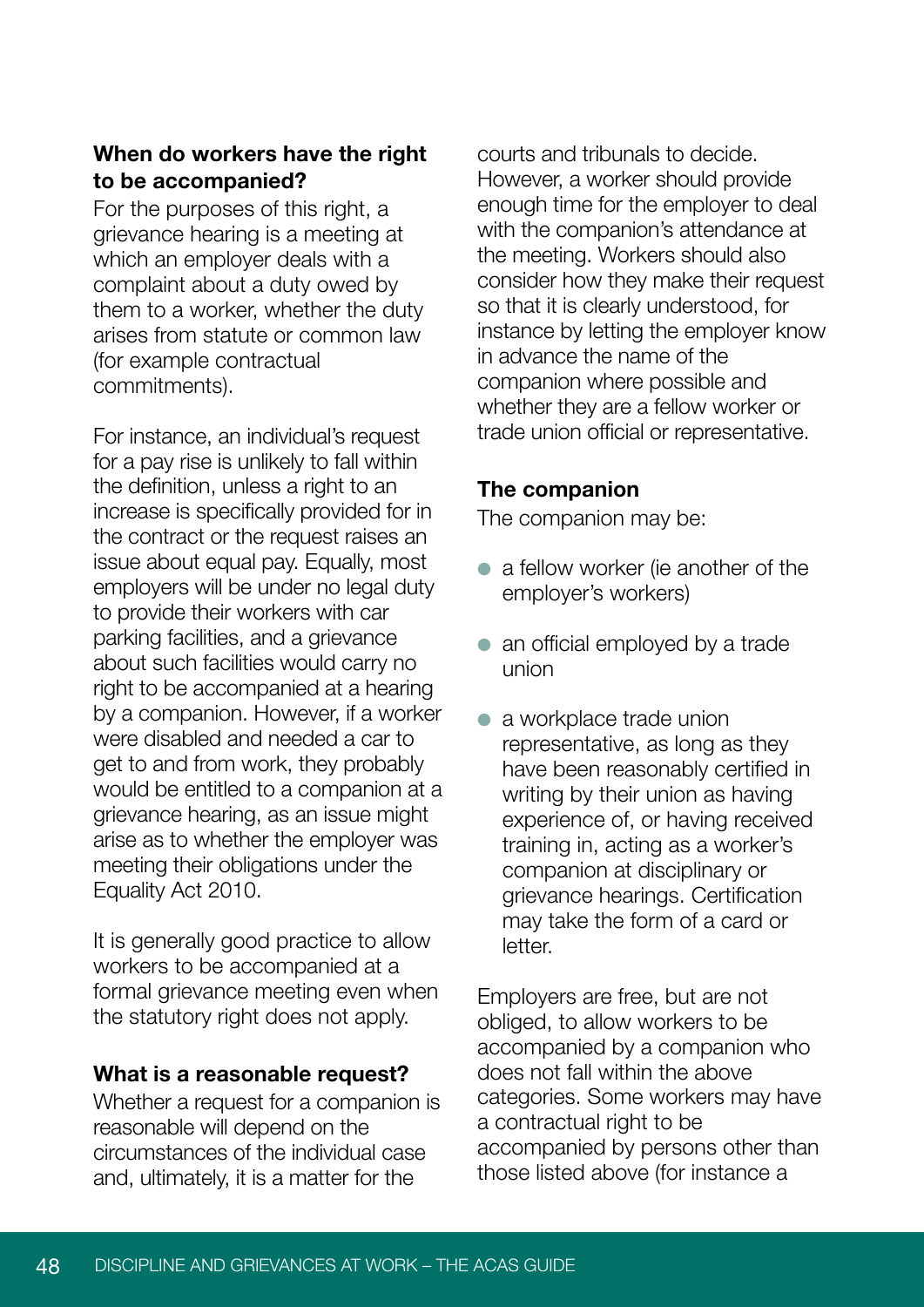### When do workers have the right to be accompanied?

For the purposes of this right, a grievance hearing is a meeting at which an employer deals with a complaint about a duty owed by them to a worker, whether the duty arises from statute or common law (for example contractual commitments).

For instance, an individual's request for a pay rise is unlikely to fall within the definition, unless a right to an increase is specifically provided for in the contract or the request raises an issue about equal pay. Equally, most employers will be under no legal duty to provide their workers with car parking facilities, and a grievance about such facilities would carry no right to be accompanied at a hearing by a companion. However, if a worker were disabled and needed a car to get to and from work, they probably would be entitled to a companion at a grievance hearing, as an issue might arise as to whether the employer was meeting their obligations under the Equality Act 2010.

It is generally good practice to allow workers to be accompanied at a formal grievance meeting even when the statutory right does not apply.

### What is a reasonable request?

Whether a request for a companion is reasonable will depend on the circumstances of the individual case and, ultimately, it is a matter for the courts and tribunals to decide. However, a worker should provide enough time for the employer to deal with the companion's attendance at the meeting. Workers should also consider how they make their request so that it is clearly understood, for instance by letting the employer know in advance the name of the companion where possible and whether they are a fellow worker or trade union official or representative.

### The companion

The companion may be:

- a fellow worker (ie another of the employer's workers)
- an official employed by a trade union
- a workplace trade union representative, as long as they have been reasonably certified in writing by their union as having experience of, or having received training in, acting as a worker's companion at disciplinary or grievance hearings. Certification may take the form of a card or letter.

Employers are free, but are not obliged, to allow workers to be accompanied by a companion who does not fall within the above categories. Some workers may have a contractual right to be accompanied by persons other than those listed above (for instance a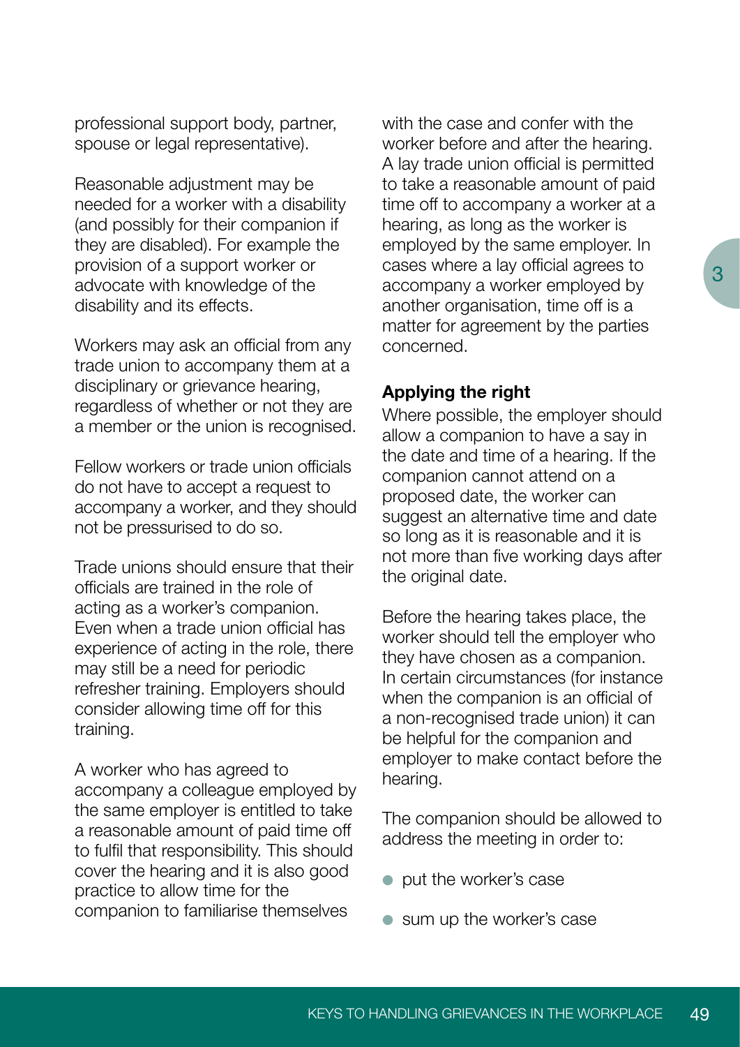professional support body, partner, spouse or legal representative).

Reasonable adjustment may be needed for a worker with a disability (and possibly for their companion if they are disabled). For example the provision of a support worker or advocate with knowledge of the disability and its effects.

Workers may ask an official from any trade union to accompany them at a disciplinary or grievance hearing, regardless of whether or not they are a member or the union is recognised.

Fellow workers or trade union officials do not have to accept a request to accompany a worker, and they should not be pressurised to do so.

Trade unions should ensure that their officials are trained in the role of acting as a worker's companion. Even when a trade union official has experience of acting in the role, there may still be a need for periodic refresher training. Employers should consider allowing time off for this training.

A worker who has agreed to accompany a colleague employed by the same employer is entitled to take a reasonable amount of paid time off to fulfil that responsibility. This should cover the hearing and it is also good practice to allow time for the companion to familiarise themselves with the case and confer with the worker before and after the hearing. A lay trade union official is permitted to take a reasonable amount of paid time off to accompany a worker at a hearing, as long as the worker is employed by the same employer. In cases where a lay official agrees to accompany a worker employed by another organisation, time off is a matter for agreement by the parties concerned.

**Applying the right**

Where possible, the employer should allow a companion to have a say in the date and time of a hearing. If the companion cannot attend on a proposed date, the worker can suggest an alternative time and date so long as it is reasonable and it is not more than five working days after the original date.

Before the hearing takes place, the worker should tell the employer who they have chosen as a companion. In certain circumstances (for instance when the companion is an official of a non-recognised trade union) it can be helpful for the companion and employer to make contact before the hearing.

The companion should be allowed to address the meeting in order to:

- put the worker's case
- sum up the worker's case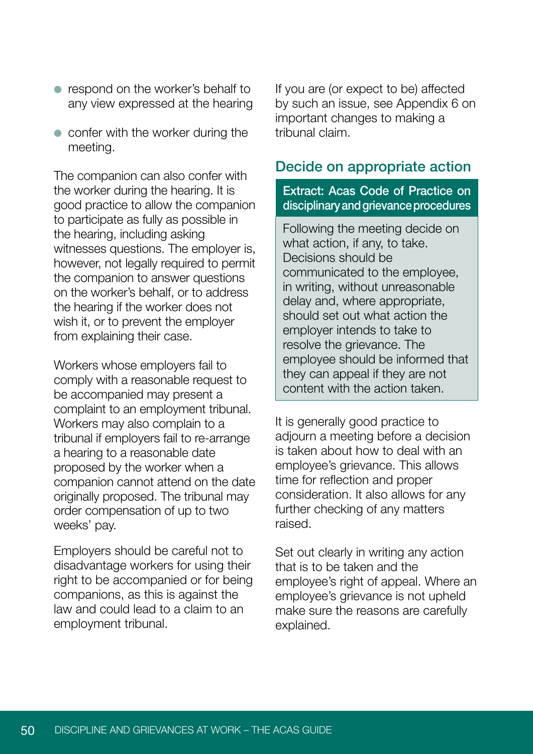- respond on the worker's behalf to any view expressed at the hearing
- confer with the worker during the meeting.

The companion can also confer with the worker during the hearing. It is good practice to allow the companion to participate as fully as possible in the hearing, including asking witnesses questions. The employer is, however, not legally required to permit the companion to answer questions on the worker's behalf, or to address the hearing if the worker does not wish it, or to prevent the employer from explaining their case.

Workers whose employers fail to comply with a reasonable request to be accompanied may present a complaint to an employment tribunal. Workers may also complain to a tribunal if employers fail to re-arrange a hearing to a reasonable date proposed by the worker when a companion cannot attend on the date originally proposed. The tribunal may order compensation of up to two weeks' pay.

Employers should be careful not to disadvantage workers for using their right to be accompanied or for being companions, as this is against the law and could lead to a claim to an employment tribunal.

If you are (or expect to be) affected by such an issue, see Appendix 6 on important changes to making a tribunal claim.

## Decide on appropriate action

**Extract: Acas Code of Practice on disciplinary and grievance procedures**

Following the meeting decide on what action, if any, to take. Decisions should be communicated to the employee, in writing, without unreasonable delay and, where appropriate, should set out what action the employer intends to take to resolve the grievance. The employee should be informed that they can appeal if they are not content with the action taken.

It is generally good practice to adjourn a meeting before a decision is taken about how to deal with an employee's grievance. This allows time for reflection and proper consideration. It also allows for any further checking of any matters raised.

Set out clearly in writing any action that is to be taken and the employee's right of appeal. Where an employee's grievance is not upheld make sure the reasons are carefully explained.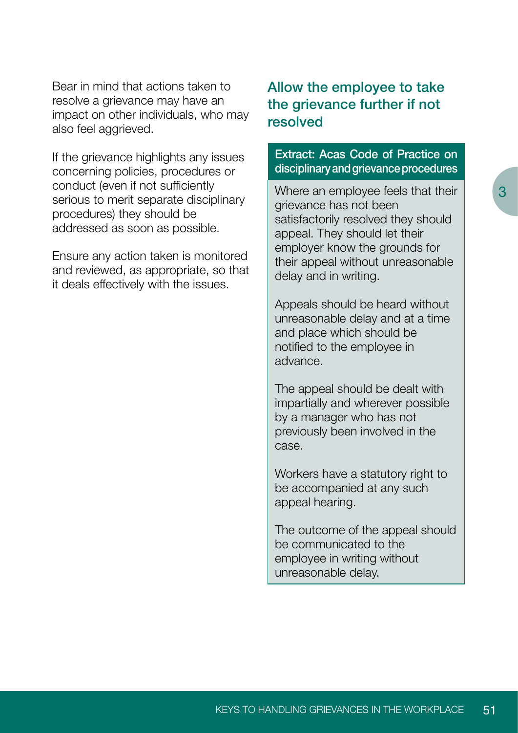Bear in mind that actions taken to resolve a grievance may have an impact on other individuals, who may also feel aggrieved.

If the grievance highlights any issues concerning policies, procedures or conduct (even if not sufficiently serious to merit separate disciplinary procedures) they should be addressed as soon as possible.

Ensure any action taken is monitored and reviewed, as appropriate, so that it deals effectively with the issues.

## Allow the employee to take the grievance further if not resolved

**Extract: Acas Code of Practice on disciplinary and grievance procedures**

Where an employee feels that their grievance has not been satisfactorily resolved they should appeal. They should let their employer know the grounds for their appeal without unreasonable delay and in writing.

Appeals should be heard without unreasonable delay and at a time and place which should be notified to the employee in advance.

The appeal should be dealt with impartially and wherever possible by a manager who has not previously been involved in the case.

Workers have a statutory right to be accompanied at any such appeal hearing.

The outcome of the appeal should be communicated to the employee in writing without unreasonable delay.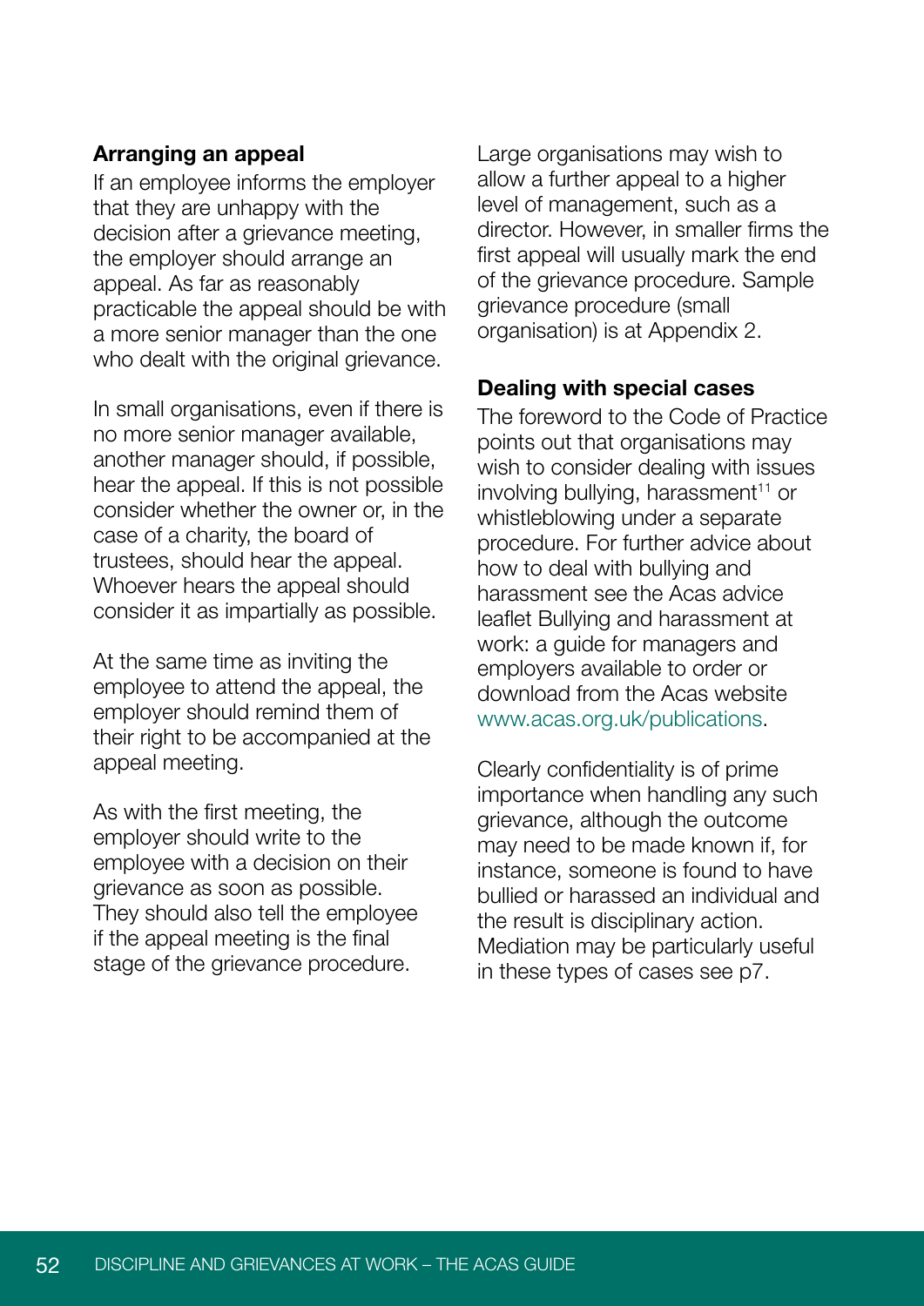### Arranging an appeal

If an employee informs the employer that they are unhappy with the decision after a grievance meeting, the employer should arrange an appeal. As far as reasonably practicable the appeal should be with a more senior manager than the one who dealt with the original grievance.

In small organisations, even if there is no more senior manager available, another manager should, if possible, hear the appeal. If this is not possible consider whether the owner or, in the case of a charity, the board of trustees, should hear the appeal. Whoever hears the appeal should consider it as impartially as possible.

At the same time as inviting the employee to attend the appeal, the employer should remind them of their right to be accompanied at the appeal meeting.

As with the first meeting, the employer should write to the employee with a decision on their grievance as soon as possible. They should also tell the employee if the appeal meeting is the final stage of the grievance procedure.

Large organisations may wish to allow a further appeal to a higher level of management, such as a director. However, in smaller firms the first appeal will usually mark the end of the grievance procedure. Sample grievance procedure (small organisation) is at Appendix 2.

### Dealing with special cases

The foreword to the Code of Practice points out that organisations may wish to consider dealing with issues involving bullying, harassment[11] or whistleblowing under a separate procedure. For further advice about how to deal with bullying and harassment see the Acas advice leaflet Bullying and harassment at work: a guide for managers and employers available to order or download from the Acas website www.acas.org.uk/publications.

Clearly confidentiality is of prime importance when handling any such grievance, although the outcome may need to be made known if, for instance, someone is found to have bullied or harassed an individual and the result is disciplinary action. Mediation may be particularly useful in these types of cases see p7.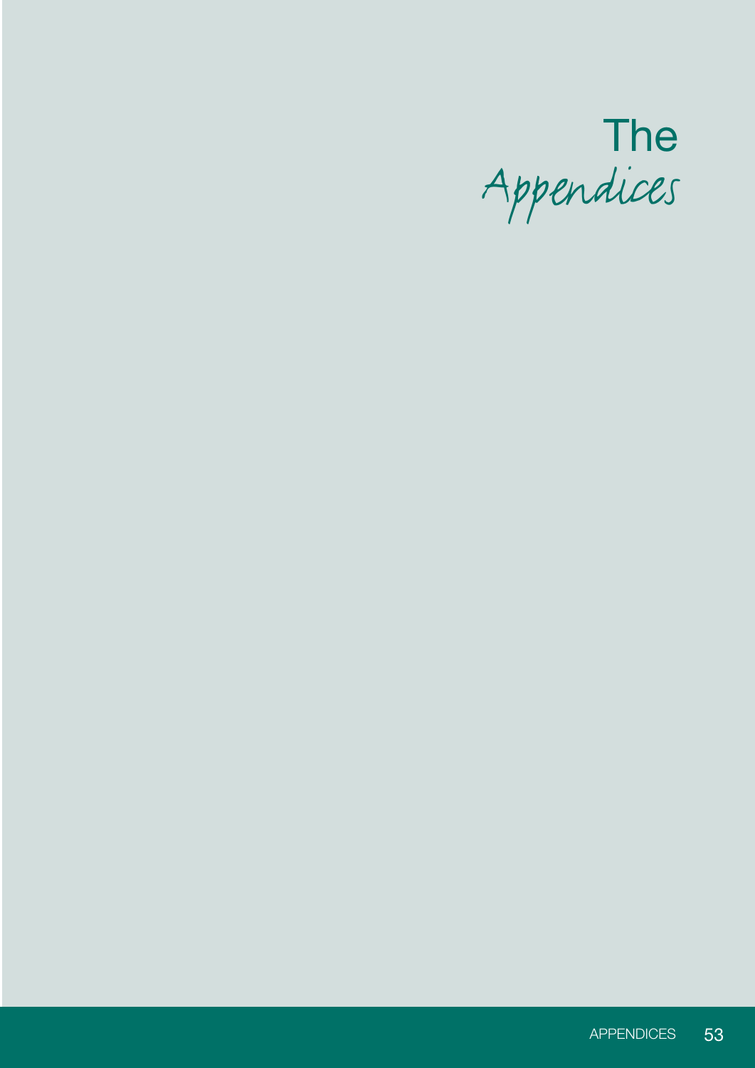# The *Appendices*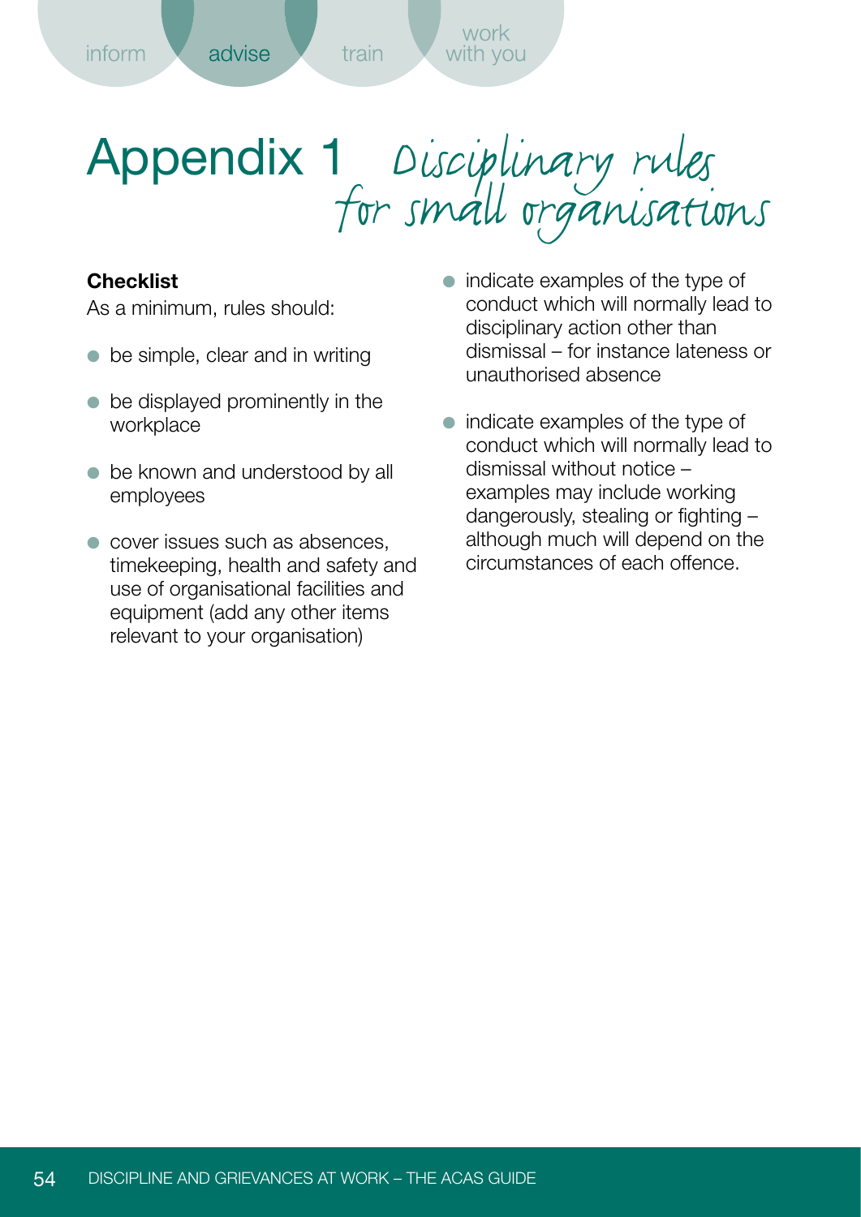# Appendix 1 Disciplinary rules for small organisations

**Checklist**

As a minimum, rules should:

- be simple, clear and in writing
- be displayed prominently in the workplace
- be known and understood by all employees
- cover issues such as absences, timekeeping, health and safety and use of organisational facilities and equipment (add any other items relevant to your organisation)
- indicate examples of the type of conduct which will normally lead to disciplinary action other than dismissal – for instance lateness or unauthorised absence
- indicate examples of the type of conduct which will normally lead to dismissal without notice – examples may include working dangerously, stealing or fighting – although much will depend on the circumstances of each offence.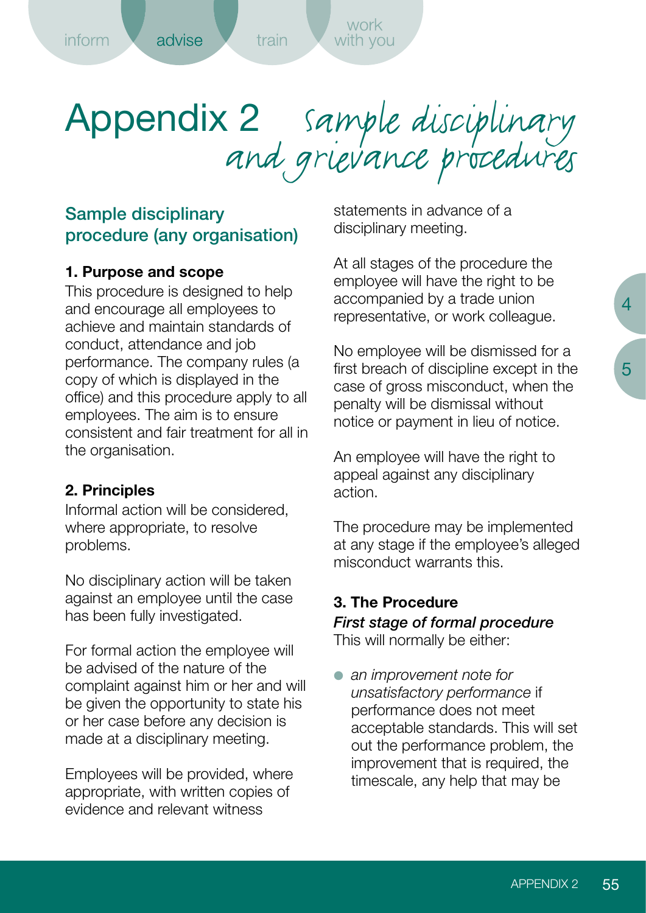# Appendix 2 Sample disciplinary and grievance procedures

## Sample disciplinary procedure (any organisation)

**1. Purpose and scope**

This procedure is designed to help and encourage all employees to achieve and maintain standards of conduct, attendance and job performance. The company rules (a copy of which is displayed in the office) and this procedure apply to all employees. The aim is to ensure consistent and fair treatment for all in the organisation.

**2. Principles**

Informal action will be considered, where appropriate, to resolve problems.

No disciplinary action will be taken against an employee until the case has been fully investigated.

For formal action the employee will be advised of the nature of the complaint against him or her and will be given the opportunity to state his or her case before any decision is made at a disciplinary meeting.

Employees will be provided, where appropriate, with written copies of evidence and relevant witness statements in advance of a disciplinary meeting.

At all stages of the procedure the employee will have the right to be accompanied by a trade union representative, or work colleague.

No employee will be dismissed for a first breach of discipline except in the case of gross misconduct, when the penalty will be dismissal without notice or payment in lieu of notice.

An employee will have the right to appeal against any disciplinary action.

The procedure may be implemented at any stage if the employee's alleged misconduct warrants this.

**3. The Procedure**

***First stage of formal procedure***

This will normally be either:

- *an improvement note for unsatisfactory performance* if performance does not meet acceptable standards. This will set out the performance problem, the improvement that is required, the timescale, any help that may be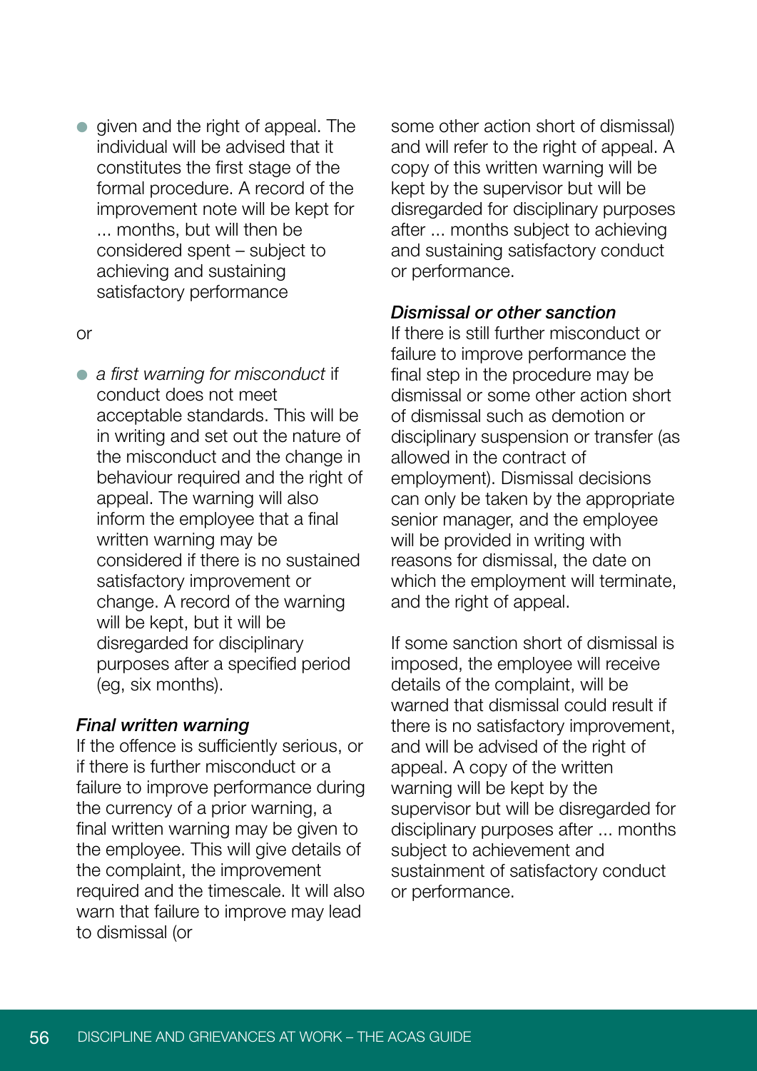- given and the right of appeal. The individual will be advised that it constitutes the first stage of the formal procedure. A record of the improvement note will be kept for ... months, but will then be considered spent – subject to achieving and sustaining satisfactory performance

or

- *a first warning for misconduct* if conduct does not meet acceptable standards. This will be in writing and set out the nature of the misconduct and the change in behaviour required and the right of appeal. The warning will also inform the employee that a final written warning may be considered if there is no sustained satisfactory improvement or change. A record of the warning will be kept, but it will be disregarded for disciplinary purposes after a specified period (eg, six months).

***Final written warning***

If the offence is sufficiently serious, or if there is further misconduct or a failure to improve performance during the currency of a prior warning, a final written warning may be given to the employee. This will give details of the complaint, the improvement required and the timescale. It will also warn that failure to improve may lead to dismissal (or some other action short of dismissal) and will refer to the right of appeal. A copy of this written warning will be kept by the supervisor but will be disregarded for disciplinary purposes after ... months subject to achieving and sustaining satisfactory conduct or performance.

***Dismissal or other sanction***

If there is still further misconduct or failure to improve performance the final step in the procedure may be dismissal or some other action short of dismissal such as demotion or disciplinary suspension or transfer (as allowed in the contract of employment). Dismissal decisions can only be taken by the appropriate senior manager, and the employee will be provided in writing with reasons for dismissal, the date on which the employment will terminate, and the right of appeal.

If some sanction short of dismissal is imposed, the employee will receive details of the complaint, will be warned that dismissal could result if there is no satisfactory improvement, and will be advised of the right of appeal. A copy of the written warning will be kept by the supervisor but will be disregarded for disciplinary purposes after ... months subject to achievement and sustainment of satisfactory conduct or performance.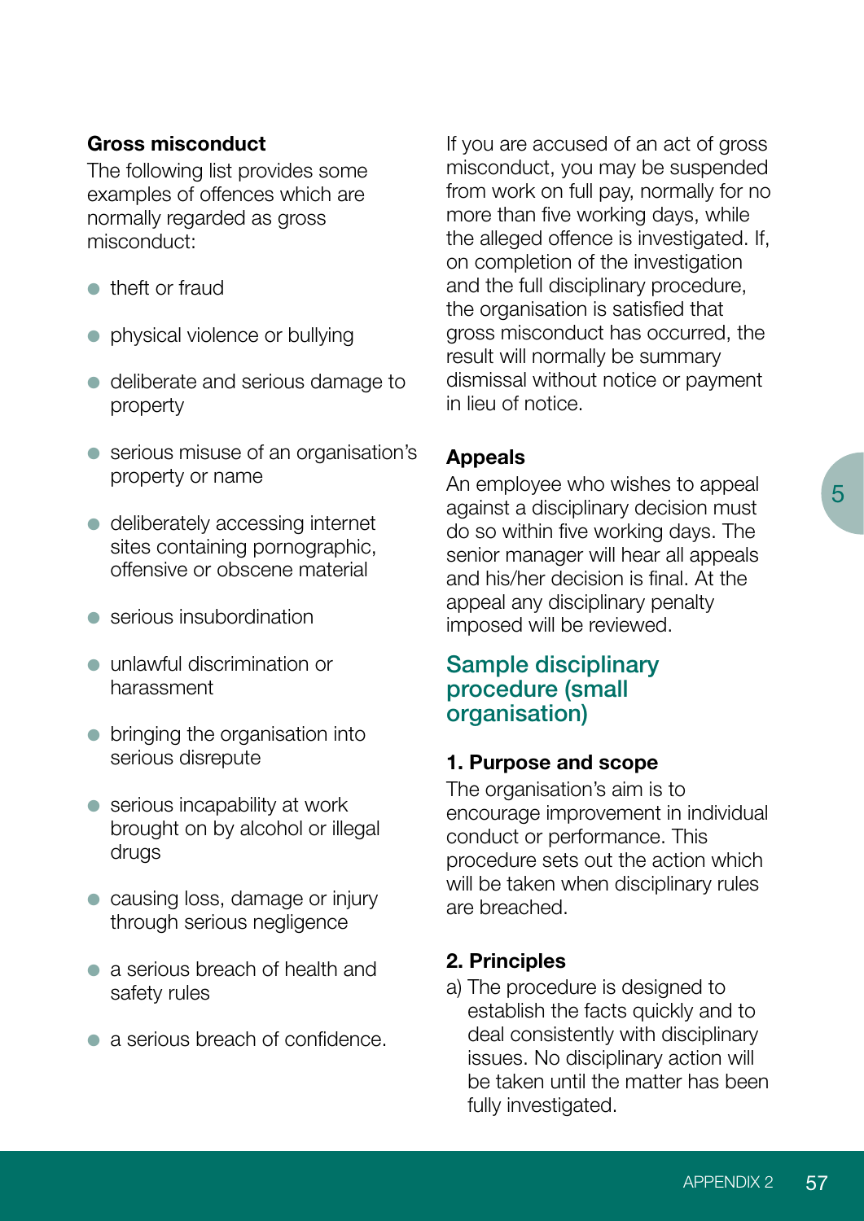**Gross misconduct**

The following list provides some examples of offences which are normally regarded as gross misconduct:

- theft or fraud
- physical violence or bullying
- deliberate and serious damage to property
- serious misuse of an organisation's property or name
- deliberately accessing internet sites containing pornographic, offensive or obscene material
- serious insubordination
- unlawful discrimination or harassment
- bringing the organisation into serious disrepute
- serious incapability at work brought on by alcohol or illegal drugs
- causing loss, damage or injury through serious negligence
- a serious breach of health and safety rules
- a serious breach of confidence.

If you are accused of an act of gross misconduct, you may be suspended from work on full pay, normally for no more than five working days, while the alleged offence is investigated. If, on completion of the investigation and the full disciplinary procedure, the organisation is satisfied that gross misconduct has occurred, the result will normally be summary dismissal without notice or payment in lieu of notice.

**Appeals**

An employee who wishes to appeal against a disciplinary decision must do so within five working days. The senior manager will hear all appeals and his/her decision is final. At the appeal any disciplinary penalty imposed will be reviewed.

## Sample disciplinary procedure (small organisation)

**1. Purpose and scope**

The organisation's aim is to encourage improvement in individual conduct or performance. This procedure sets out the action which will be taken when disciplinary rules are breached.

**2. Principles**

a) The procedure is designed to establish the facts quickly and to deal consistently with disciplinary issues. No disciplinary action will be taken until the matter has been fully investigated.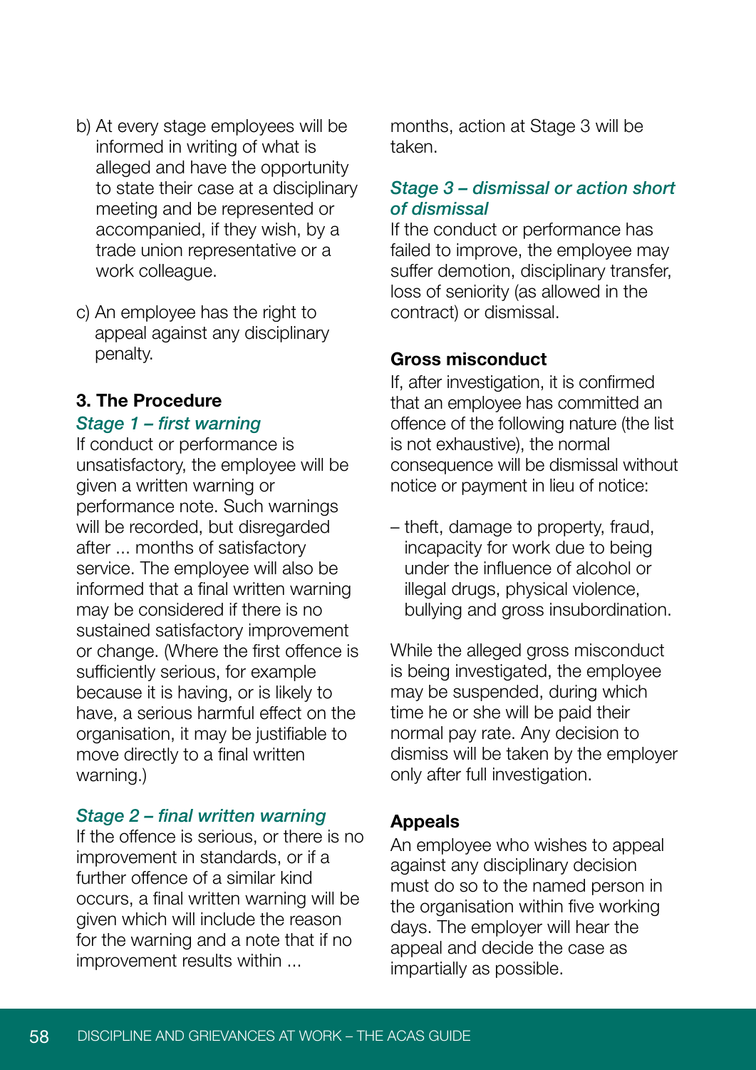b) At every stage employees will be informed in writing of what is alleged and have the opportunity to state their case at a disciplinary meeting and be represented or accompanied, if they wish, by a trade union representative or a work colleague.

c) An employee has the right to appeal against any disciplinary penalty.

### 3. The Procedure

#### *Stage 1 – first warning*

If conduct or performance is unsatisfactory, the employee will be given a written warning or performance note. Such warnings will be recorded, but disregarded after ... months of satisfactory service. The employee will also be informed that a final written warning may be considered if there is no sustained satisfactory improvement or change. (Where the first offence is sufficiently serious, for example because it is having, or is likely to have, a serious harmful effect on the organisation, it may be justifiable to move directly to a final written warning.)

#### *Stage 2 – final written warning*

If the offence is serious, or there is no improvement in standards, or if a further offence of a similar kind occurs, a final written warning will be given which will include the reason for the warning and a note that if no improvement results within ... months, action at Stage 3 will be taken.

#### *Stage 3 – dismissal or action short of dismissal*

If the conduct or performance has failed to improve, the employee may suffer demotion, disciplinary transfer, loss of seniority (as allowed in the contract) or dismissal.

#### Gross misconduct

If, after investigation, it is confirmed that an employee has committed an offence of the following nature (the list is not exhaustive), the normal consequence will be dismissal without notice or payment in lieu of notice:

– theft, damage to property, fraud, incapacity for work due to being under the influence of alcohol or illegal drugs, physical violence, bullying and gross insubordination.

While the alleged gross misconduct is being investigated, the employee may be suspended, during which time he or she will be paid their normal pay rate. Any decision to dismiss will be taken by the employer only after full investigation.

#### Appeals

An employee who wishes to appeal against any disciplinary decision must do so to the named person in the organisation within five working days. The employer will hear the appeal and decide the case as impartially as possible.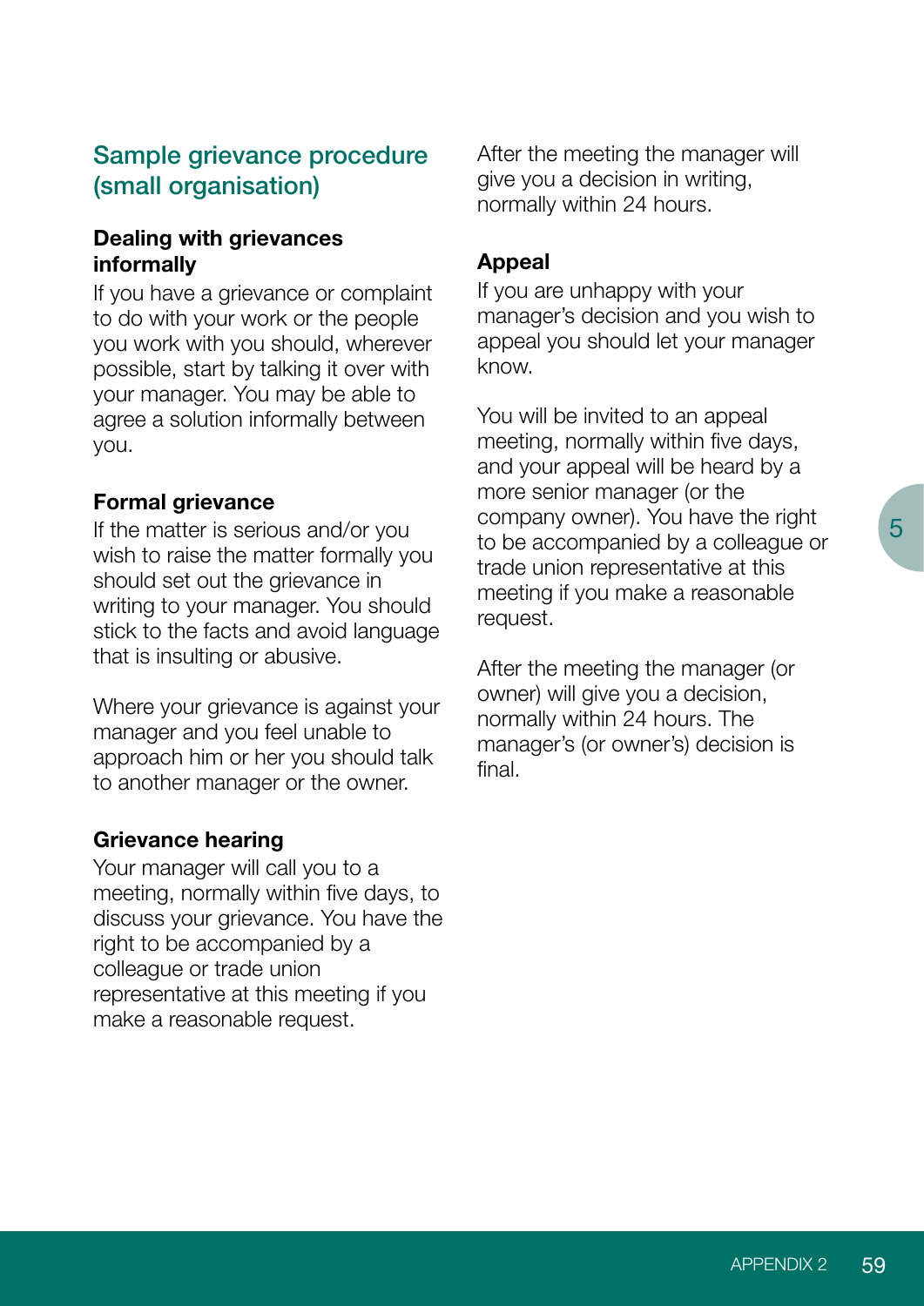## Sample grievance procedure (small organisation)

### Dealing with grievances informally

If you have a grievance or complaint to do with your work or the people you work with you should, wherever possible, start by talking it over with your manager. You may be able to agree a solution informally between you.

### Formal grievance

If the matter is serious and/or you wish to raise the matter formally you should set out the grievance in writing to your manager. You should stick to the facts and avoid language that is insulting or abusive.

Where your grievance is against your manager and you feel unable to approach him or her you should talk to another manager or the owner.

### Grievance hearing

Your manager will call you to a meeting, normally within five days, to discuss your grievance. You have the right to be accompanied by a colleague or trade union representative at this meeting if you make a reasonable request.

After the meeting the manager will give you a decision in writing, normally within 24 hours.

### Appeal

If you are unhappy with your manager's decision and you wish to appeal you should let your manager know.

You will be invited to an appeal meeting, normally within five days, and your appeal will be heard by a more senior manager (or the company owner). You have the right to be accompanied by a colleague or trade union representative at this meeting if you make a reasonable request.

After the meeting the manager (or owner) will give you a decision, normally within 24 hours. The manager's (or owner's) decision is final.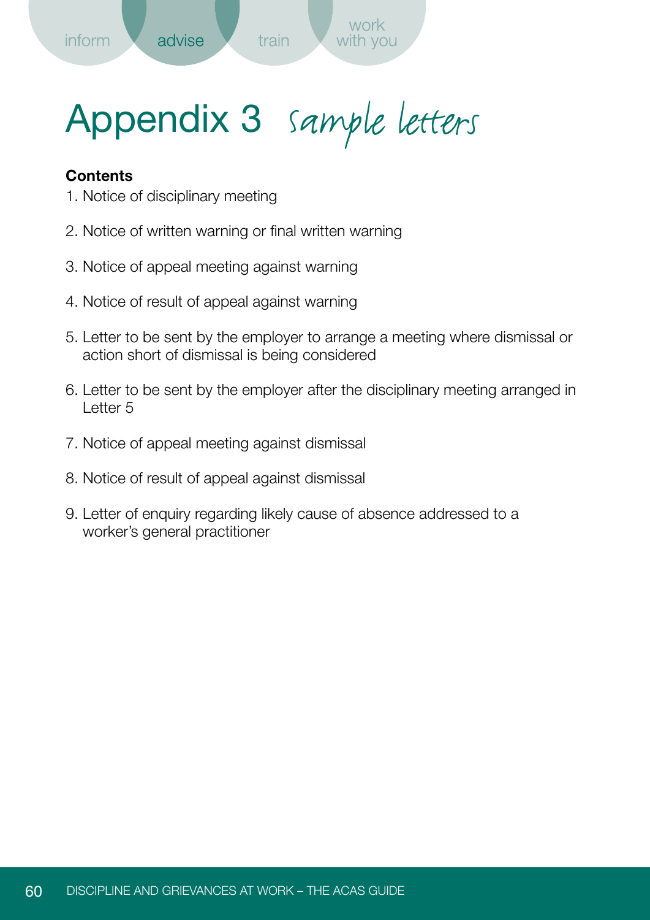# Appendix 3 sample letters

**Contents**

1. Notice of disciplinary meeting
2. Notice of written warning or final written warning
3. Notice of appeal meeting against warning
4. Notice of result of appeal against warning
5. Letter to be sent by the employer to arrange a meeting where dismissal or action short of dismissal is being considered
6. Letter to be sent by the employer after the disciplinary meeting arranged in Letter 5
7. Notice of appeal meeting against dismissal
8. Notice of result of appeal against dismissal
9. Letter of enquiry regarding likely cause of absence addressed to a worker's general practitioner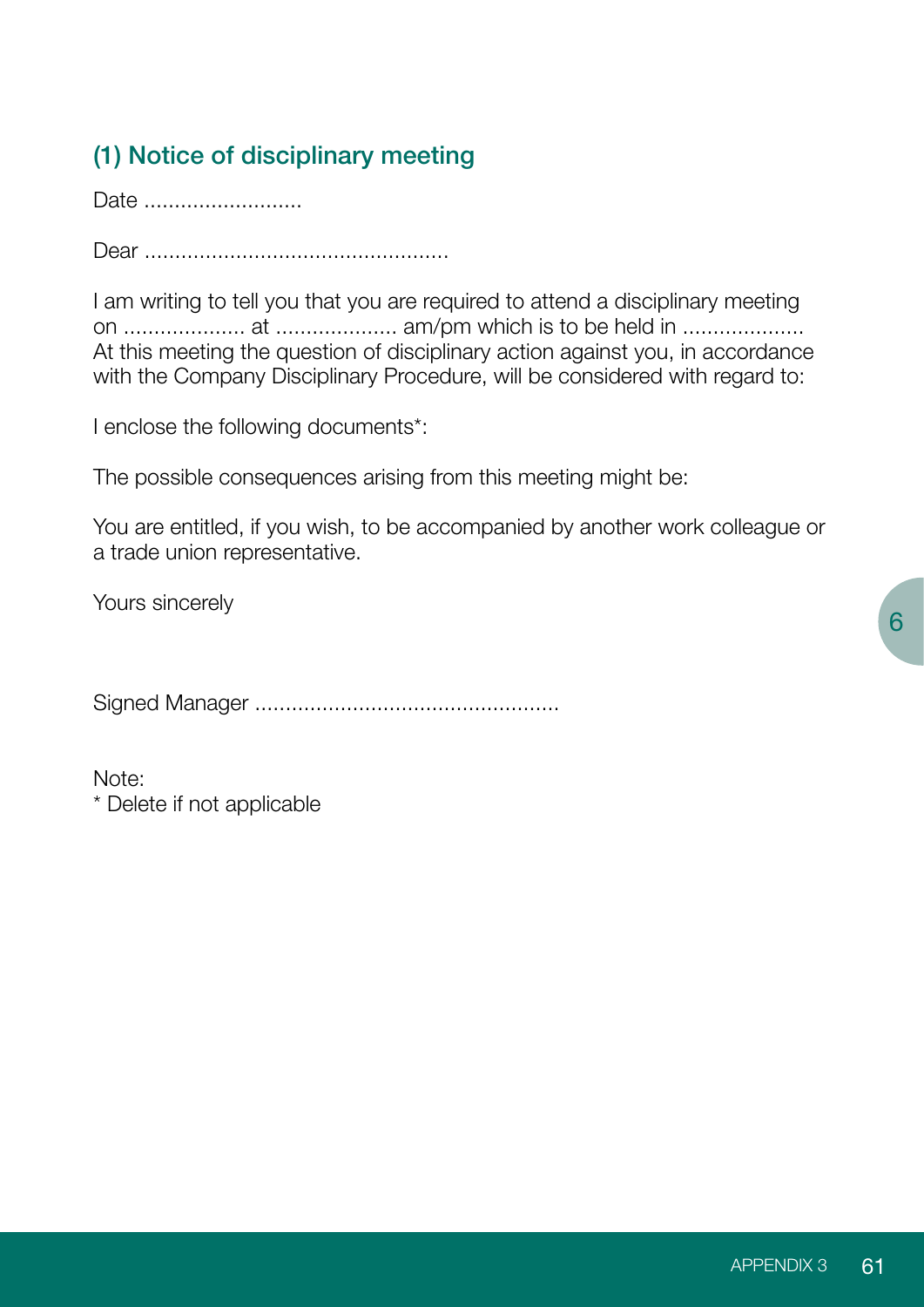## (1) Notice of disciplinary meeting

Date ..........................

Dear .................................................

I am writing to tell you that you are required to attend a disciplinary meeting on .................... at .................... am/pm which is to be held in .................... At this meeting the question of disciplinary action against you, in accordance with the Company Disciplinary Procedure, will be considered with regard to:

I enclose the following documents*:

The possible consequences arising from this meeting might be:

You are entitled, if you wish, to be accompanied by another work colleague or a trade union representative.

Yours sincerely

Signed Manager .................................................

Note:
* Delete if not applicable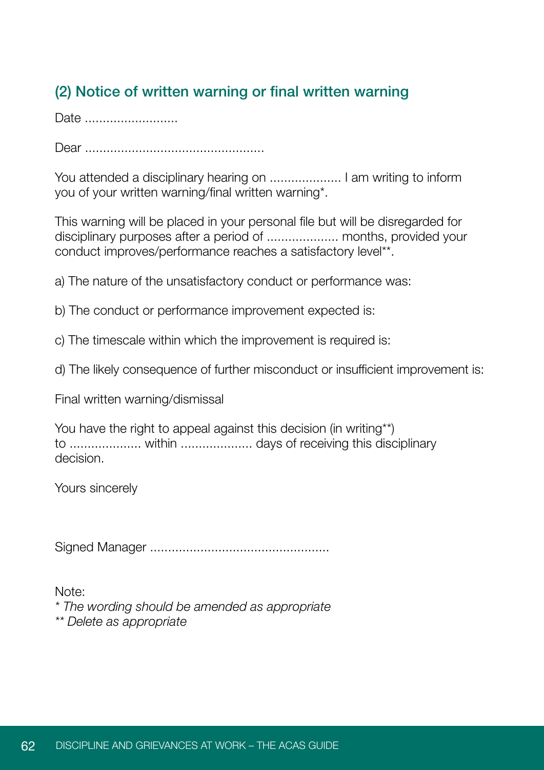## (2) Notice of written warning or final written warning

Date ..........................

Dear .................................................

You attended a disciplinary hearing on .................... I am writing to inform you of your written warning/final written warning*.

This warning will be placed in your personal file but will be disregarded for disciplinary purposes after a period of .................... months, provided your conduct improves/performance reaches a satisfactory level**.

a) The nature of the unsatisfactory conduct or performance was:

b) The conduct or performance improvement expected is:

c) The timescale within which the improvement is required is:

d) The likely consequence of further misconduct or insufficient improvement is:

Final written warning/dismissal

You have the right to appeal against this decision (in writing**) to .................... within .................... days of receiving this disciplinary decision.

Yours sincerely

Signed Manager .................................................

Note:
*\* The wording should be amended as appropriate*
*\*\* Delete as appropriate*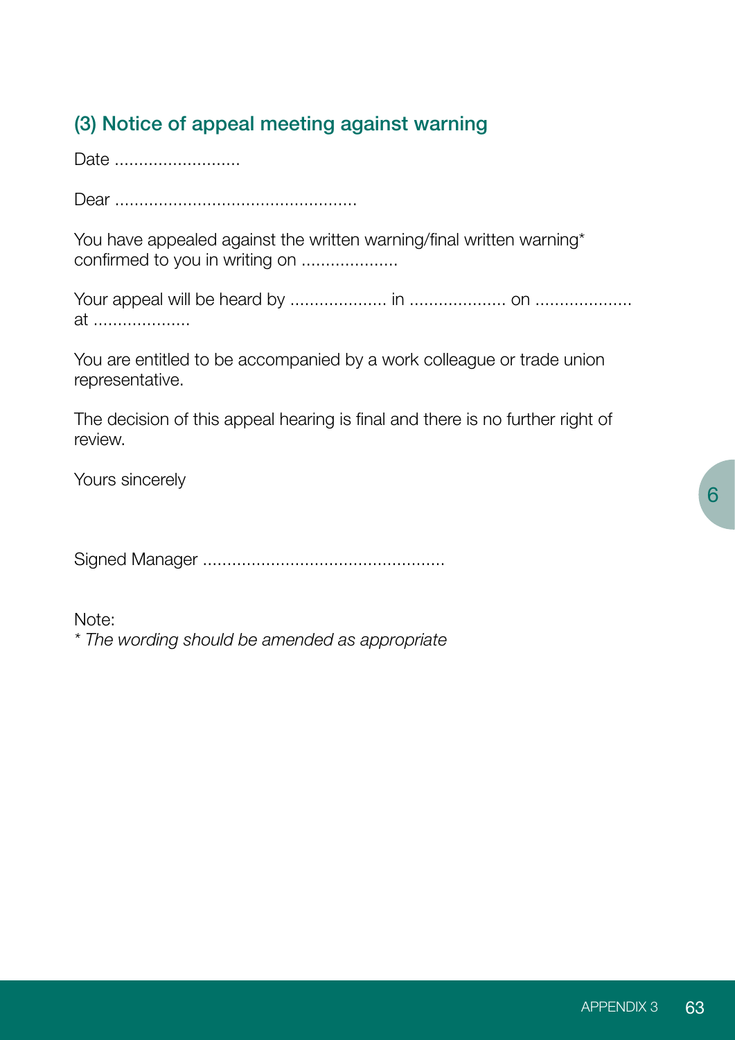### (3) Notice of appeal meeting against warning

Date ..........................

Dear .................................................

You have appealed against the written warning/final written warning* confirmed to you in writing on ....................

Your appeal will be heard by .................... in .................... on .................... at ....................

You are entitled to be accompanied by a work colleague or trade union representative.

The decision of this appeal hearing is final and there is no further right of review.

Yours sincerely

Signed Manager .................................................

Note:
*\* The wording should be amended as appropriate*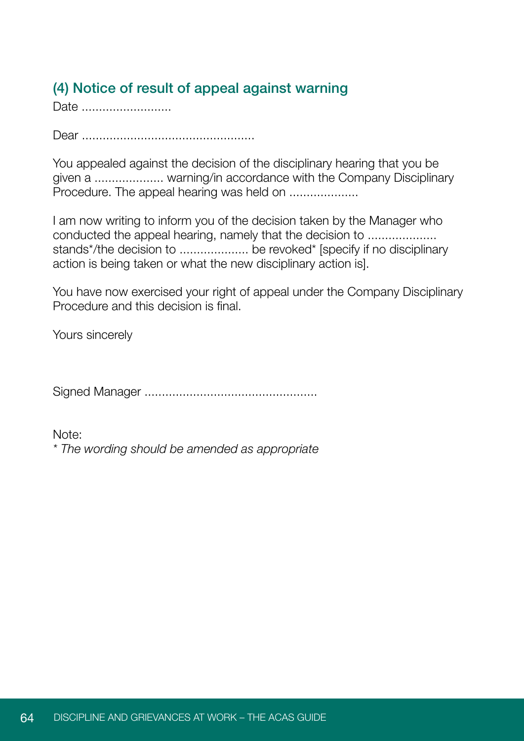## (4) Notice of result of appeal against warning

Date ..........................

Dear .................................................

You appealed against the decision of the disciplinary hearing that you be given a .................... warning/in accordance with the Company Disciplinary Procedure. The appeal hearing was held on ....................

I am now writing to inform you of the decision taken by the Manager who conducted the appeal hearing, namely that the decision to .................... stands*/the decision to .................... be revoked* [specify if no disciplinary action is being taken or what the new disciplinary action is].

You have now exercised your right of appeal under the Company Disciplinary Procedure and this decision is final.

Yours sincerely

Signed Manager .................................................

Note:

*\* The wording should be amended as appropriate*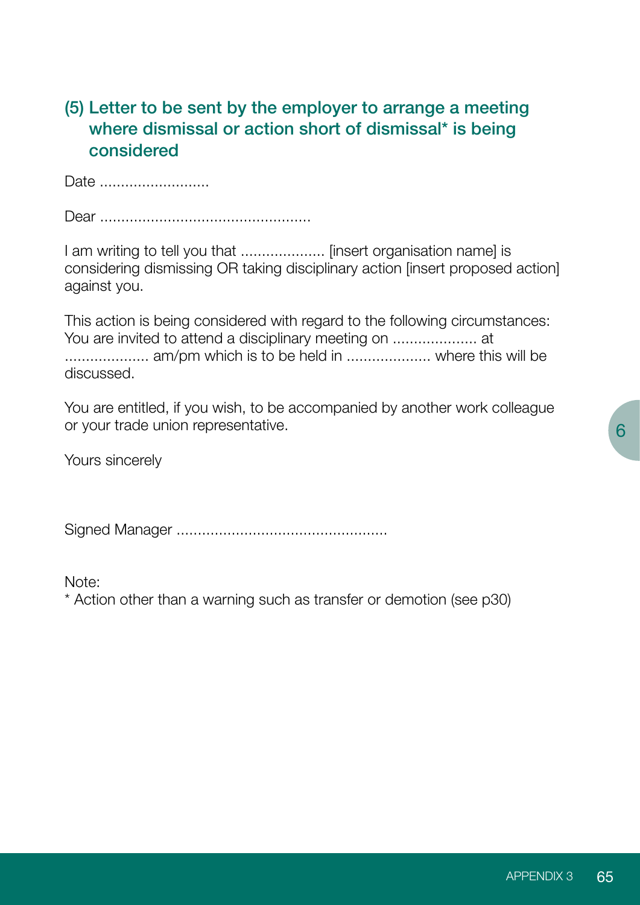### (5) Letter to be sent by the employer to arrange a meeting where dismissal or action short of dismissal* is being considered

Date ..........................

Dear .................................................

I am writing to tell you that .................... [insert organisation name] is considering dismissing OR taking disciplinary action [insert proposed action] against you.

This action is being considered with regard to the following circumstances:
You are invited to attend a disciplinary meeting on .................... at .................... am/pm which is to be held in .................... where this will be discussed.

You are entitled, if you wish, to be accompanied by another work colleague or your trade union representative.

Yours sincerely

Signed Manager .................................................

Note:
* Action other than a warning such as transfer or demotion (see p30)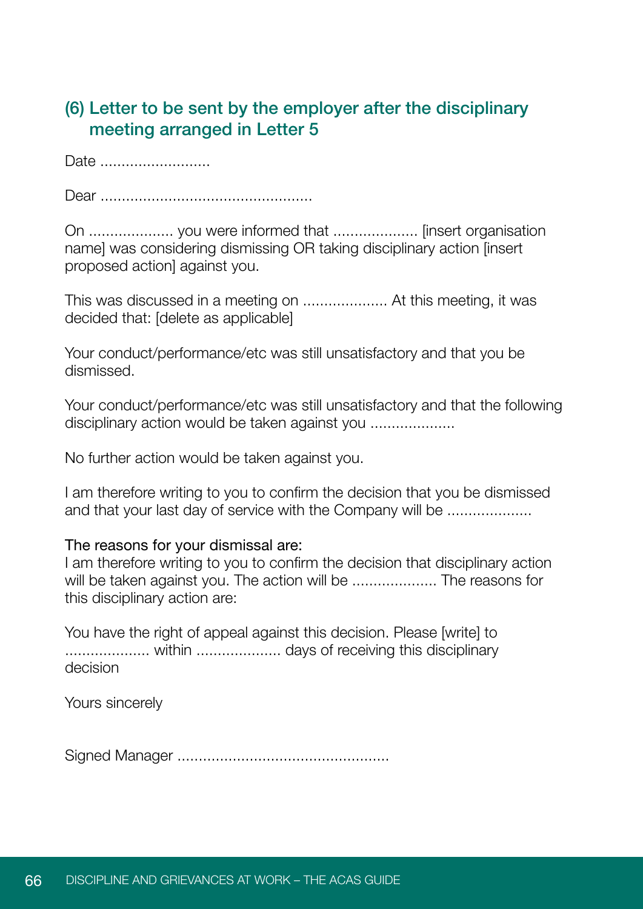## (6) Letter to be sent by the employer after the disciplinary meeting arranged in Letter 5

Date ..........................

Dear .................................................

On .................... you were informed that .................... [insert organisation name] was considering dismissing OR taking disciplinary action [insert proposed action] against you.

This was discussed in a meeting on .................... At this meeting, it was decided that: [delete as applicable]

Your conduct/performance/etc was still unsatisfactory and that you be dismissed.

Your conduct/performance/etc was still unsatisfactory and that the following disciplinary action would be taken against you ....................

No further action would be taken against you.

I am therefore writing to you to confirm the decision that you be dismissed and that your last day of service with the Company will be ....................

The reasons for your dismissal are:
I am therefore writing to you to confirm the decision that disciplinary action will be taken against you. The action will be .................... The reasons for this disciplinary action are:

You have the right of appeal against this decision. Please [write] to .................... within .................... days of receiving this disciplinary decision

Yours sincerely

Signed Manager .................................................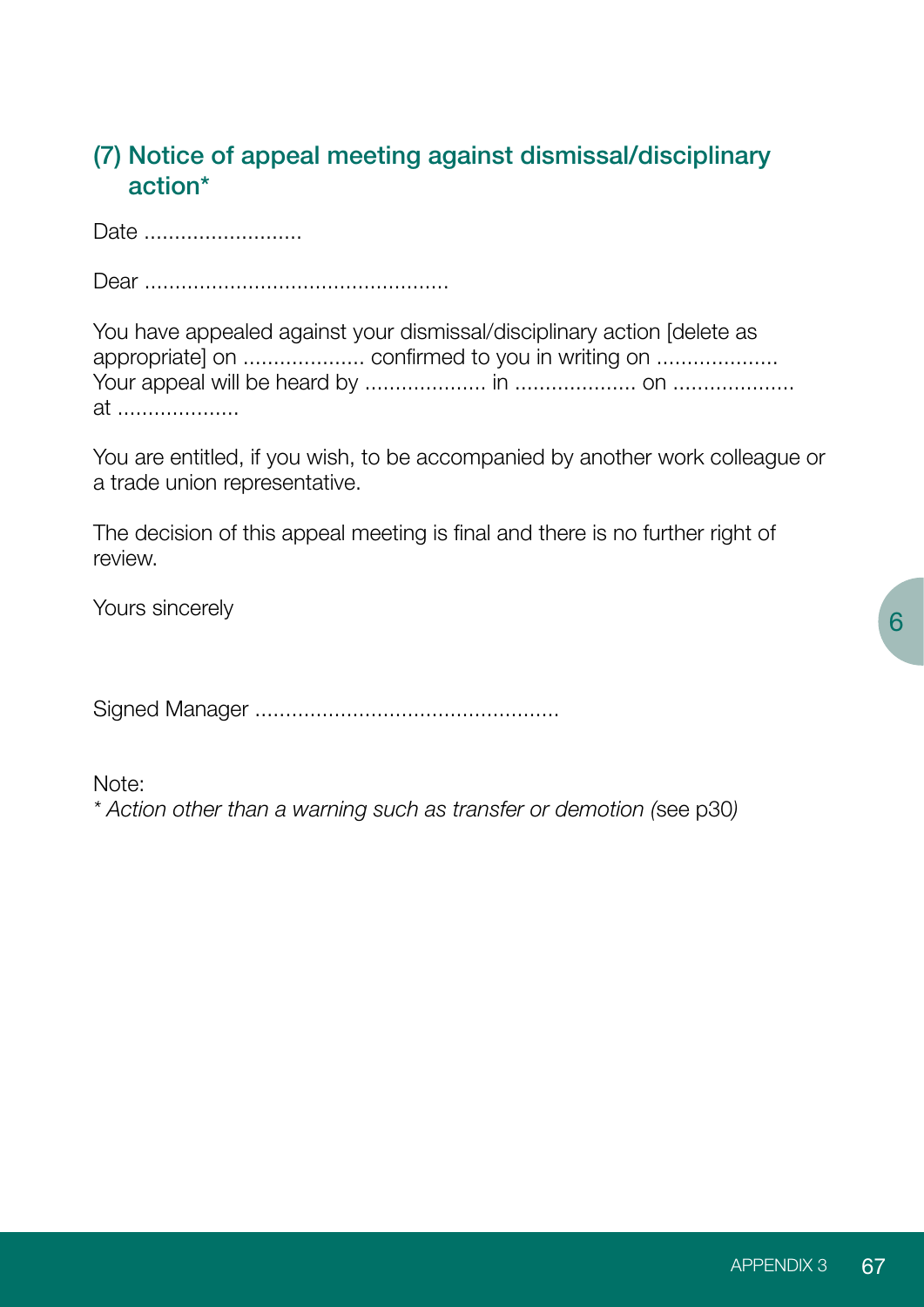## (7) Notice of appeal meeting against dismissal/disciplinary action*

Date ..........................

Dear .................................................

You have appealed against your dismissal/disciplinary action [delete as appropriate] on .................... confirmed to you in writing on .................... Your appeal will be heard by .................... in .................... on .................... at ....................

You are entitled, if you wish, to be accompanied by another work colleague or a trade union representative.

The decision of this appeal meeting is final and there is no further right of review.

Yours sincerely

Signed Manager ................................................

Note:
*\* Action other than a warning such as transfer or demotion (*see p30*)*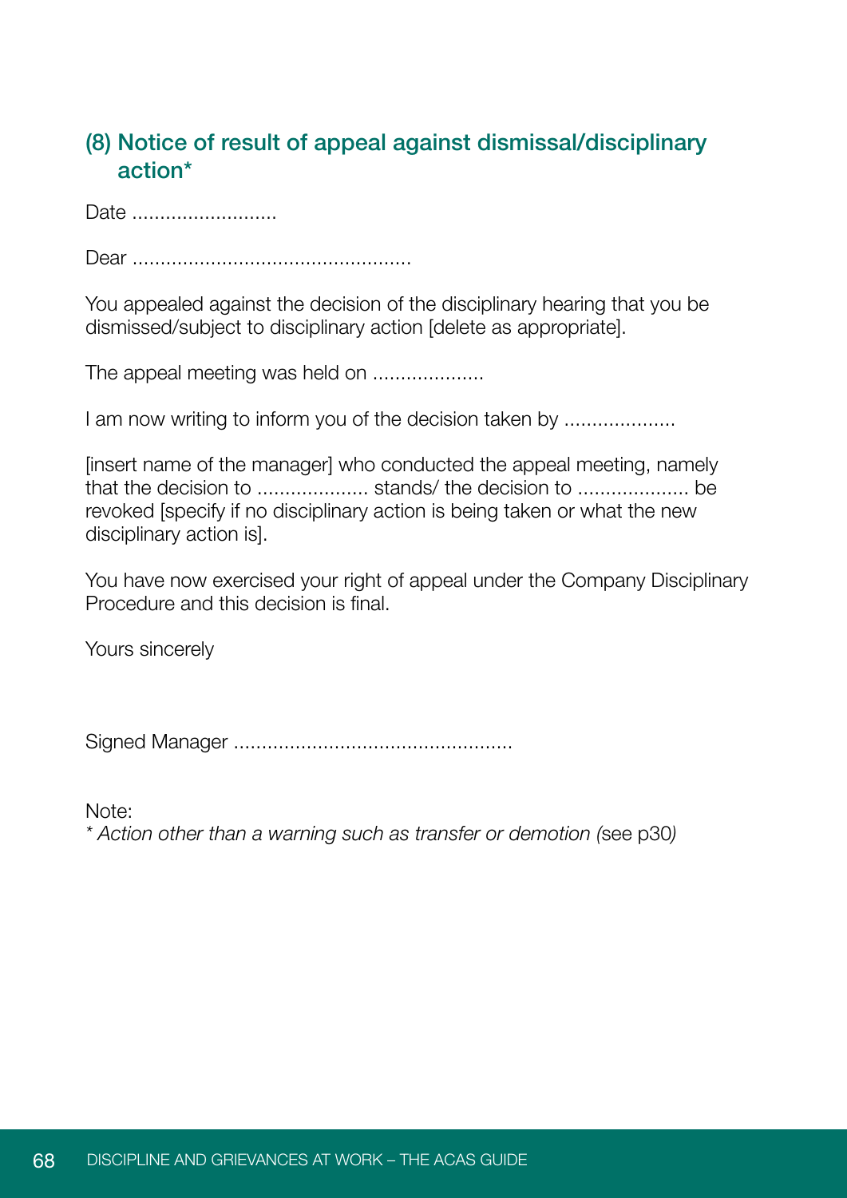## (8) Notice of result of appeal against dismissal/disciplinary action*

Date ..........................

Dear .................................................

You appealed against the decision of the disciplinary hearing that you be dismissed/subject to disciplinary action [delete as appropriate].

The appeal meeting was held on ....................

I am now writing to inform you of the decision taken by ....................

[insert name of the manager] who conducted the appeal meeting, namely that the decision to .................... stands/ the decision to .................... be revoked [specify if no disciplinary action is being taken or what the new disciplinary action is].

You have now exercised your right of appeal under the Company Disciplinary Procedure and this decision is final.

Yours sincerely

Signed Manager .................................................

Note:
*\* Action other than a warning such as transfer or demotion (*see p30*)*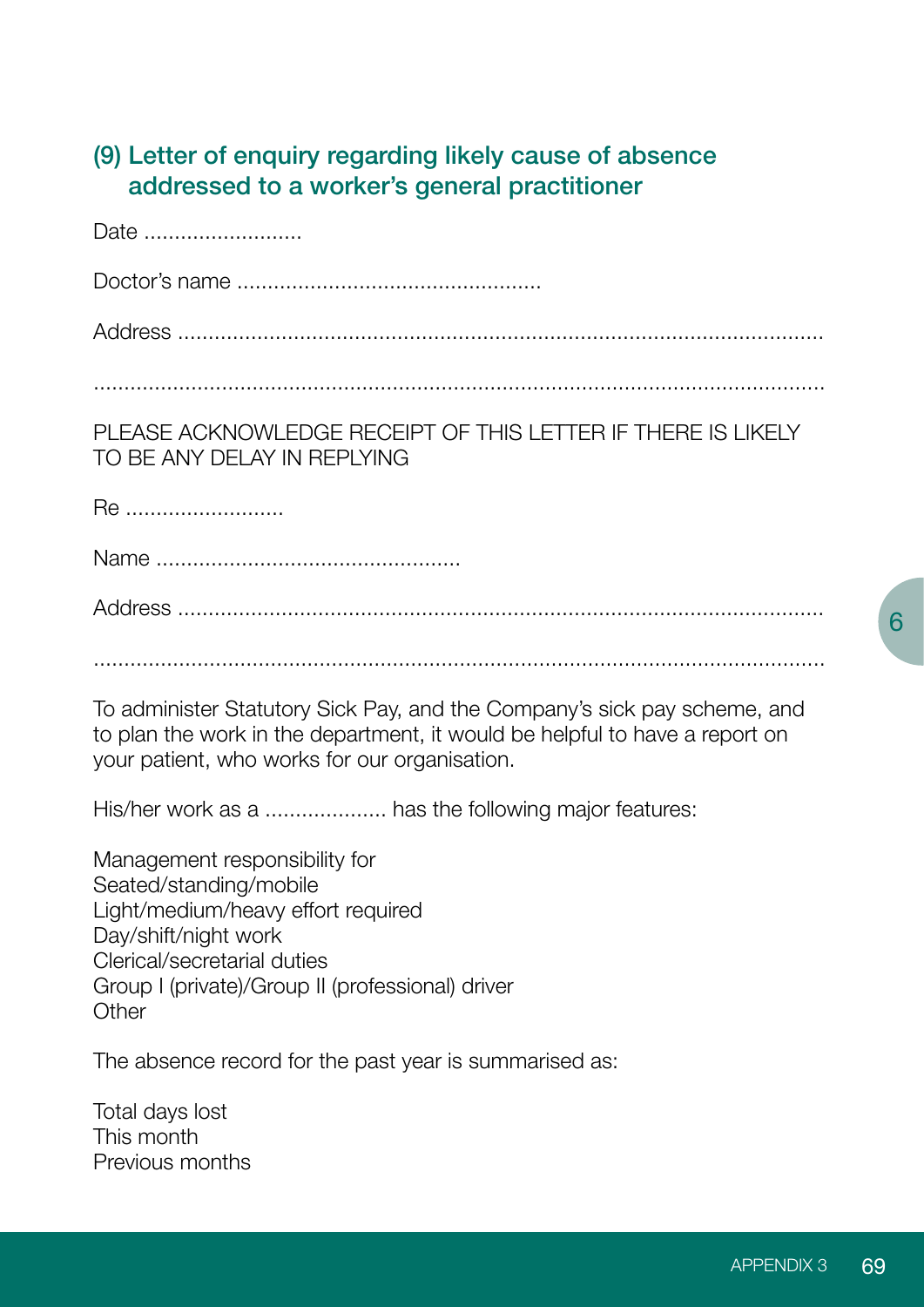## (9) Letter of enquiry regarding likely cause of absence addressed to a worker's general practitioner

Date ..........................

Doctor's name .................................................

Address ..........................................................................................................

..........................................................................................................................

PLEASE ACKNOWLEDGE RECEIPT OF THIS LETTER IF THERE IS LIKELY TO BE ANY DELAY IN REPLYING

Re ..........................

Name .................................................

Address ..........................................................................................................

..........................................................................................................................

To administer Statutory Sick Pay, and the Company's sick pay scheme, and to plan the work in the department, it would be helpful to have a report on your patient, who works for our organisation.

His/her work as a .................... has the following major features:

Management responsibility for
Seated/standing/mobile
Light/medium/heavy effort required
Day/shift/night work
Clerical/secretarial duties
Group I (private)/Group II (professional) driver
Other

The absence record for the past year is summarised as:

Total days lost
This month
Previous months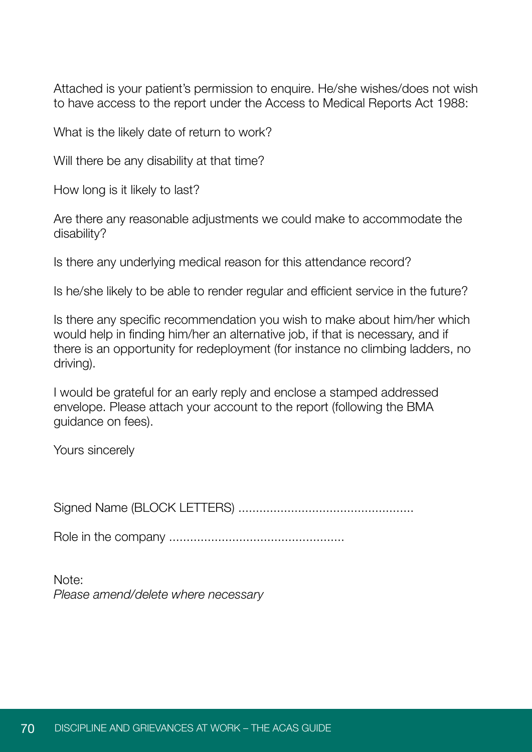Attached is your patient's permission to enquire. He/she wishes/does not wish to have access to the report under the Access to Medical Reports Act 1988:

What is the likely date of return to work?

Will there be any disability at that time?

How long is it likely to last?

Are there any reasonable adjustments we could make to accommodate the disability?

Is there any underlying medical reason for this attendance record?

Is he/she likely to be able to render regular and efficient service in the future?

Is there any specific recommendation you wish to make about him/her which would help in finding him/her an alternative job, if that is necessary, and if there is an opportunity for redeployment (for instance no climbing ladders, no driving).

I would be grateful for an early reply and enclose a stamped addressed envelope. Please attach your account to the report (following the BMA guidance on fees).

Yours sincerely

Signed Name (BLOCK LETTERS) .................................................

Role in the company .................................................

Note:
*Please amend/delete where necessary*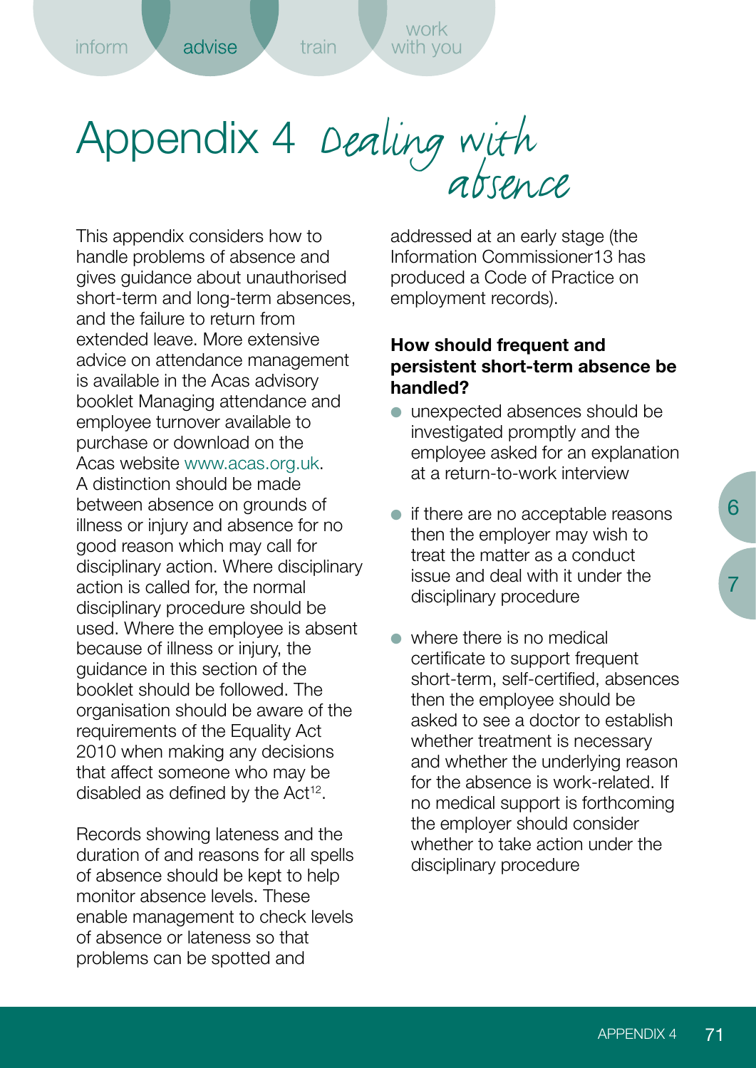# Appendix 4 Dealing with absence

This appendix considers how to handle problems of absence and gives guidance about unauthorised short-term and long-term absences, and the failure to return from extended leave. More extensive advice on attendance management is available in the Acas advisory booklet Managing attendance and employee turnover available to purchase or download on the Acas website www.acas.org.uk. A distinction should be made between absence on grounds of illness or injury and absence for no good reason which may call for disciplinary action. Where disciplinary action is called for, the normal disciplinary procedure should be used. Where the employee is absent because of illness or injury, the guidance in this section of the booklet should be followed. The organisation should be aware of the requirements of the Equality Act 2010 when making any decisions that affect someone who may be disabled as defined by the Act[12].

Records showing lateness and the duration of and reasons for all spells of absence should be kept to help monitor absence levels. These enable management to check levels of absence or lateness so that problems can be spotted and addressed at an early stage (the Information Commissioner13 has produced a Code of Practice on employment records).

**How should frequent and persistent short-term absence be handled?**

- unexpected absences should be investigated promptly and the employee asked for an explanation at a return-to-work interview
- if there are no acceptable reasons then the employer may wish to treat the matter as a conduct issue and deal with it under the disciplinary procedure
- where there is no medical certificate to support frequent short-term, self-certified, absences then the employee should be asked to see a doctor to establish whether treatment is necessary and whether the underlying reason for the absence is work-related. If no medical support is forthcoming the employer should consider whether to take action under the disciplinary procedure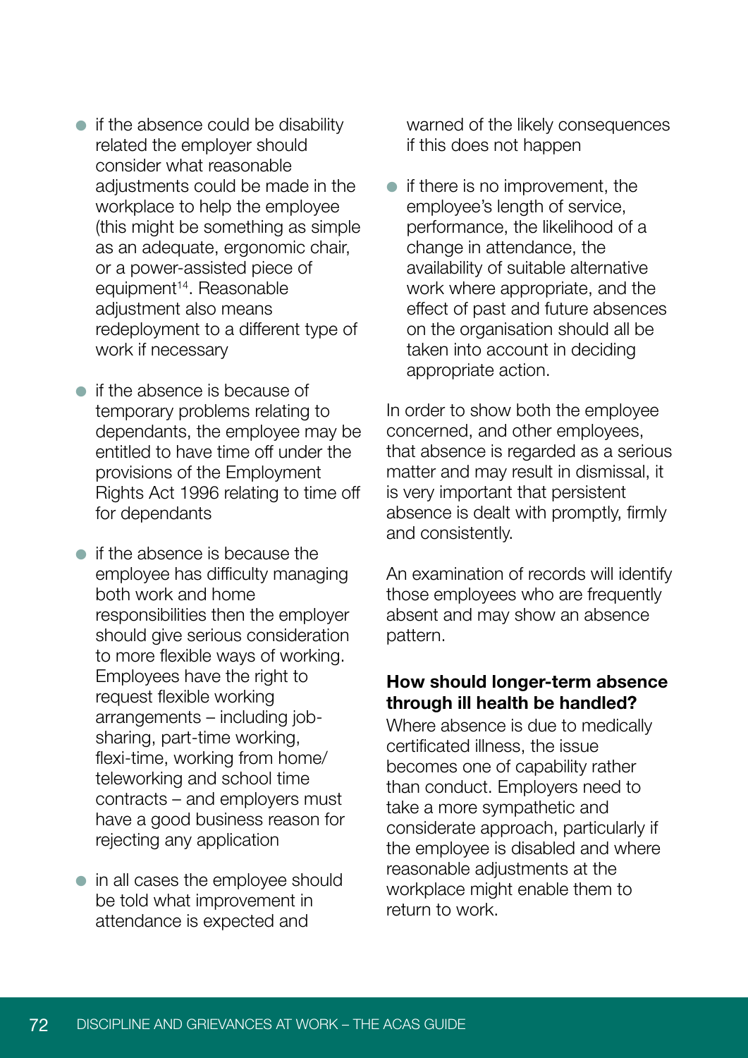- if the absence could be disability related the employer should consider what reasonable adjustments could be made in the workplace to help the employee (this might be something as simple as an adequate, ergonomic chair, or a power-assisted piece of equipment[14]. Reasonable adjustment also means redeployment to a different type of work if necessary
- if the absence is because of temporary problems relating to dependants, the employee may be entitled to have time off under the provisions of the Employment Rights Act 1996 relating to time off for dependants
- if the absence is because the employee has difficulty managing both work and home responsibilities then the employer should give serious consideration to more flexible ways of working. Employees have the right to request flexible working arrangements – including job-sharing, part-time working, flexi-time, working from home/teleworking and school time contracts – and employers must have a good business reason for rejecting any application
- in all cases the employee should be told what improvement in attendance is expected and warned of the likely consequences if this does not happen
- if there is no improvement, the employee's length of service, performance, the likelihood of a change in attendance, the availability of suitable alternative work where appropriate, and the effect of past and future absences on the organisation should all be taken into account in deciding appropriate action.

In order to show both the employee concerned, and other employees, that absence is regarded as a serious matter and may result in dismissal, it is very important that persistent absence is dealt with promptly, firmly and consistently.

An examination of records will identify those employees who are frequently absent and may show an absence pattern.

**How should longer-term absence through ill health be handled?**

Where absence is due to medically certificated illness, the issue becomes one of capability rather than conduct. Employers need to take a more sympathetic and considerate approach, particularly if the employee is disabled and where reasonable adjustments at the workplace might enable them to return to work.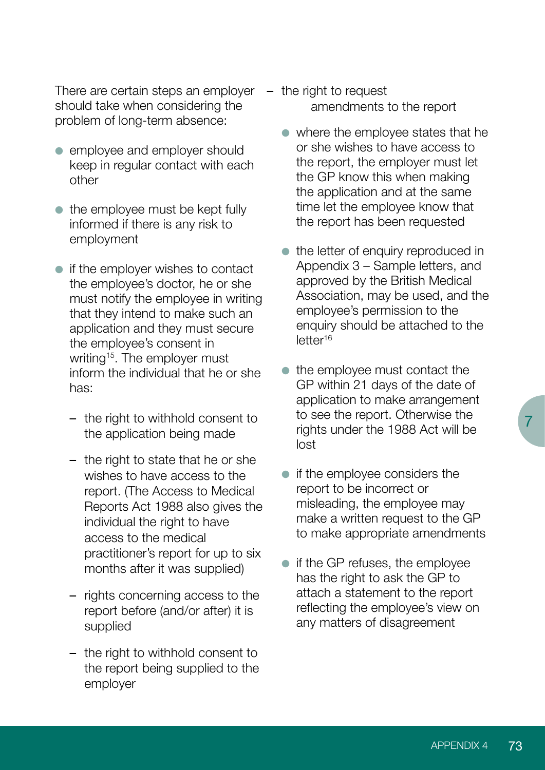There are certain steps an employer should take when considering the problem of long-term absence:

- employee and employer should keep in regular contact with each other
- the employee must be kept fully informed if there is any risk to employment
- if the employer wishes to contact the employee's doctor, he or she must notify the employee in writing that they intend to make such an application and they must secure the employee's consent in writing[15]. The employer must inform the individual that he or she has:
  - the right to withhold consent to the application being made
  - the right to state that he or she wishes to have access to the report. (The Access to Medical Reports Act 1988 also gives the individual the right to have access to the medical practitioner's report for up to six months after it was supplied)
  - rights concerning access to the report before (and/or after) it is supplied
  - the right to withhold consent to the report being supplied to the employer
  - the right to request amendments to the report
- where the employee states that he or she wishes to have access to the report, the employer must let the GP know this when making the application and at the same time let the employee know that the report has been requested
- the letter of enquiry reproduced in Appendix 3 – Sample letters, and approved by the British Medical Association, may be used, and the employee's permission to the enquiry should be attached to the letter[16]
- the employee must contact the GP within 21 days of the date of application to make arrangement to see the report. Otherwise the rights under the 1988 Act will be lost
- if the employee considers the report to be incorrect or misleading, the employee may make a written request to the GP to make appropriate amendments
- if the GP refuses, the employee has the right to ask the GP to attach a statement to the report reflecting the employee's view on any matters of disagreement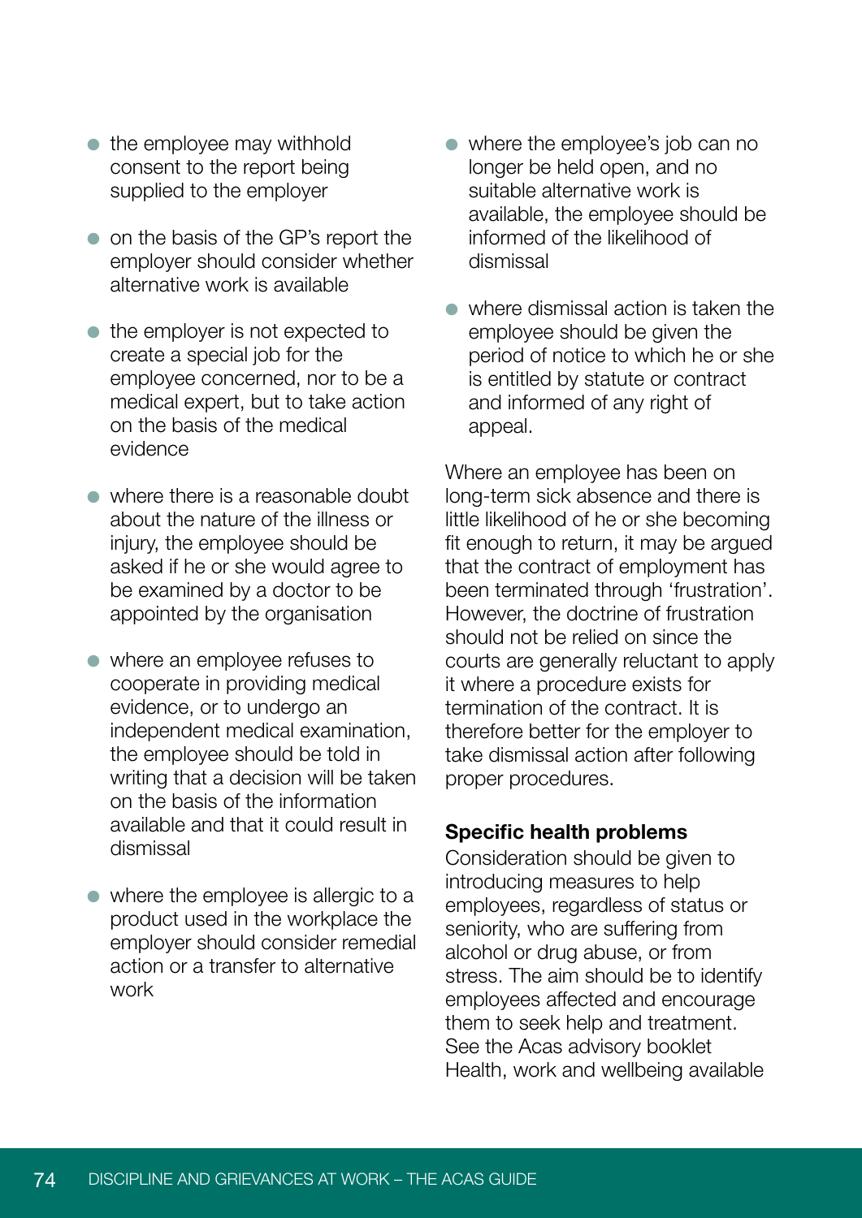- the employee may withhold consent to the report being supplied to the employer
- on the basis of the GP's report the employer should consider whether alternative work is available
- the employer is not expected to create a special job for the employee concerned, nor to be a medical expert, but to take action on the basis of the medical evidence
- where there is a reasonable doubt about the nature of the illness or injury, the employee should be asked if he or she would agree to be examined by a doctor to be appointed by the organisation
- where an employee refuses to cooperate in providing medical evidence, or to undergo an independent medical examination, the employee should be told in writing that a decision will be taken on the basis of the information available and that it could result in dismissal
- where the employee is allergic to a product used in the workplace the employer should consider remedial action or a transfer to alternative work
- where the employee's job can no longer be held open, and no suitable alternative work is available, the employee should be informed of the likelihood of dismissal
- where dismissal action is taken the employee should be given the period of notice to which he or she is entitled by statute or contract and informed of any right of appeal.

Where an employee has been on long-term sick absence and there is little likelihood of he or she becoming fit enough to return, it may be argued that the contract of employment has been terminated through 'frustration'. However, the doctrine of frustration should not be relied on since the courts are generally reluctant to apply it where a procedure exists for termination of the contract. It is therefore better for the employer to take dismissal action after following proper procedures.

**Specific health problems**

Consideration should be given to introducing measures to help employees, regardless of status or seniority, who are suffering from alcohol or drug abuse, or from stress. The aim should be to identify employees affected and encourage them to seek help and treatment. See the Acas advisory booklet Health, work and wellbeing available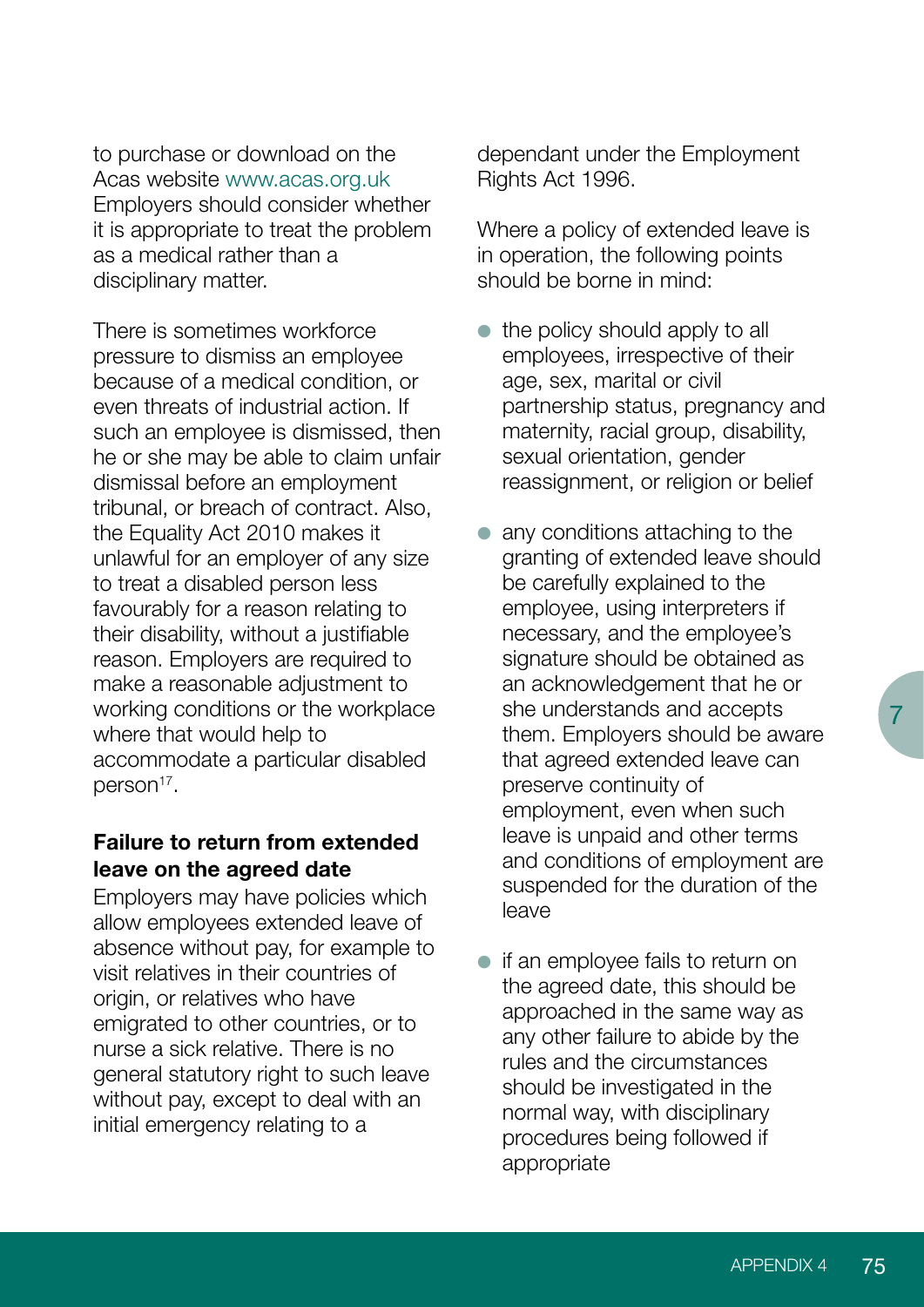to purchase or download on the Acas website www.acas.org.uk Employers should consider whether it is appropriate to treat the problem as a medical rather than a disciplinary matter.

There is sometimes workforce pressure to dismiss an employee because of a medical condition, or even threats of industrial action. If such an employee is dismissed, then he or she may be able to claim unfair dismissal before an employment tribunal, or breach of contract. Also, the Equality Act 2010 makes it unlawful for an employer of any size to treat a disabled person less favourably for a reason relating to their disability, without a justifiable reason. Employers are required to make a reasonable adjustment to working conditions or the workplace where that would help to accommodate a particular disabled person[17].

**Failure to return from extended leave on the agreed date**

Employers may have policies which allow employees extended leave of absence without pay, for example to visit relatives in their countries of origin, or relatives who have emigrated to other countries, or to nurse a sick relative. There is no general statutory right to such leave without pay, except to deal with an initial emergency relating to a dependant under the Employment Rights Act 1996.

Where a policy of extended leave is in operation, the following points should be borne in mind:

- the policy should apply to all employees, irrespective of their age, sex, marital or civil partnership status, pregnancy and maternity, racial group, disability, sexual orientation, gender reassignment, or religion or belief
- any conditions attaching to the granting of extended leave should be carefully explained to the employee, using interpreters if necessary, and the employee's signature should be obtained as an acknowledgement that he or she understands and accepts them. Employers should be aware that agreed extended leave can preserve continuity of employment, even when such leave is unpaid and other terms and conditions of employment are suspended for the duration of the leave
- if an employee fails to return on the agreed date, this should be approached in the same way as any other failure to abide by the rules and the circumstances should be investigated in the normal way, with disciplinary procedures being followed if appropriate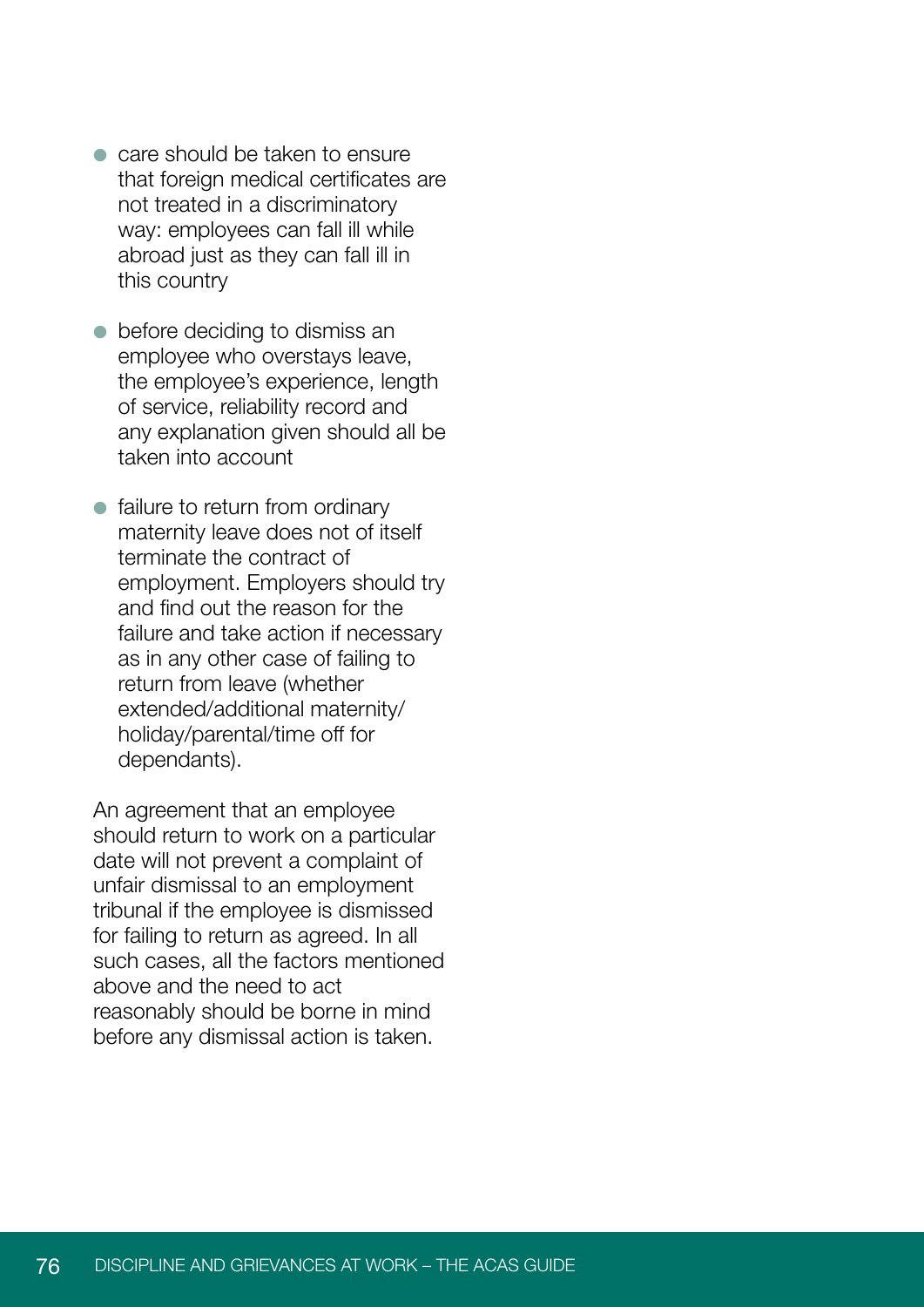- care should be taken to ensure that foreign medical certificates are not treated in a discriminatory way: employees can fall ill while abroad just as they can fall ill in this country
- before deciding to dismiss an employee who overstays leave, the employee's experience, length of service, reliability record and any explanation given should all be taken into account
- failure to return from ordinary maternity leave does not of itself terminate the contract of employment. Employers should try and find out the reason for the failure and take action if necessary as in any other case of failing to return from leave (whether extended/additional maternity/holiday/parental/time off for dependants).

An agreement that an employee should return to work on a particular date will not prevent a complaint of unfair dismissal to an employment tribunal if the employee is dismissed for failing to return as agreed. In all such cases, all the factors mentioned above and the need to act reasonably should be borne in mind before any dismissal action is taken.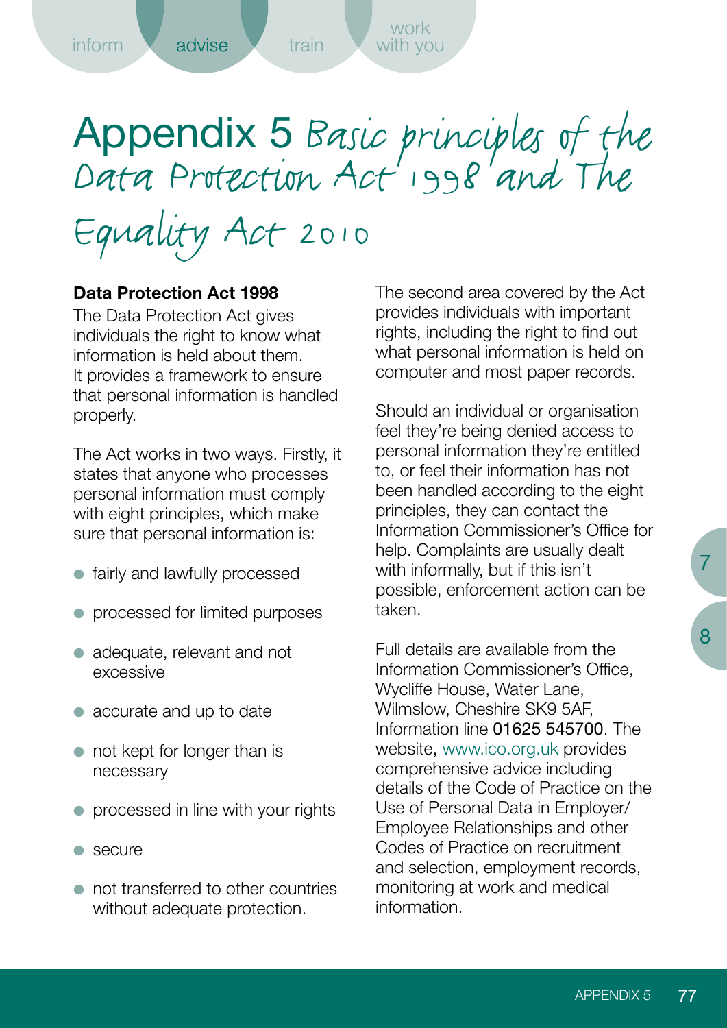# Appendix 5 Basic principles of the Data Protection Act 1998 and The Equality Act 2010

**Data Protection Act 1998**

The Data Protection Act gives individuals the right to know what information is held about them. It provides a framework to ensure that personal information is handled properly.

The Act works in two ways. Firstly, it states that anyone who processes personal information must comply with eight principles, which make sure that personal information is:

- fairly and lawfully processed
- processed for limited purposes
- adequate, relevant and not excessive
- accurate and up to date
- not kept for longer than is necessary
- processed in line with your rights
- secure
- not transferred to other countries without adequate protection.

The second area covered by the Act provides individuals with important rights, including the right to find out what personal information is held on computer and most paper records.

Should an individual or organisation feel they're being denied access to personal information they're entitled to, or feel their information has not been handled according to the eight principles, they can contact the Information Commissioner's Office for help. Complaints are usually dealt with informally, but if this isn't possible, enforcement action can be taken.

Full details are available from the Information Commissioner's Office, Wycliffe House, Water Lane, Wilmslow, Cheshire SK9 5AF, Information line 01625 545700. The website, www.ico.org.uk provides comprehensive advice including details of the Code of Practice on the Use of Personal Data in Employer/Employee Relationships and other Codes of Practice on recruitment and selection, employment records, monitoring at work and medical information.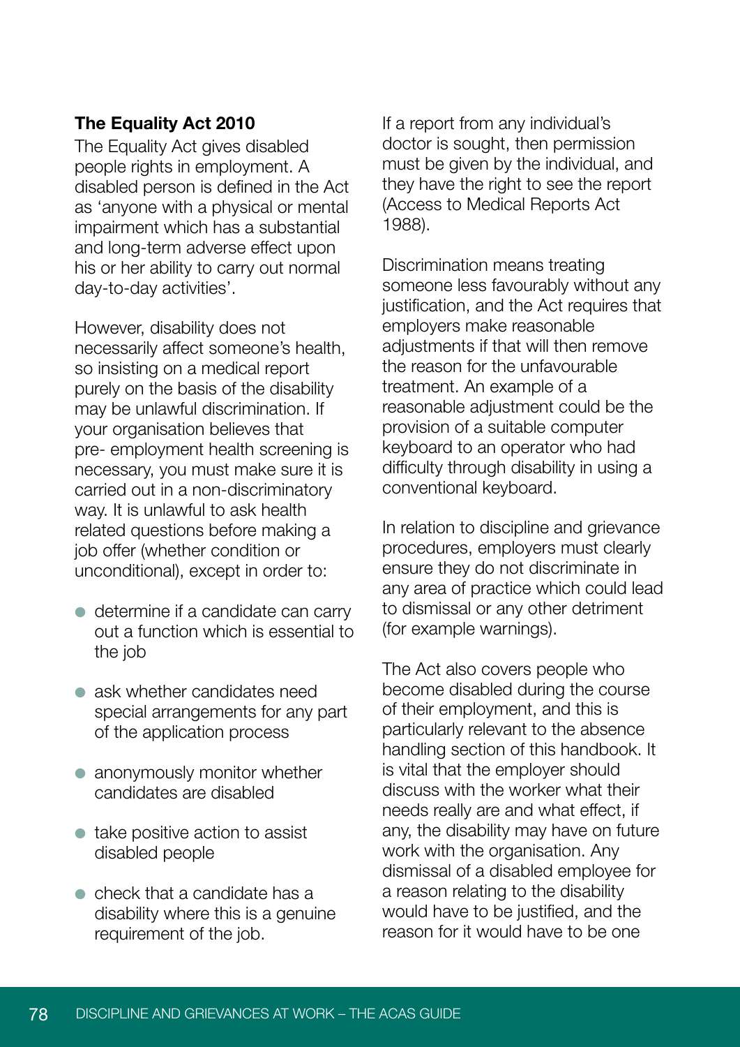### The Equality Act 2010

The Equality Act gives disabled people rights in employment. A disabled person is defined in the Act as 'anyone with a physical or mental impairment which has a substantial and long-term adverse effect upon his or her ability to carry out normal day-to-day activities'.

However, disability does not necessarily affect someone's health, so insisting on a medical report purely on the basis of the disability may be unlawful discrimination. If your organisation believes that pre- employment health screening is necessary, you must make sure it is carried out in a non-discriminatory way. It is unlawful to ask health related questions before making a job offer (whether condition or unconditional), except in order to:

- determine if a candidate can carry out a function which is essential to the job
- ask whether candidates need special arrangements for any part of the application process
- anonymously monitor whether candidates are disabled
- take positive action to assist disabled people
- check that a candidate has a disability where this is a genuine requirement of the job.

If a report from any individual's doctor is sought, then permission must be given by the individual, and they have the right to see the report (Access to Medical Reports Act 1988).

Discrimination means treating someone less favourably without any justification, and the Act requires that employers make reasonable adjustments if that will then remove the reason for the unfavourable treatment. An example of a reasonable adjustment could be the provision of a suitable computer keyboard to an operator who had difficulty through disability in using a conventional keyboard.

In relation to discipline and grievance procedures, employers must clearly ensure they do not discriminate in any area of practice which could lead to dismissal or any other detriment (for example warnings).

The Act also covers people who become disabled during the course of their employment, and this is particularly relevant to the absence handling section of this handbook. It is vital that the employer should discuss with the worker what their needs really are and what effect, if any, the disability may have on future work with the organisation. Any dismissal of a disabled employee for a reason relating to the disability would have to be justified, and the reason for it would have to be one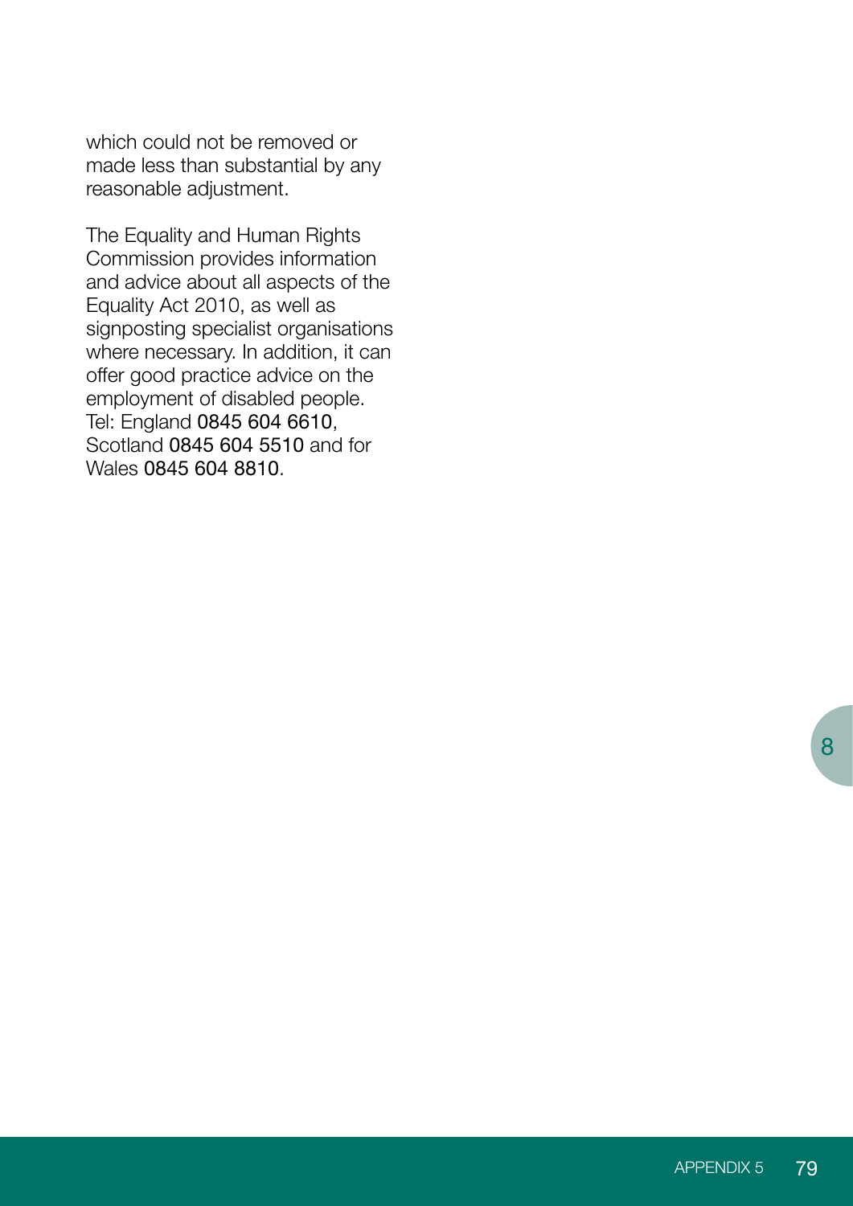which could not be removed or made less than substantial by any reasonable adjustment.

The Equality and Human Rights Commission provides information and advice about all aspects of the Equality Act 2010, as well as signposting specialist organisations where necessary. In addition, it can offer good practice advice on the employment of disabled people. Tel: England 0845 604 6610, Scotland 0845 604 5510 and for Wales 0845 604 8810.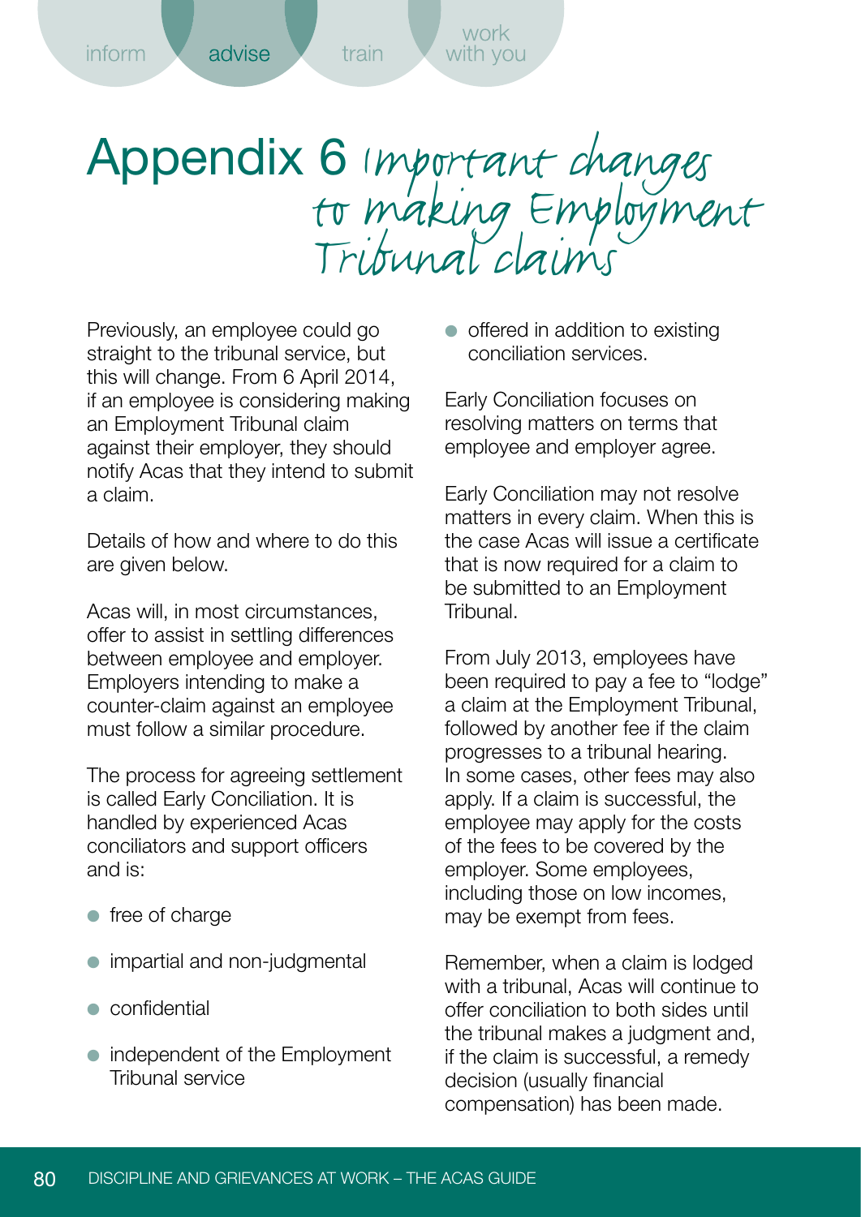# Appendix 6 Important changes to making Employment Tribunal claims

Previously, an employee could go straight to the tribunal service, but this will change. From 6 April 2014, if an employee is considering making an Employment Tribunal claim against their employer, they should notify Acas that they intend to submit a claim.

Details of how and where to do this are given below.

Acas will, in most circumstances, offer to assist in settling differences between employee and employer. Employers intending to make a counter-claim against an employee must follow a similar procedure.

The process for agreeing settlement is called Early Conciliation. It is handled by experienced Acas conciliators and support officers and is:

- free of charge
- impartial and non-judgmental
- confidential
- independent of the Employment Tribunal service
- offered in addition to existing conciliation services.

Early Conciliation focuses on resolving matters on terms that employee and employer agree.

Early Conciliation may not resolve matters in every claim. When this is the case Acas will issue a certificate that is now required for a claim to be submitted to an Employment Tribunal.

From July 2013, employees have been required to pay a fee to "lodge" a claim at the Employment Tribunal, followed by another fee if the claim progresses to a tribunal hearing. In some cases, other fees may also apply. If a claim is successful, the employee may apply for the costs of the fees to be covered by the employer. Some employees, including those on low incomes, may be exempt from fees.

Remember, when a claim is lodged with a tribunal, Acas will continue to offer conciliation to both sides until the tribunal makes a judgment and, if the claim is successful, a remedy decision (usually financial compensation) has been made.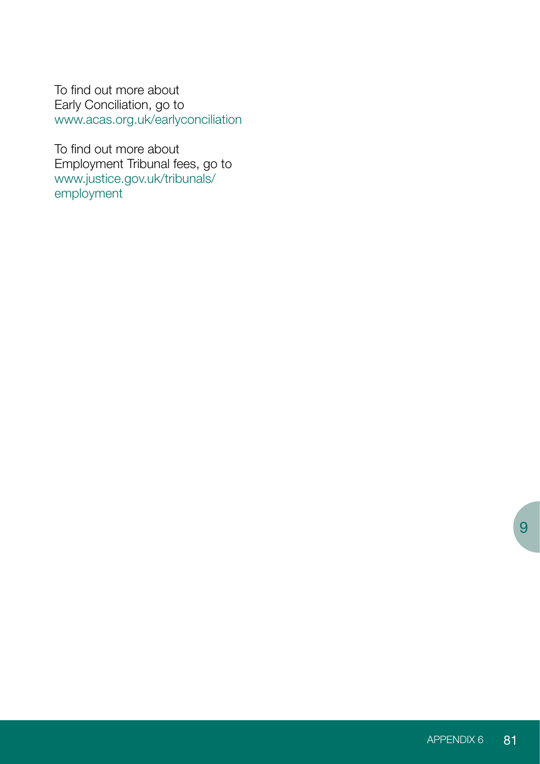To find out more about Early Conciliation, go to www.acas.org.uk/earlyconciliation

To find out more about Employment Tribunal fees, go to www.justice.gov.uk/tribunals/employment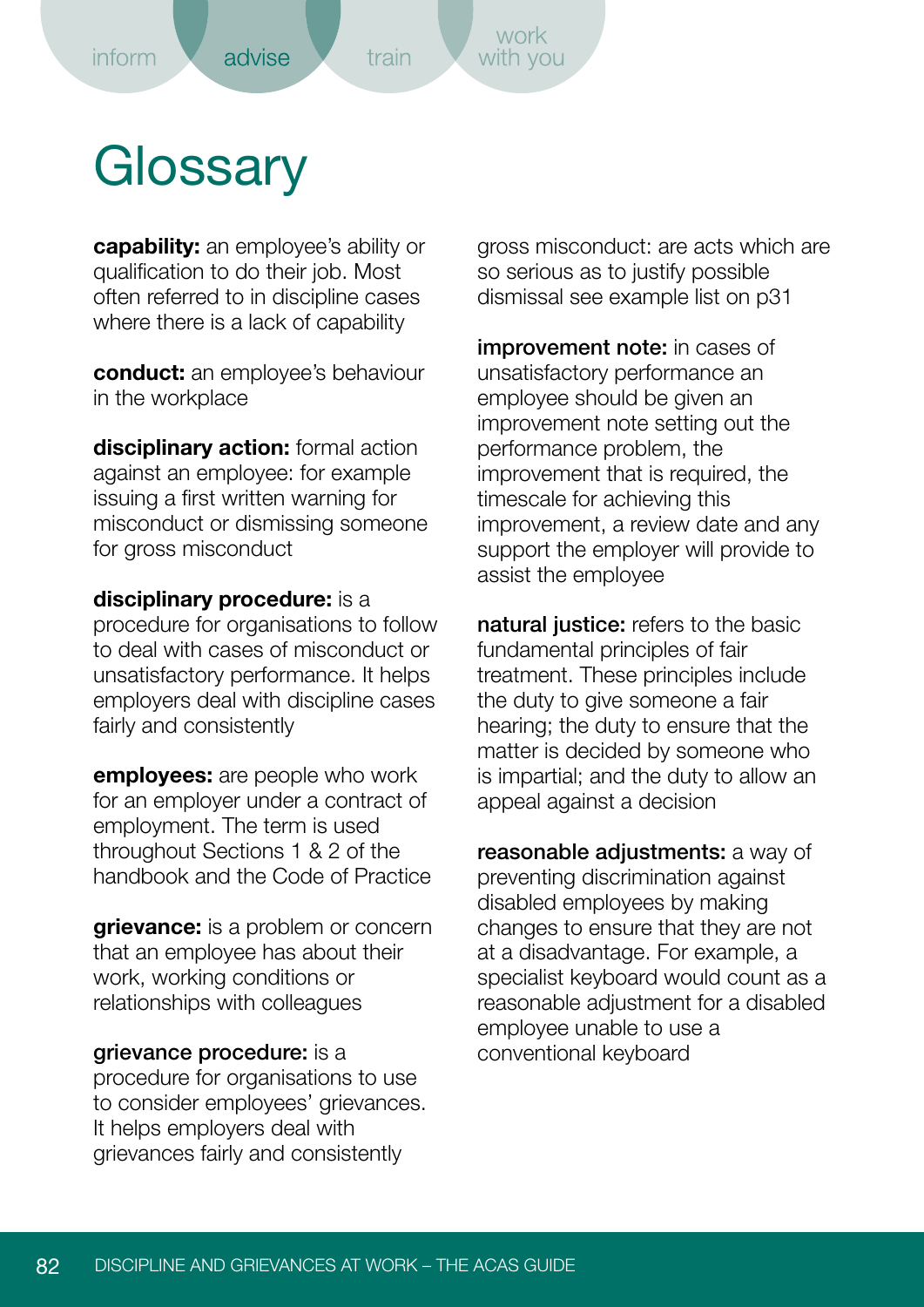# Glossary

**capability:** an employee's ability or qualification to do their job. Most often referred to in discipline cases where there is a lack of capability

**conduct:** an employee's behaviour in the workplace

**disciplinary action:** formal action against an employee: for example issuing a first written warning for misconduct or dismissing someone for gross misconduct

**disciplinary procedure:** is a procedure for organisations to follow to deal with cases of misconduct or unsatisfactory performance. It helps employers deal with discipline cases fairly and consistently

**employees:** are people who work for an employer under a contract of employment. The term is used throughout Sections 1 & 2 of the handbook and the Code of Practice

**grievance:** is a problem or concern that an employee has about their work, working conditions or relationships with colleagues

**grievance procedure:** is a procedure for organisations to use to consider employees' grievances. It helps employers deal with grievances fairly and consistently

gross misconduct: are acts which are so serious as to justify possible dismissal see example list on p31

**improvement note:** in cases of unsatisfactory performance an employee should be given an improvement note setting out the performance problem, the improvement that is required, the timescale for achieving this improvement, a review date and any support the employer will provide to assist the employee

**natural justice:** refers to the basic fundamental principles of fair treatment. These principles include the duty to give someone a fair hearing; the duty to ensure that the matter is decided by someone who is impartial; and the duty to allow an appeal against a decision

**reasonable adjustments:** a way of preventing discrimination against disabled employees by making changes to ensure that they are not at a disadvantage. For example, a specialist keyboard would count as a reasonable adjustment for a disabled employee unable to use a conventional keyboard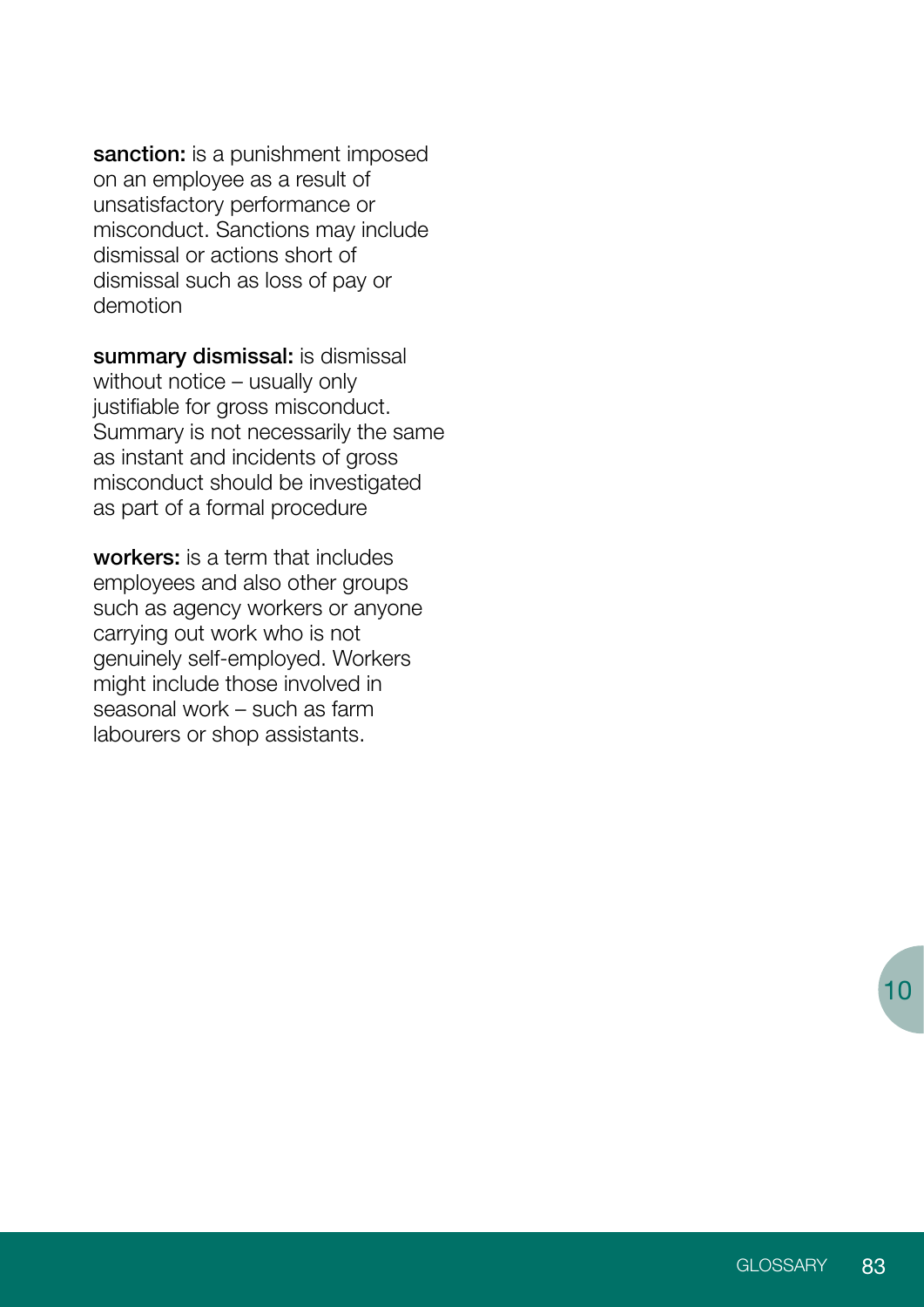**sanction:** is a punishment imposed on an employee as a result of unsatisfactory performance or misconduct. Sanctions may include dismissal or actions short of dismissal such as loss of pay or demotion

**summary dismissal:** is dismissal without notice – usually only justifiable for gross misconduct. Summary is not necessarily the same as instant and incidents of gross misconduct should be investigated as part of a formal procedure

**workers:** is a term that includes employees and also other groups such as agency workers or anyone carrying out work who is not genuinely self-employed. Workers might include those involved in seasonal work – such as farm labourers or shop assistants.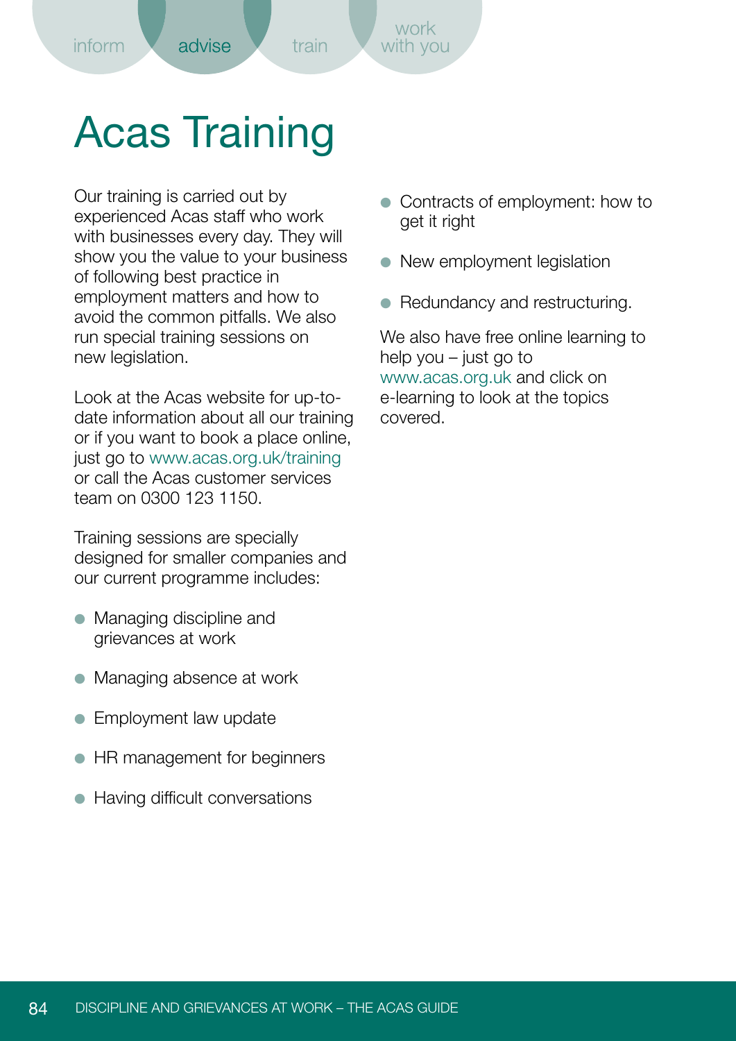# Acas Training

Our training is carried out by experienced Acas staff who work with businesses every day. They will show you the value to your business of following best practice in employment matters and how to avoid the common pitfalls. We also run special training sessions on new legislation.

Look at the Acas website for up-to-date information about all our training or if you want to book a place online, just go to www.acas.org.uk/training or call the Acas customer services team on 0300 123 1150.

Training sessions are specially designed for smaller companies and our current programme includes:

- Managing discipline and grievances at work
- Managing absence at work
- Employment law update
- HR management for beginners
- Having difficult conversations
- Contracts of employment: how to get it right
- New employment legislation
- Redundancy and restructuring.

We also have free online learning to help you – just go to www.acas.org.uk and click on e-learning to look at the topics covered.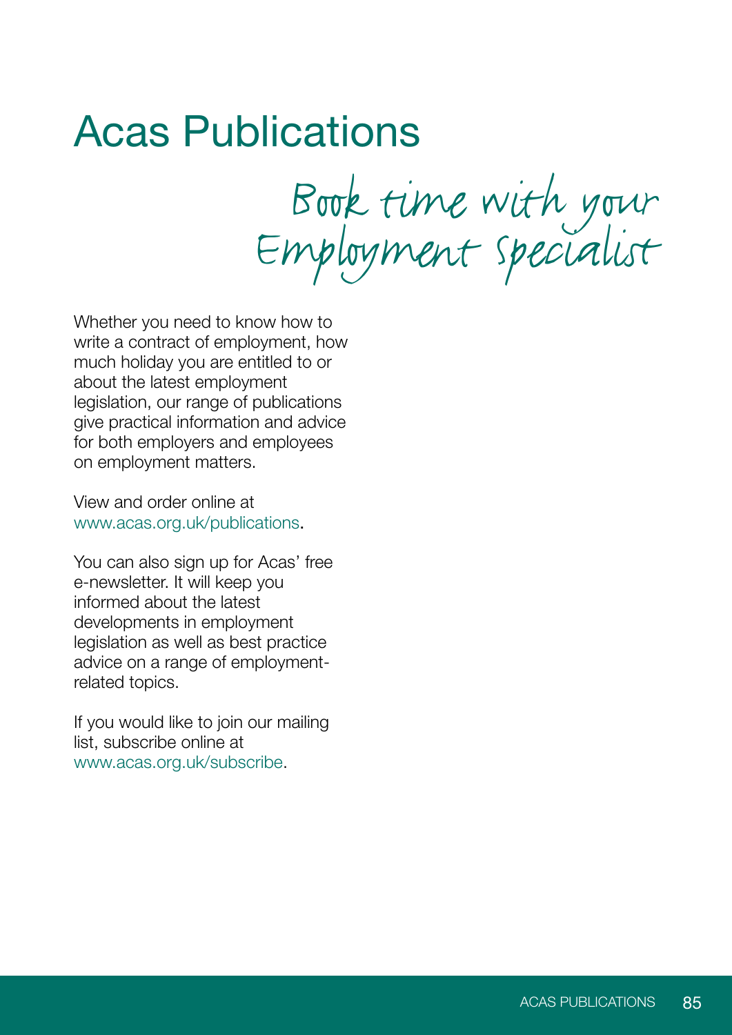# Acas Publications

*Book time with your Employment Specialist*

Whether you need to know how to write a contract of employment, how much holiday you are entitled to or about the latest employment legislation, our range of publications give practical information and advice for both employers and employees on employment matters.

View and order online at www.acas.org.uk/publications.

You can also sign up for Acas' free e-newsletter. It will keep you informed about the latest developments in employment legislation as well as best practice advice on a range of employment-related topics.

If you would like to join our mailing list, subscribe online at www.acas.org.uk/subscribe.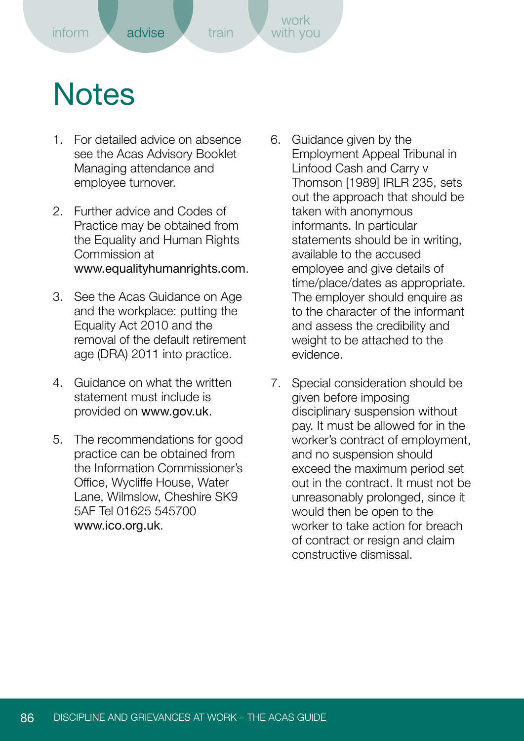# Notes

1. For detailed advice on absence see the Acas Advisory Booklet Managing attendance and employee turnover.

2. Further advice and Codes of Practice may be obtained from the Equality and Human Rights Commission at www.equalityhumanrights.com.

3. See the Acas Guidance on Age and the workplace: putting the Equality Act 2010 and the removal of the default retirement age (DRA) 2011 into practice.

4. Guidance on what the written statement must include is provided on www.gov.uk.

5. The recommendations for good practice can be obtained from the Information Commissioner's Office, Wycliffe House, Water Lane, Wilmslow, Cheshire SK9 5AF Tel 01625 545700 www.ico.org.uk.

6. Guidance given by the Employment Appeal Tribunal in Linfood Cash and Carry v Thomson [1989] IRLR 235, sets out the approach that should be taken with anonymous informants. In particular statements should be in writing, available to the accused employee and give details of time/place/dates as appropriate. The employer should enquire as to the character of the informant and assess the credibility and weight to be attached to the evidence.

7. Special consideration should be given before imposing disciplinary suspension without pay. It must be allowed for in the worker's contract of employment, and no suspension should exceed the maximum period set out in the contract. It must not be unreasonably prolonged, since it would then be open to the worker to take action for breach of contract or resign and claim constructive dismissal.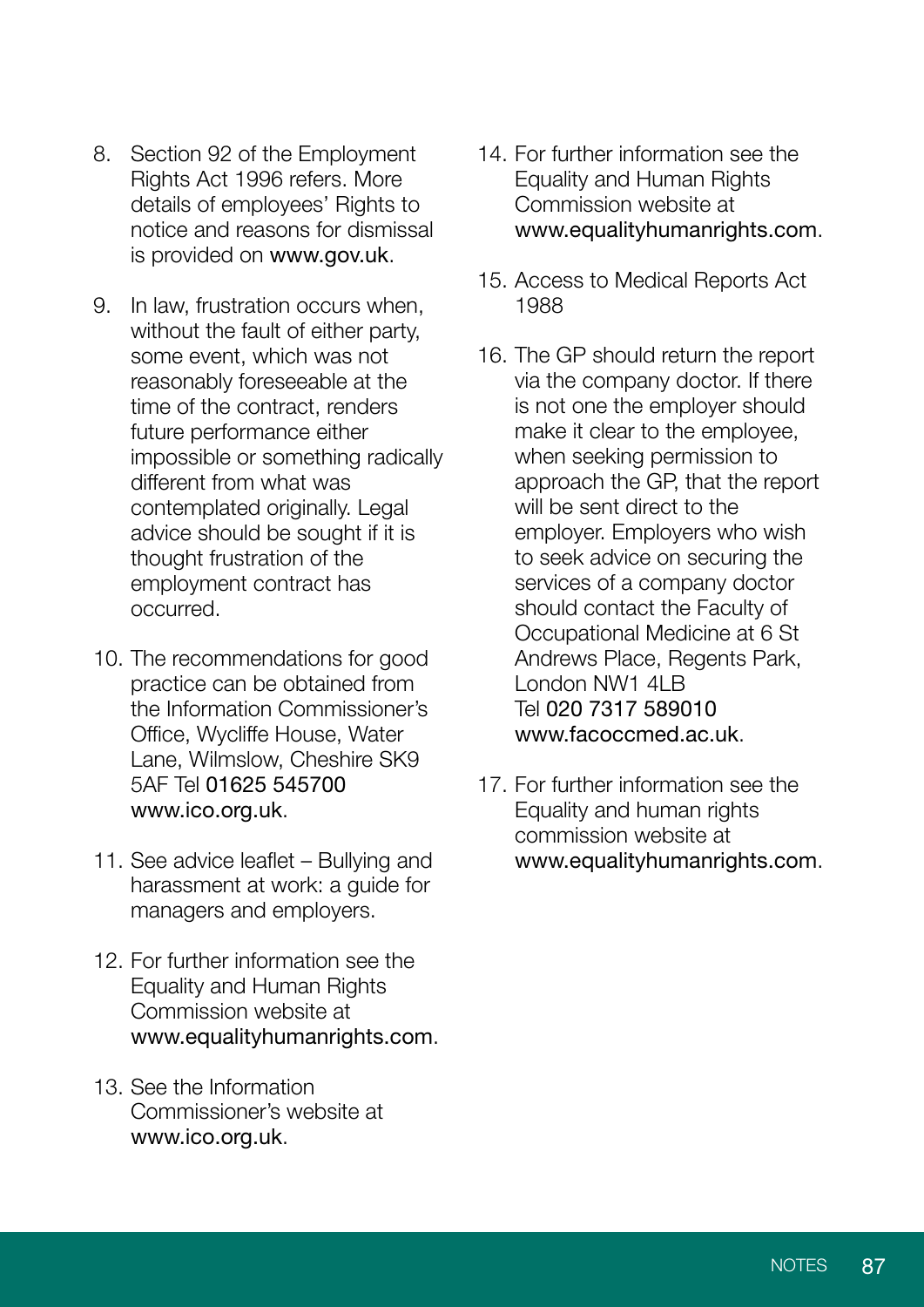8. Section 92 of the Employment Rights Act 1996 refers. More details of employees' Rights to notice and reasons for dismissal is provided on www.gov.uk.

9. In law, frustration occurs when, without the fault of either party, some event, which was not reasonably foreseeable at the time of the contract, renders future performance either impossible or something radically different from what was contemplated originally. Legal advice should be sought if it is thought frustration of the employment contract has occurred.

10. The recommendations for good practice can be obtained from the Information Commissioner's Office, Wycliffe House, Water Lane, Wilmslow, Cheshire SK9 5AF Tel 01625 545700 www.ico.org.uk.

11. See advice leaflet – Bullying and harassment at work: a guide for managers and employers.

12. For further information see the Equality and Human Rights Commission website at www.equalityhumanrights.com.

13. See the Information Commissioner's website at www.ico.org.uk.

14. For further information see the Equality and Human Rights Commission website at www.equalityhumanrights.com.

15. Access to Medical Reports Act 1988

16. The GP should return the report via the company doctor. If there is not one the employer should make it clear to the employee, when seeking permission to approach the GP, that the report will be sent direct to the employer. Employers who wish to seek advice on securing the services of a company doctor should contact the Faculty of Occupational Medicine at 6 St Andrews Place, Regents Park, London NW1 4LB Tel 020 7317 589010 www.facoccmed.ac.uk.

17. For further information see the Equality and human rights commission website at www.equalityhumanrights.com.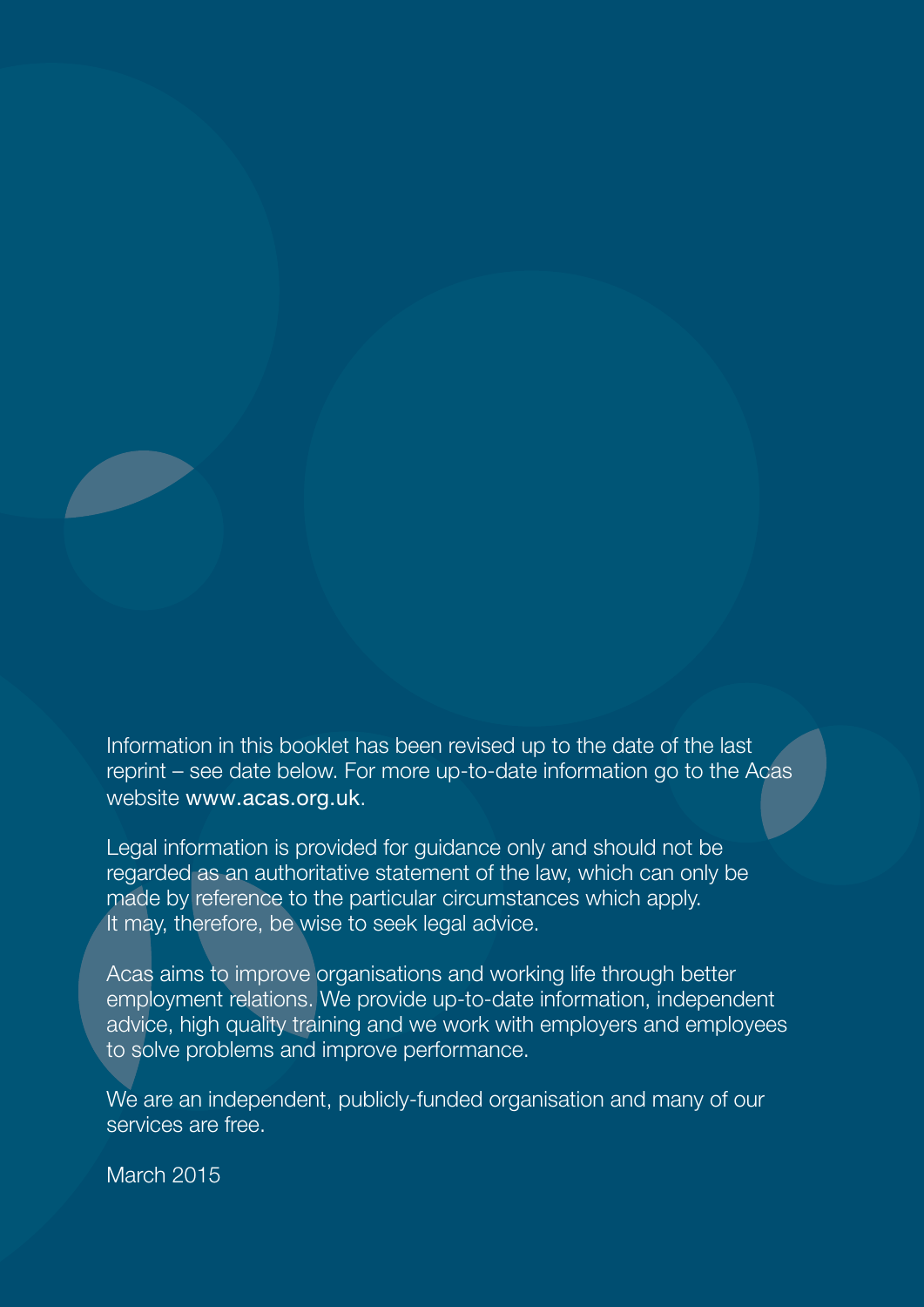Information in this booklet has been revised up to the date of the last reprint – see date below. For more up-to-date information go to the Acas website www.acas.org.uk.

Legal information is provided for guidance only and should not be regarded as an authoritative statement of the law, which can only be made by reference to the particular circumstances which apply. It may, therefore, be wise to seek legal advice.

Acas aims to improve organisations and working life through better employment relations. We provide up-to-date information, independent advice, high quality training and we work with employers and employees to solve problems and improve performance.

We are an independent, publicly-funded organisation and many of our services are free.

March 2015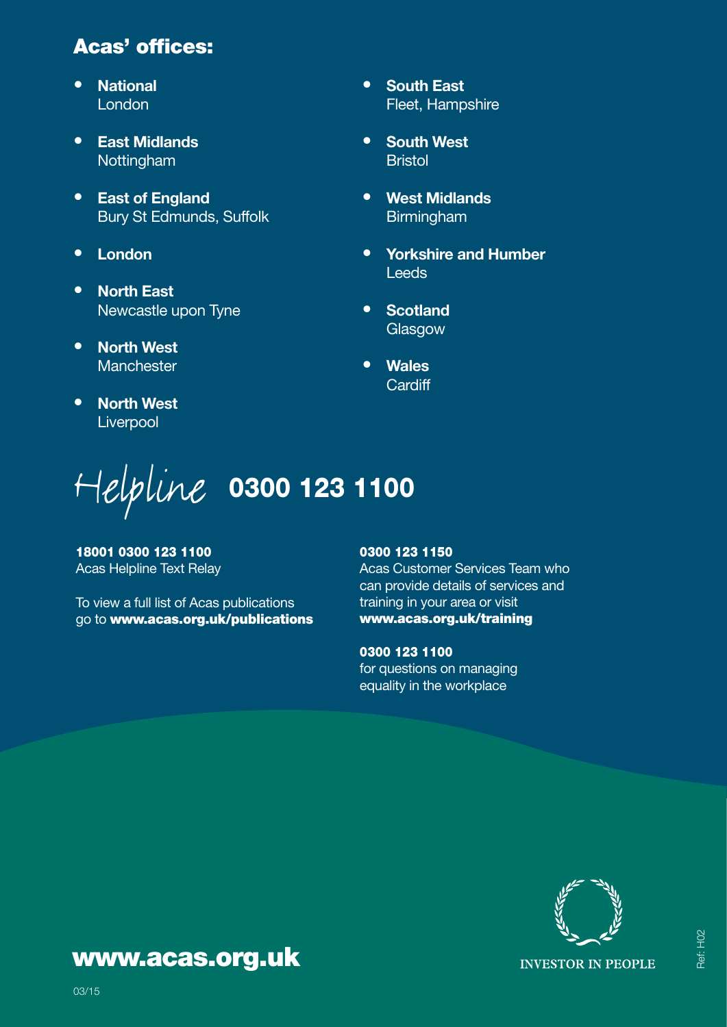## Acas' offices:

- **National**
  London
- **East Midlands**
  Nottingham
- **East of England**
  Bury St Edmunds, Suffolk
- **London**
- **North East**
  Newcastle upon Tyne
- **North West**
  Manchester
- **North West**
  Liverpool
- **South East**
  Fleet, Hampshire
- **South West**
  Bristol
- **West Midlands**
  Birmingham
- **Yorkshire and Humber**
  Leeds
- **Scotland**
  Glasgow
- **Wales**
  Cardiff

*Helpline* **0300 123 1100**

**18001 0300 123 1100**
Acas Helpline Text Relay

To view a full list of Acas publications go to **www.acas.org.uk/publications**

**0300 123 1150**
Acas Customer Services Team who can provide details of services and training in your area or visit **www.acas.org.uk/training**

**0300 123 1100**
for questions on managing equality in the workplace

**www.acas.org.uk**

INVESTOR IN PEOPLE

03/15

Ref: H02